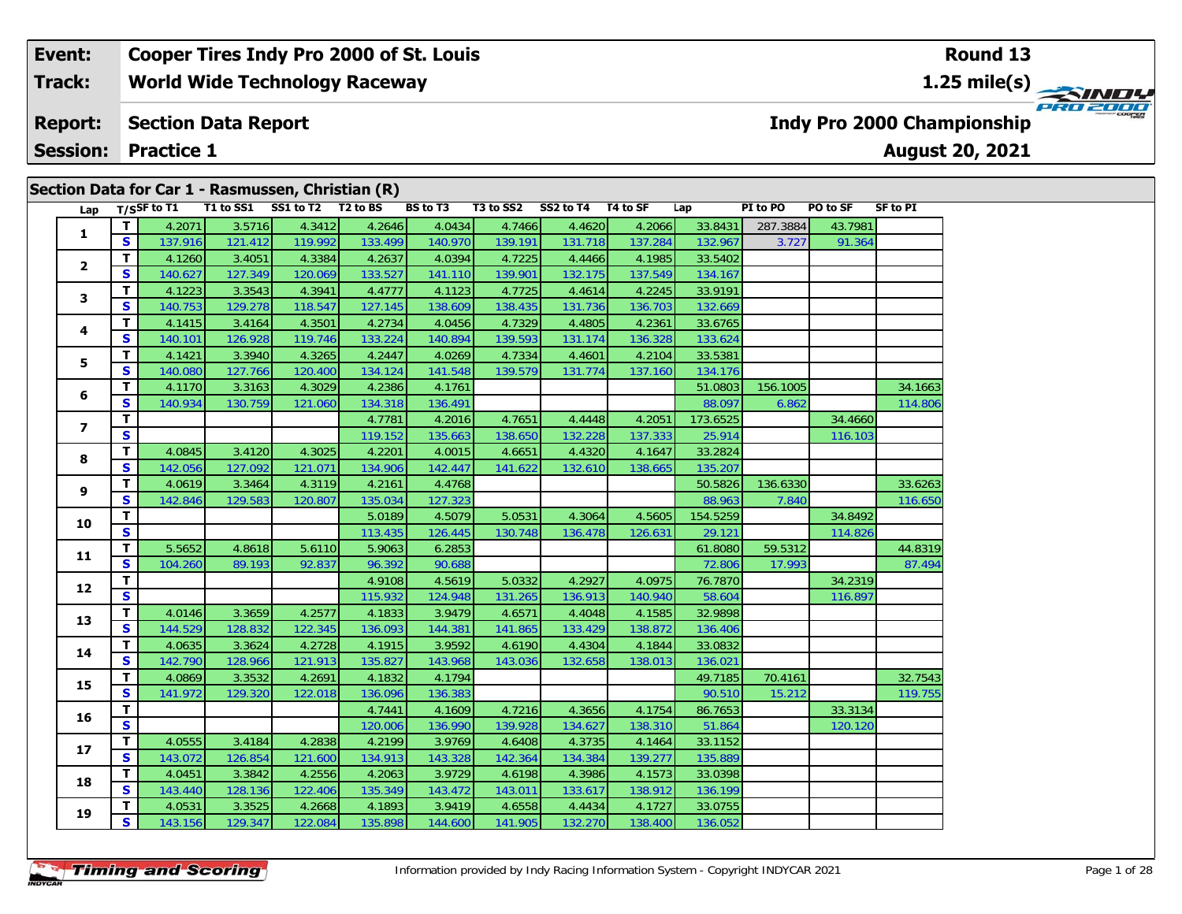| Event: | Cooper Tires Indy Pro 2000 of St. Louis | Round 13 |
|---|---|---|
| Track: | World Wide Technology Raceway | 1.25 mile(s) |
| Report: | Section Data Report | Indy Pro 2000 Championship |
| Session: | Practice 1 | August 20, 2021 |

## Section Data for Car 1 - Rasmussen, Christian (R)

| Lap | T/S | SF to T1 | T1 to SS1 | SS1 to T2 | T2 to BS | BS to T3 | T3 to SS2 | SS2 to T4 | T4 to SF | Lap | PI to PO | PO to SF | SF to PI |
|---|---|---|---|---|---|---|---|---|---|---|---|---|---|
| 1 | T | 4.2071 | 3.5716 | 4.3412 | 4.2646 | 4.0434 | 4.7466 | 4.4620 | 4.2066 | 33.8431 | 287.3884 | 43.7981 | |
| | S | 137.916 | 121.412 | 119.992 | 133.499 | 140.970 | 139.191 | 131.718 | 137.284 | 132.967 | 3.727 | 91.364 | |
| 2 | T | 4.1260 | 3.4051 | 4.3384 | 4.2637 | 4.0394 | 4.7225 | 4.4466 | 4.1985 | 33.5402 | | | |
| | S | 140.627 | 127.349 | 120.069 | 133.527 | 141.110 | 139.901 | 132.175 | 137.549 | 134.167 | | | |
| 3 | T | 4.1223 | 3.3543 | 4.3941 | 4.4777 | 4.1123 | 4.7725 | 4.4614 | 4.2245 | 33.9191 | | | |
| | S | 140.753 | 129.278 | 118.547 | 127.145 | 138.609 | 138.435 | 131.736 | 136.703 | 132.669 | | | |
| 4 | T | 4.1415 | 3.4164 | 4.3501 | 4.2734 | 4.0456 | 4.7329 | 4.4805 | 4.2361 | 33.6765 | | | |
| | S | 140.101 | 126.928 | 119.746 | 133.224 | 140.894 | 139.593 | 131.174 | 136.328 | 133.624 | | | |
| 5 | T | 4.1421 | 3.3940 | 4.3265 | 4.2447 | 4.0269 | 4.7334 | 4.4601 | 4.2104 | 33.5381 | | | |
| | S | 140.080 | 127.766 | 120.400 | 134.124 | 141.548 | 139.579 | 131.774 | 137.160 | 134.176 | | | |
| 6 | T | 4.1170 | 3.3163 | 4.3029 | 4.2386 | 4.1761 | | | | 51.0803 | 156.1005 | | 34.1663 |
| | S | 140.934 | 130.759 | 121.060 | 134.318 | 136.491 | | | | 88.097 | 6.862 | | 114.806 |
| 7 | T | | | | 4.7781 | 4.2016 | 4.7651 | 4.4448 | 4.2051 | 173.6525 | | 34.4660 | |
| | S | | | | 119.152 | 135.663 | 138.650 | 132.228 | 137.333 | 25.914 | | 116.103 | |
| 8 | T | 4.0845 | 3.4120 | 4.3025 | 4.2201 | 4.0015 | 4.6651 | 4.4320 | 4.1647 | 33.2824 | | | |
| | S | 142.056 | 127.092 | 121.071 | 134.906 | 142.447 | 141.622 | 132.610 | 138.665 | 135.207 | | | |
| 9 | T | 4.0619 | 3.3464 | 4.3119 | 4.2161 | 4.4768 | | | | 50.5826 | 136.6330 | | 33.6263 |
| | S | 142.846 | 129.583 | 120.807 | 135.034 | 127.323 | | | | 88.963 | 7.840 | | 116.650 |
| 10 | T | | | | 5.0189 | 4.5079 | 5.0531 | 4.3064 | 4.5605 | 154.5259 | | 34.8492 | |
| | S | | | | 113.435 | 126.445 | 130.748 | 136.478 | 126.631 | 29.121 | | 114.826 | |
| 11 | T | 5.5652 | 4.8618 | 5.6110 | 5.9063 | 6.2853 | | | | 61.8080 | 59.5312 | | 44.8319 |
| | S | 104.260 | 89.193 | 92.837 | 96.392 | 90.688 | | | | 72.806 | 17.993 | | 87.494 |
| 12 | T | | | | 4.9108 | 4.5619 | 5.0332 | 4.2927 | 4.0975 | 76.7870 | | 34.2319 | |
| | S | | | | 115.932 | 124.948 | 131.265 | 136.913 | 140.940 | 58.604 | | 116.897 | |
| 13 | T | 4.0146 | 3.3659 | 4.2577 | 4.1833 | 3.9479 | 4.6571 | 4.4048 | 4.1585 | 32.9898 | | | |
| | S | 144.529 | 128.832 | 122.345 | 136.093 | 144.381 | 141.865 | 133.429 | 138.872 | 136.406 | | | |
| 14 | T | 4.0635 | 3.3624 | 4.2728 | 4.1915 | 3.9592 | 4.6190 | 4.4304 | 4.1844 | 33.0832 | | | |
| | S | 142.790 | 128.966 | 121.913 | 135.827 | 143.968 | 143.036 | 132.658 | 138.013 | 136.021 | | | |
| 15 | T | 4.0869 | 3.3532 | 4.2691 | 4.1832 | 4.1794 | | | | 49.7185 | 70.4161 | | 32.7543 |
| | S | 141.972 | 129.320 | 122.018 | 136.096 | 136.383 | | | | 90.510 | 15.212 | | 119.755 |
| 16 | T | | | | 4.7441 | 4.1609 | 4.7216 | 4.3656 | 4.1754 | 86.7653 | | 33.3134 | |
| | S | | | | 120.006 | 136.990 | 139.928 | 134.627 | 138.310 | 51.864 | | 120.120 | |
| 17 | T | 4.0555 | 3.4184 | 4.2838 | 4.2199 | 3.9769 | 4.6408 | 4.3735 | 4.1464 | 33.1152 | | | |
| | S | 143.072 | 126.854 | 121.600 | 134.913 | 143.328 | 142.364 | 134.384 | 139.277 | 135.889 | | | |
| 18 | T | 4.0451 | 3.3842 | 4.2556 | 4.2063 | 3.9729 | 4.6198 | 4.3986 | 4.1573 | 33.0398 | | | |
| | S | 143.440 | 128.136 | 122.406 | 135.349 | 143.472 | 143.011 | 133.617 | 138.912 | 136.199 | | | |
| 19 | T | 4.0531 | 3.3525 | 4.2668 | 4.1893 | 3.9419 | 4.6558 | 4.4434 | 4.1727 | 33.0755 | | | |
| | S | 143.156 | 129.347 | 122.084 | 135.898 | 144.600 | 141.905 | 132.270 | 138.400 | 136.052 | | | |

Information provided by Indy Racing Information System - Copyright INDYCAR 2021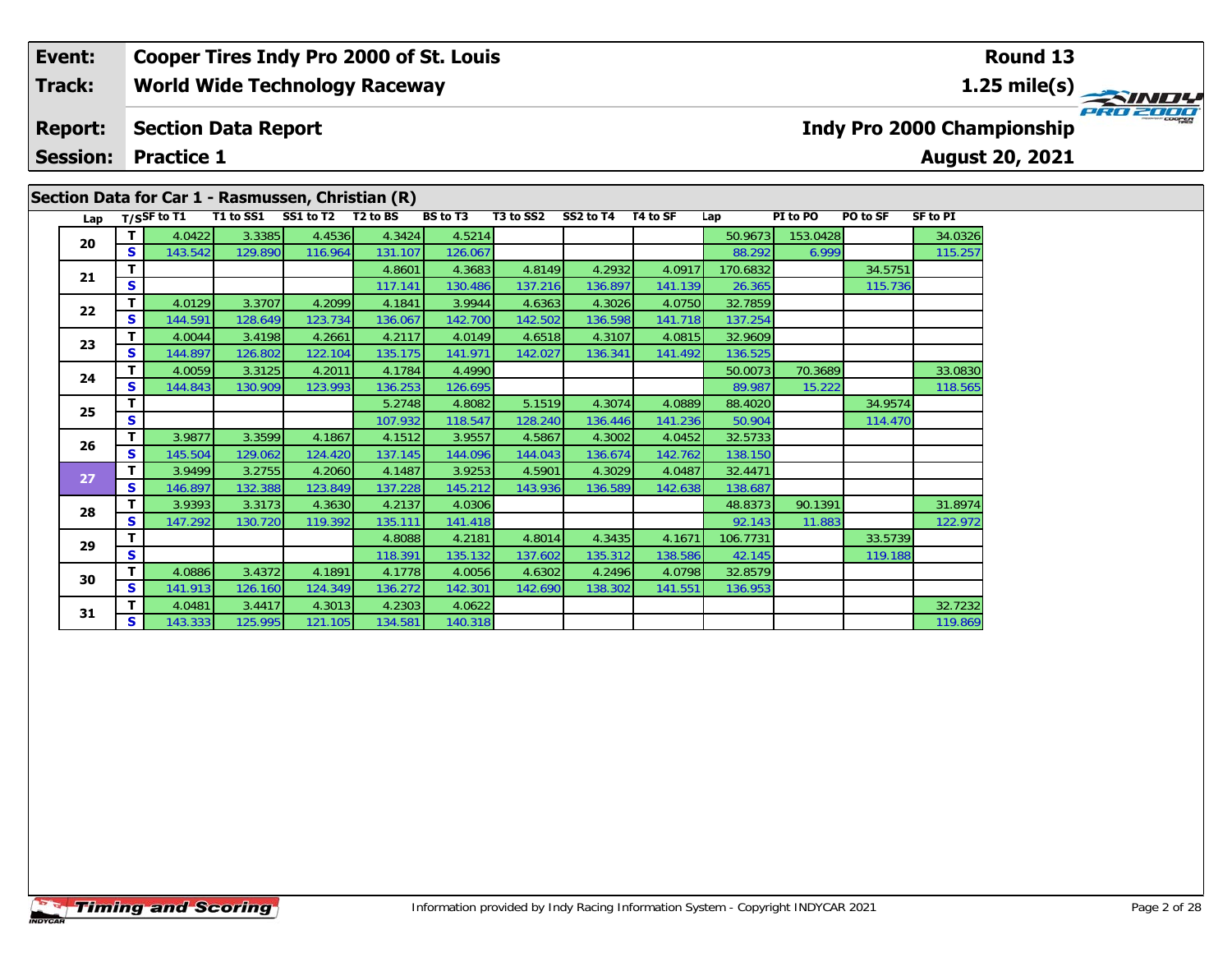**Event:** Cooper Tires Indy Pro 2000 of St. Louis
**Track:** World Wide Technology Raceway
**Report:** Section Data Report
**Session:** Practice 1

**Round 13**
**1.25 mile(s)**
**Indy Pro 2000 Championship**
**August 20, 2021**

## Section Data for Car 1 - Rasmussen, Christian (R)

| Lap | T/S | SF to T1 | T1 to SS1 | SS1 to T2 | T2 to BS | BS to T3 | T3 to SS2 | SS2 to T4 | T4 to SF | Lap | PI to PO | PO to SF | SF to PI |
|---|---|---|---|---|---|---|---|---|---|---|---|---|---|
| 20 | T | 4.0422 | 3.3385 | 4.4536 | 4.3424 | 4.5214 | | | | 50.9673 | 153.0428 | | 34.0326 |
| | S | 143.542 | 129.890 | 116.964 | 131.107 | 126.067 | | | | 88.292 | 6.999 | | 115.257 |
| 21 | T | | | | 4.8601 | 4.3683 | 4.8149 | 4.2932 | 4.0917 | 170.6832 | | 34.5751 | |
| | S | | | | 117.141 | 130.486 | 137.216 | 136.897 | 141.139 | 26.365 | | 115.736 | |
| 22 | T | 4.0129 | 3.3707 | 4.2099 | 4.1841 | 3.9944 | 4.6363 | 4.3026 | 4.0750 | 32.7859 | | | |
| | S | 144.591 | 128.649 | 123.734 | 136.067 | 142.700 | 142.502 | 136.598 | 141.718 | 137.254 | | | |
| 23 | T | 4.0044 | 3.4198 | 4.2661 | 4.2117 | 4.0149 | 4.6518 | 4.3107 | 4.0815 | 32.9609 | | | |
| | S | 144.897 | 126.802 | 122.104 | 135.175 | 141.971 | 142.027 | 136.341 | 141.492 | 136.525 | | | |
| 24 | T | 4.0059 | 3.3125 | 4.2011 | 4.1784 | 4.4990 | | | | 50.0073 | 70.3689 | | 33.0830 |
| | S | 144.843 | 130.909 | 123.993 | 136.253 | 126.695 | | | | 89.987 | 15.222 | | 118.565 |
| 25 | T | | | | 5.2748 | 4.8082 | 5.1519 | 4.3074 | 4.0889 | 88.4020 | | 34.9574 | |
| | S | | | | 107.932 | 118.547 | 128.240 | 136.446 | 141.236 | 50.904 | | 114.470 | |
| 26 | T | 3.9877 | 3.3599 | 4.1867 | 4.1512 | 3.9557 | 4.5867 | 4.3002 | 4.0452 | 32.5733 | | | |
| | S | 145.504 | 129.062 | 124.420 | 137.145 | 144.096 | 144.043 | 136.674 | 142.762 | 138.150 | | | |
| 27 | T | 3.9499 | 3.2755 | 4.2060 | 4.1487 | 3.9253 | 4.5901 | 4.3029 | 4.0487 | 32.4471 | | | |
| | S | 146.897 | 132.388 | 123.849 | 137.228 | 145.212 | 143.936 | 136.589 | 142.638 | 138.687 | | | |
| 28 | T | 3.9393 | 3.3173 | 4.3630 | 4.2137 | 4.0306 | | | | 48.8373 | 90.1391 | | 31.8974 |
| | S | 147.292 | 130.720 | 119.392 | 135.111 | 141.418 | | | | 92.143 | 11.883 | | 122.972 |
| 29 | T | | | | 4.8088 | 4.2181 | 4.8014 | 4.3435 | 4.1671 | 106.7731 | | 33.5739 | |
| | S | | | | 118.391 | 135.132 | 137.602 | 135.312 | 138.586 | 42.145 | | 119.188 | |
| 30 | T | 4.0886 | 3.4372 | 4.1891 | 4.1778 | 4.0056 | 4.6302 | 4.2496 | 4.0798 | 32.8579 | | | |
| | S | 141.913 | 126.160 | 124.349 | 136.272 | 142.301 | 142.690 | 138.302 | 141.551 | 136.953 | | | |
| 31 | T | 4.0481 | 3.4417 | 4.3013 | 4.2303 | 4.0622 | | | | | | | 32.7232 |
| | S | 143.333 | 125.995 | 121.105 | 134.581 | 140.318 | | | | | | | 119.869 |

Information provided by Indy Racing Information System - Copyright INDYCAR 2021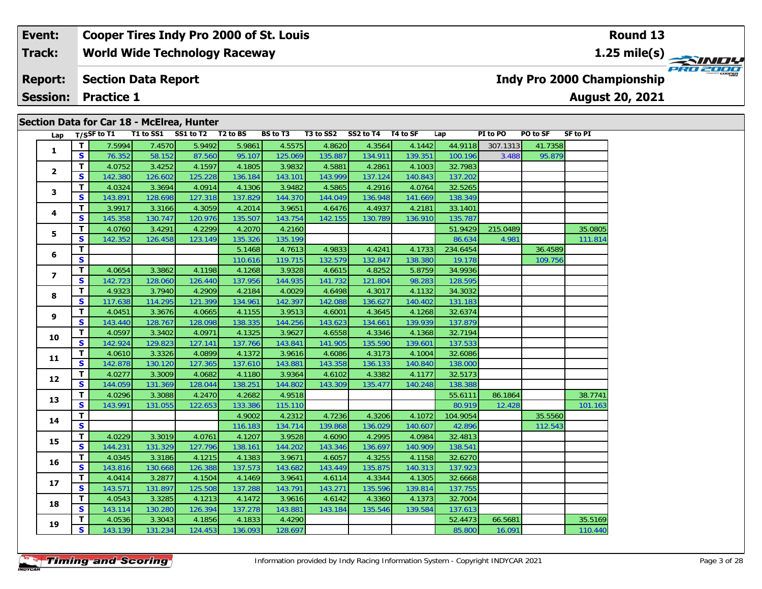| Event: | Cooper Tires Indy Pro 2000 of St. Louis | Round 13 |
|---|---|---|
| Track: | World Wide Technology Raceway | 1.25 mile(s) |
| Report: | Section Data Report | Indy Pro 2000 Championship |
| Session: | Practice 1 | August 20, 2021 |

## Section Data for Car 18 - McElrea, Hunter

| Lap | T/S | SF to T1 | T1 to SS1 | SS1 to T2 | T2 to BS | BS to T3 | T3 to SS2 | SS2 to T4 | T4 to SF | Lap | PI to PO | PO to SF | SF to PI |
|---|---|---|---|---|---|---|---|---|---|---|---|---|---|
| 1 | T | 7.5994 | 7.4570 | 5.9492 | 5.9861 | 4.5575 | 4.8620 | 4.3564 | 4.1442 | 44.9118 | 307.1313 | 41.7358 | |
| | S | 76.352 | 58.152 | 87.560 | 95.107 | 125.069 | 135.887 | 134.911 | 139.351 | 100.196 | 3.488 | 95.879 | |
| 2 | T | 4.0752 | 3.4252 | 4.1597 | 4.1805 | 3.9832 | 4.5881 | 4.2861 | 4.1003 | 32.7983 | | | |
| | S | 142.380 | 126.602 | 125.228 | 136.184 | 143.101 | 143.999 | 137.124 | 140.843 | 137.202 | | | |
| 3 | T | 4.0324 | 3.3694 | 4.0914 | 4.1306 | 3.9482 | 4.5865 | 4.2916 | 4.0764 | 32.5265 | | | |
| | S | 143.891 | 128.698 | 127.318 | 137.829 | 144.370 | 144.049 | 136.948 | 141.669 | 138.349 | | | |
| 4 | T | 3.9917 | 3.3166 | 4.3059 | 4.2014 | 3.9651 | 4.6476 | 4.4937 | 4.2181 | 33.1401 | | | |
| | S | 145.358 | 130.747 | 120.976 | 135.507 | 143.754 | 142.155 | 130.789 | 136.910 | 135.787 | | | |
| 5 | T | 4.0760 | 3.4291 | 4.2299 | 4.2070 | 4.2160 | | | | 51.9429 | 215.0489 | | 35.0805 |
| | S | 142.352 | 126.458 | 123.149 | 135.326 | 135.199 | | | | 86.634 | 4.981 | | 111.814 |
| 6 | T | | | | 5.1468 | 4.7613 | 4.9833 | 4.4241 | 4.1733 | 234.6454 | | 36.4589 | |
| | S | | | | 110.616 | 119.715 | 132.579 | 132.847 | 138.380 | 19.178 | | 109.756 | |
| 7 | T | 4.0654 | 3.3862 | 4.1198 | 4.1268 | 3.9328 | 4.6615 | 4.8252 | 5.8759 | 34.9936 | | | |
| | S | 142.723 | 128.060 | 126.440 | 137.956 | 144.935 | 141.732 | 121.804 | 98.283 | 128.595 | | | |
| 8 | T | 4.9323 | 3.7940 | 4.2909 | 4.2184 | 4.0029 | 4.6498 | 4.3017 | 4.1132 | 34.3032 | | | |
| | S | 117.638 | 114.295 | 121.399 | 134.961 | 142.397 | 142.088 | 136.627 | 140.402 | 131.183 | | | |
| 9 | T | 4.0451 | 3.3676 | 4.0665 | 4.1155 | 3.9513 | 4.6001 | 4.3645 | 4.1268 | 32.6374 | | | |
| | S | 143.440 | 128.767 | 128.098 | 138.335 | 144.256 | 143.623 | 134.661 | 139.939 | 137.879 | | | |
| 10 | T | 4.0597 | 3.3402 | 4.0971 | 4.1325 | 3.9627 | 4.6558 | 4.3346 | 4.1368 | 32.7194 | | | |
| | S | 142.924 | 129.823 | 127.141 | 137.766 | 143.841 | 141.905 | 135.590 | 139.601 | 137.533 | | | |
| 11 | T | 4.0610 | 3.3326 | 4.0899 | 4.1372 | 3.9616 | 4.6086 | 4.3173 | 4.1004 | 32.6086 | | | |
| | S | 142.878 | 130.120 | 127.365 | 137.610 | 143.881 | 143.358 | 136.133 | 140.840 | 138.000 | | | |
| 12 | T | 4.0277 | 3.3009 | 4.0682 | 4.1180 | 3.9364 | 4.6102 | 4.3382 | 4.1177 | 32.5173 | | | |
| | S | 144.059 | 131.369 | 128.044 | 138.251 | 144.802 | 143.309 | 135.477 | 140.248 | 138.388 | | | |
| 13 | T | 4.0296 | 3.3088 | 4.2470 | 4.2682 | 4.9518 | | | | 55.6111 | 86.1864 | | 38.7741 |
| | S | 143.991 | 131.055 | 122.653 | 133.386 | 115.110 | | | | 80.919 | 12.428 | | 101.163 |
| 14 | T | | | | 4.9002 | 4.2312 | 4.7236 | 4.3206 | 4.1072 | 104.9054 | | 35.5560 | |
| | S | | | | 116.183 | 134.714 | 139.868 | 136.029 | 140.607 | 42.896 | | 112.543 | |
| 15 | T | 4.0229 | 3.3019 | 4.0761 | 4.1207 | 3.9528 | 4.6090 | 4.2995 | 4.0984 | 32.4813 | | | |
| | S | 144.231 | 131.329 | 127.796 | 138.161 | 144.202 | 143.346 | 136.697 | 140.909 | 138.541 | | | |
| 16 | T | 4.0345 | 3.3186 | 4.1215 | 4.1383 | 3.9671 | 4.6057 | 4.3255 | 4.1158 | 32.6270 | | | |
| | S | 143.816 | 130.668 | 126.388 | 137.573 | 143.682 | 143.449 | 135.875 | 140.313 | 137.923 | | | |
| 17 | T | 4.0414 | 3.2877 | 4.1504 | 4.1469 | 3.9641 | 4.6114 | 4.3344 | 4.1305 | 32.6668 | | | |
| | S | 143.571 | 131.897 | 125.508 | 137.288 | 143.791 | 143.271 | 135.596 | 139.814 | 137.755 | | | |
| 18 | T | 4.0543 | 3.3285 | 4.1213 | 4.1472 | 3.9616 | 4.6142 | 4.3360 | 4.1373 | 32.7004 | | | |
| | S | 143.114 | 130.280 | 126.394 | 137.278 | 143.881 | 143.184 | 135.546 | 139.584 | 137.613 | | | |
| 19 | T | 4.0536 | 3.3043 | 4.1856 | 4.1833 | 4.4290 | | | | 52.4473 | 66.5681 | | 35.5169 |
| | S | 143.139 | 131.234 | 124.453 | 136.093 | 128.697 | | | | 85.800 | 16.091 | | 110.440 |

Information provided by Indy Racing Information System - Copyright INDYCAR 2021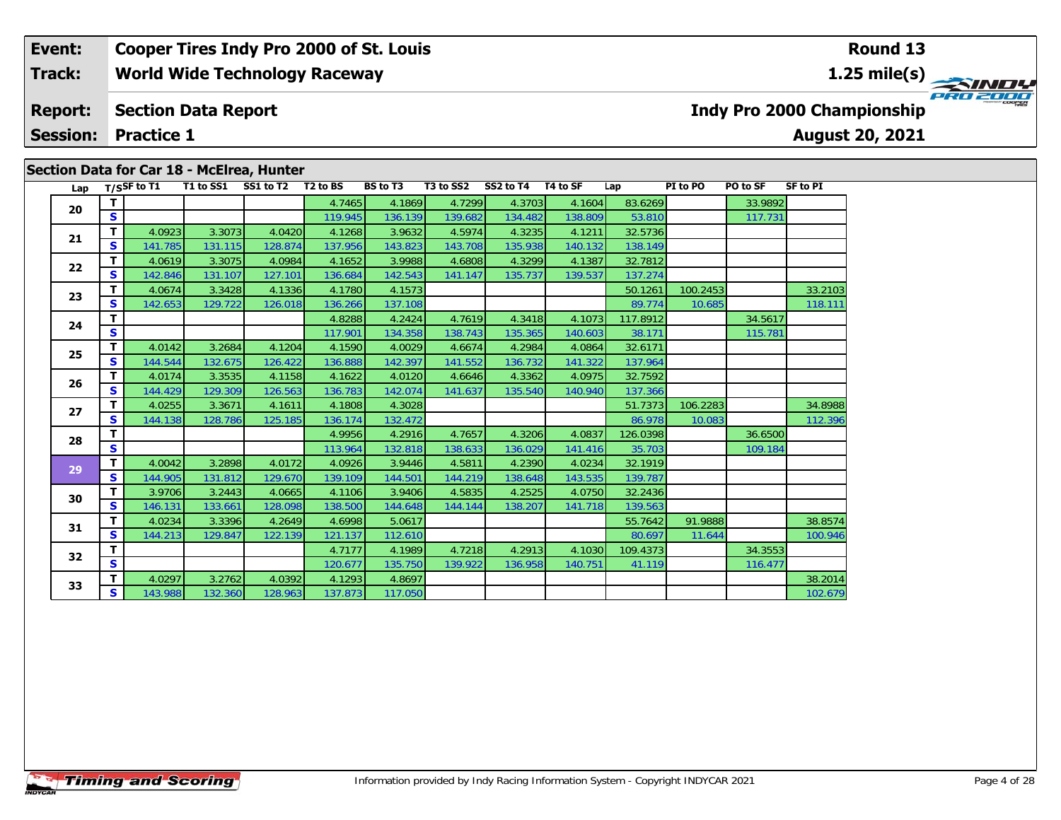| Event: | Cooper Tires Indy Pro 2000 of St. Louis | Round 13 |
|---|---|---|
| Track: | World Wide Technology Raceway | 1.25 mile(s) |
| Report: | Section Data Report | Indy Pro 2000 Championship |
| Session: | Practice 1 | August 20, 2021 |

## Section Data for Car 18 - McElrea, Hunter

| Lap | T/S | SF to T1 | T1 to SS1 | SS1 to T2 | T2 to BS | BS to T3 | T3 to SS2 | SS2 to T4 | T4 to SF | Lap | PI to PO | PO to SF | SF to PI |
|---|---|---|---|---|---|---|---|---|---|---|---|---|---|
| 20 | T | | | | 4.7465 | 4.1869 | 4.7299 | 4.3703 | 4.1604 | 83.6269 | | 33.9892 | |
| | S | | | | 119.945 | 136.139 | 139.682 | 134.482 | 138.809 | 53.810 | | 117.731 | |
| 21 | T | 4.0923 | 3.3073 | 4.0420 | 4.1268 | 3.9632 | 4.5974 | 4.3235 | 4.1211 | 32.5736 | | | |
| | S | 141.785 | 131.115 | 128.874 | 137.956 | 143.823 | 143.708 | 135.938 | 140.132 | 138.149 | | | |
| 22 | T | 4.0619 | 3.3075 | 4.0984 | 4.1652 | 3.9988 | 4.6808 | 4.3299 | 4.1387 | 32.7812 | | | |
| | S | 142.846 | 131.107 | 127.101 | 136.684 | 142.543 | 141.147 | 135.737 | 139.537 | 137.274 | | | |
| 23 | T | 4.0674 | 3.3428 | 4.1336 | 4.1780 | 4.1573 | | | | 50.1261 | 100.2453 | | 33.2103 |
| | S | 142.653 | 129.722 | 126.018 | 136.266 | 137.108 | | | | 89.774 | 10.685 | | 118.111 |
| 24 | T | | | | 4.8288 | 4.2424 | 4.7619 | 4.3418 | 4.1073 | 117.8912 | | 34.5617 | |
| | S | | | | 117.901 | 134.358 | 138.743 | 135.365 | 140.603 | 38.171 | | 115.781 | |
| 25 | T | 4.0142 | 3.2684 | 4.1204 | 4.1590 | 4.0029 | 4.6674 | 4.2984 | 4.0864 | 32.6171 | | | |
| | S | 144.544 | 132.675 | 126.422 | 136.888 | 142.397 | 141.552 | 136.732 | 141.322 | 137.964 | | | |
| 26 | T | 4.0174 | 3.3535 | 4.1158 | 4.1622 | 4.0120 | 4.6646 | 4.3362 | 4.0975 | 32.7592 | | | |
| | S | 144.429 | 129.309 | 126.563 | 136.783 | 142.074 | 141.637 | 135.540 | 140.940 | 137.366 | | | |
| 27 | T | 4.0255 | 3.3671 | 4.1611 | 4.1808 | 4.3028 | | | | 51.7373 | 106.2283 | | 34.8988 |
| | S | 144.138 | 128.786 | 125.185 | 136.174 | 132.472 | | | | 86.978 | 10.083 | | 112.396 |
| 28 | T | | | | 4.9956 | 4.2916 | 4.7657 | 4.3206 | 4.0837 | 126.0398 | | 36.6500 | |
| | S | | | | 113.964 | 132.818 | 138.633 | 136.029 | 141.416 | 35.703 | | 109.184 | |
| 29 | T | 4.0042 | 3.2898 | 4.0172 | 4.0926 | 3.9446 | 4.5811 | 4.2390 | 4.0234 | 32.1919 | | | |
| | S | 144.905 | 131.812 | 129.670 | 139.109 | 144.501 | 144.219 | 138.648 | 143.535 | 139.787 | | | |
| 30 | T | 3.9706 | 3.2443 | 4.0665 | 4.1106 | 3.9406 | 4.5835 | 4.2525 | 4.0750 | 32.2436 | | | |
| | S | 146.131 | 133.661 | 128.098 | 138.500 | 144.648 | 144.144 | 138.207 | 141.718 | 139.563 | | | |
| 31 | T | 4.0234 | 3.3396 | 4.2649 | 4.6998 | 5.0617 | | | | 55.7642 | 91.9888 | | 38.8574 |
| | S | 144.213 | 129.847 | 122.139 | 121.137 | 112.610 | | | | 80.697 | 11.644 | | 100.946 |
| 32 | T | | | | 4.7177 | 4.1989 | 4.7218 | 4.2913 | 4.1030 | 109.4373 | | 34.3553 | |
| | S | | | | 120.677 | 135.750 | 139.922 | 136.958 | 140.751 | 41.119 | | 116.477 | |
| 33 | T | 4.0297 | 3.2762 | 4.0392 | 4.1293 | 4.8697 | | | | | | | 38.2014 |
| | S | 143.988 | 132.360 | 128.963 | 137.873 | 117.050 | | | | | | | 102.679 |

Information provided by Indy Racing Information System - Copyright INDYCAR 2021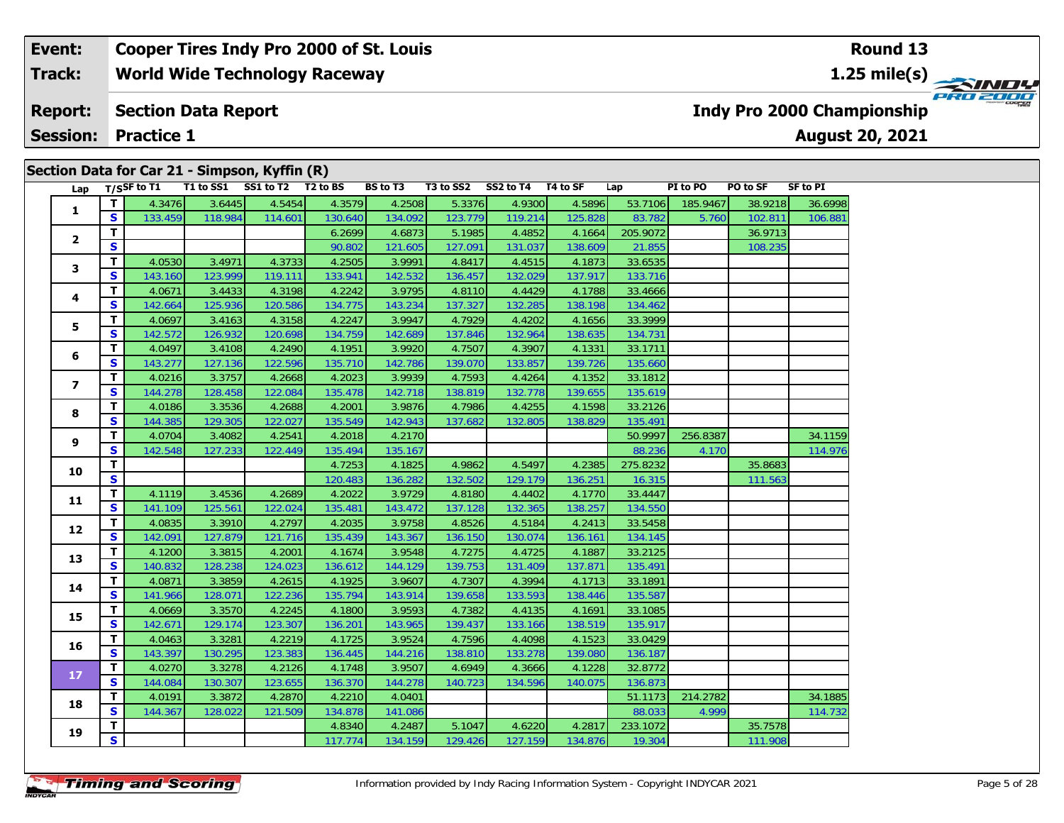| Event: | Cooper Tires Indy Pro 2000 of St. Louis | Round 13 |
|---|---|---|
| Track: | World Wide Technology Raceway | 1.25 mile(s) |
| Report: | Section Data Report | Indy Pro 2000 Championship |
| Session: | Practice 1 | August 20, 2021 |

## Section Data for Car 21 - Simpson, Kyffin (R)

| Lap | T/S | SF to T1 | T1 to SS1 | SS1 to T2 | T2 to BS | BS to T3 | T3 to SS2 | SS2 to T4 | T4 to SF | Lap | PI to PO | PO to SF | SF to PI |
|---|---|---|---|---|---|---|---|---|---|---|---|---|---|
| 1 | T | 4.3476 | 3.6445 | 4.5454 | 4.3579 | 4.2508 | 5.3376 | 4.9300 | 4.5896 | 53.7106 | 185.9467 | 38.9218 | 36.6998 |
| | S | 133.459 | 118.984 | 114.601 | 130.640 | 134.092 | 123.779 | 119.214 | 125.828 | 83.782 | 5.760 | 102.811 | 106.881 |
| 2 | T | | | | 6.2699 | 4.6873 | 5.1985 | 4.4852 | 4.1664 | 205.9072 | | 36.9713 | |
| | S | | | | 90.802 | 121.605 | 127.091 | 131.037 | 138.609 | 21.855 | | 108.235 | |
| 3 | T | 4.0530 | 3.4971 | 4.3733 | 4.2505 | 3.9991 | 4.8417 | 4.4515 | 4.1873 | 33.6535 | | | |
| | S | 143.160 | 123.999 | 119.111 | 133.941 | 142.532 | 136.457 | 132.029 | 137.917 | 133.716 | | | |
| 4 | T | 4.0671 | 3.4433 | 4.3198 | 4.2242 | 3.9795 | 4.8110 | 4.4429 | 4.1788 | 33.4666 | | | |
| | S | 142.664 | 125.936 | 120.586 | 134.775 | 143.234 | 137.327 | 132.285 | 138.198 | 134.462 | | | |
| 5 | T | 4.0697 | 3.4163 | 4.3158 | 4.2247 | 3.9947 | 4.7929 | 4.4202 | 4.1656 | 33.3999 | | | |
| | S | 142.572 | 126.932 | 120.698 | 134.759 | 142.689 | 137.846 | 132.964 | 138.635 | 134.731 | | | |
| 6 | T | 4.0497 | 3.4108 | 4.2490 | 4.1951 | 3.9920 | 4.7507 | 4.3907 | 4.1331 | 33.1711 | | | |
| | S | 143.277 | 127.136 | 122.596 | 135.710 | 142.786 | 139.070 | 133.857 | 139.726 | 135.660 | | | |
| 7 | T | 4.0216 | 3.3757 | 4.2668 | 4.2023 | 3.9939 | 4.7593 | 4.4264 | 4.1352 | 33.1812 | | | |
| | S | 144.278 | 128.458 | 122.084 | 135.478 | 142.718 | 138.819 | 132.778 | 139.655 | 135.619 | | | |
| 8 | T | 4.0186 | 3.3536 | 4.2688 | 4.2001 | 3.9876 | 4.7986 | 4.4255 | 4.1598 | 33.2126 | | | |
| | S | 144.385 | 129.305 | 122.027 | 135.549 | 142.943 | 137.682 | 132.805 | 138.829 | 135.491 | | | |
| 9 | T | 4.0704 | 3.4082 | 4.2541 | 4.2018 | 4.2170 | | | | 50.9997 | 256.8387 | | 34.1159 |
| | S | 142.548 | 127.233 | 122.449 | 135.494 | 135.167 | | | | 88.236 | 4.170 | | 114.976 |
| 10 | T | | | | 4.7253 | 4.1825 | 4.9862 | 4.5497 | 4.2385 | 275.8232 | | 35.8683 | |
| | S | | | | 120.483 | 136.282 | 132.502 | 129.179 | 136.251 | 16.315 | | 111.563 | |
| 11 | T | 4.1119 | 3.4536 | 4.2689 | 4.2022 | 3.9729 | 4.8180 | 4.4402 | 4.1770 | 33.4447 | | | |
| | S | 141.109 | 125.561 | 122.024 | 135.481 | 143.472 | 137.128 | 132.365 | 138.257 | 134.550 | | | |
| 12 | T | 4.0835 | 3.3910 | 4.2797 | 4.2035 | 3.9758 | 4.8526 | 4.5184 | 4.2413 | 33.5458 | | | |
| | S | 142.091 | 127.879 | 121.716 | 135.439 | 143.367 | 136.150 | 130.074 | 136.161 | 134.145 | | | |
| 13 | T | 4.1200 | 3.3815 | 4.2001 | 4.1674 | 3.9548 | 4.7275 | 4.4725 | 4.1887 | 33.2125 | | | |
| | S | 140.832 | 128.238 | 124.023 | 136.612 | 144.129 | 139.753 | 131.409 | 137.871 | 135.491 | | | |
| 14 | T | 4.0871 | 3.3859 | 4.2615 | 4.1925 | 3.9607 | 4.7307 | 4.3994 | 4.1713 | 33.1891 | | | |
| | S | 141.966 | 128.071 | 122.236 | 135.794 | 143.914 | 139.658 | 133.593 | 138.446 | 135.587 | | | |
| 15 | T | 4.0669 | 3.3570 | 4.2245 | 4.1800 | 3.9593 | 4.7382 | 4.4135 | 4.1691 | 33.1085 | | | |
| | S | 142.671 | 129.174 | 123.307 | 136.201 | 143.965 | 139.437 | 133.166 | 138.519 | 135.917 | | | |
| 16 | T | 4.0463 | 3.3281 | 4.2219 | 4.1725 | 3.9524 | 4.7596 | 4.4098 | 4.1523 | 33.0429 | | | |
| | S | 143.397 | 130.295 | 123.383 | 136.445 | 144.216 | 138.810 | 133.278 | 139.080 | 136.187 | | | |
| 17 | T | 4.0270 | 3.3278 | 4.2126 | 4.1748 | 3.9507 | 4.6949 | 4.3666 | 4.1228 | 32.8772 | | | |
| | S | 144.084 | 130.307 | 123.655 | 136.370 | 144.278 | 140.723 | 134.596 | 140.075 | 136.873 | | | |
| 18 | T | 4.0191 | 3.3872 | 4.2870 | 4.2210 | 4.0401 | | | | 51.1173 | 214.2782 | | 34.1885 |
| | S | 144.367 | 128.022 | 121.509 | 134.878 | 141.086 | | | | 88.033 | 4.999 | | 114.732 |
| 19 | T | | | | 4.8340 | 4.2487 | 5.1047 | 4.6220 | 4.2817 | 233.1072 | | 35.7578 | |
| | S | | | | 117.774 | 134.159 | 129.426 | 127.159 | 134.876 | 19.304 | | 111.908 | |

Information provided by Indy Racing Information System - Copyright INDYCAR 2021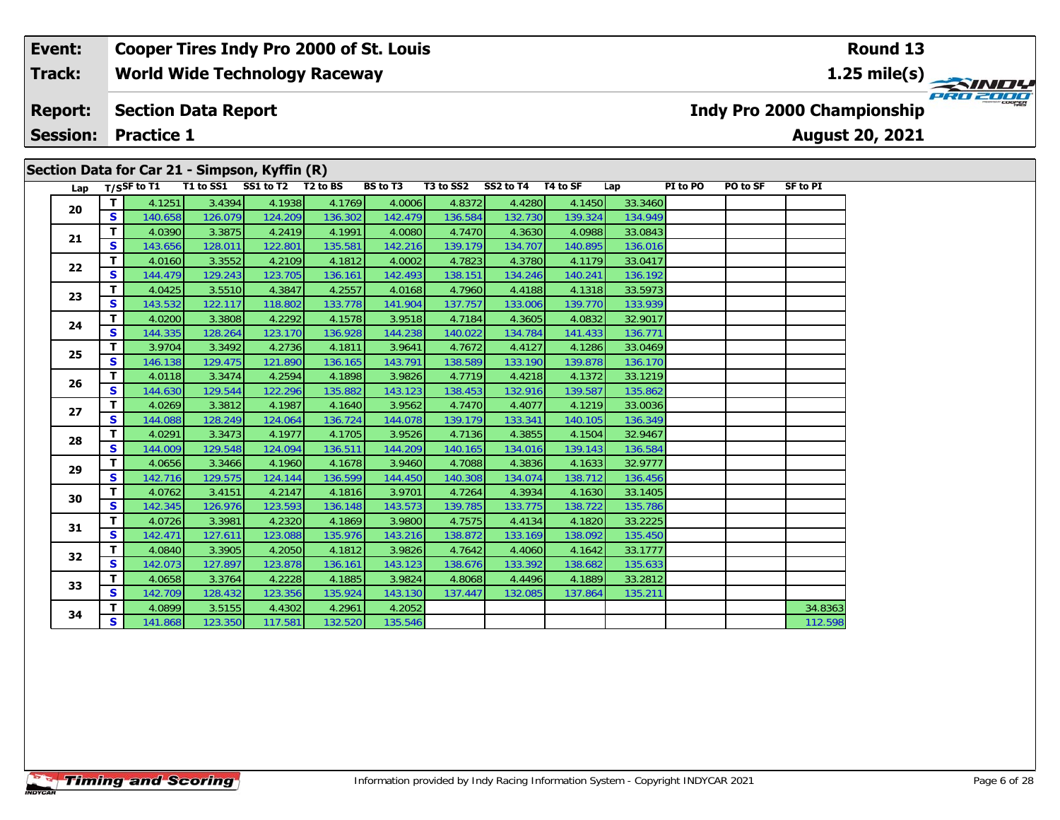| **Event:** | **Cooper Tires Indy Pro 2000 of St. Louis** | **Round 13** |
|---|---|---|
| **Track:** | **World Wide Technology Raceway** | **1.25 mile(s)** |
| **Report:** | **Section Data Report** | **Indy Pro 2000 Championship** |
| **Session:** | **Practice 1** | **August 20, 2021** |

## Section Data for Car 21 - Simpson, Kyffin (R)

| Lap | T/S | SF to T1 | T1 to SS1 | SS1 to T2 | T2 to BS | BS to T3 | T3 to SS2 | SS2 to T4 | T4 to SF | Lap | PI to PO | PO to SF | SF to PI |
|---|---|---|---|---|---|---|---|---|---|---|---|---|---|
| 20 | T | 4.1251 | 3.4394 | 4.1938 | 4.1769 | 4.0006 | 4.8372 | 4.4280 | 4.1450 | 33.3460 | | | |
| | S | 140.658 | 126.079 | 124.209 | 136.302 | 142.479 | 136.584 | 132.730 | 139.324 | 134.949 | | | |
| 21 | T | 4.0390 | 3.3875 | 4.2419 | 4.1991 | 4.0080 | 4.7470 | 4.3630 | 4.0988 | 33.0843 | | | |
| | S | 143.656 | 128.011 | 122.801 | 135.581 | 142.216 | 139.179 | 134.707 | 140.895 | 136.016 | | | |
| 22 | T | 4.0160 | 3.3552 | 4.2109 | 4.1812 | 4.0002 | 4.7823 | 4.3780 | 4.1179 | 33.0417 | | | |
| | S | 144.479 | 129.243 | 123.705 | 136.161 | 142.493 | 138.151 | 134.246 | 140.241 | 136.192 | | | |
| 23 | T | 4.0425 | 3.5510 | 4.3847 | 4.2557 | 4.0168 | 4.7960 | 4.4188 | 4.1318 | 33.5973 | | | |
| | S | 143.532 | 122.117 | 118.802 | 133.778 | 141.904 | 137.757 | 133.006 | 139.770 | 133.939 | | | |
| 24 | T | 4.0200 | 3.3808 | 4.2292 | 4.1578 | 3.9518 | 4.7184 | 4.3605 | 4.0832 | 32.9017 | | | |
| | S | 144.335 | 128.264 | 123.170 | 136.928 | 144.238 | 140.022 | 134.784 | 141.433 | 136.771 | | | |
| 25 | T | 3.9704 | 3.3492 | 4.2736 | 4.1811 | 3.9641 | 4.7672 | 4.4127 | 4.1286 | 33.0469 | | | |
| | S | 146.138 | 129.475 | 121.890 | 136.165 | 143.791 | 138.589 | 133.190 | 139.878 | 136.170 | | | |
| 26 | T | 4.0118 | 3.3474 | 4.2594 | 4.1898 | 3.9826 | 4.7719 | 4.4218 | 4.1372 | 33.1219 | | | |
| | S | 144.630 | 129.544 | 122.296 | 135.882 | 143.123 | 138.453 | 132.916 | 139.587 | 135.862 | | | |
| 27 | T | 4.0269 | 3.3812 | 4.1987 | 4.1640 | 3.9562 | 4.7470 | 4.4077 | 4.1219 | 33.0036 | | | |
| | S | 144.088 | 128.249 | 124.064 | 136.724 | 144.078 | 139.179 | 133.341 | 140.105 | 136.349 | | | |
| 28 | T | 4.0291 | 3.3473 | 4.1977 | 4.1705 | 3.9526 | 4.7136 | 4.3855 | 4.1504 | 32.9467 | | | |
| | S | 144.009 | 129.548 | 124.094 | 136.511 | 144.209 | 140.165 | 134.016 | 139.143 | 136.584 | | | |
| 29 | T | 4.0656 | 3.3466 | 4.1960 | 4.1678 | 3.9460 | 4.7088 | 4.3836 | 4.1633 | 32.9777 | | | |
| | S | 142.716 | 129.575 | 124.144 | 136.599 | 144.450 | 140.308 | 134.074 | 138.712 | 136.456 | | | |
| 30 | T | 4.0762 | 3.4151 | 4.2147 | 4.1816 | 3.9701 | 4.7264 | 4.3934 | 4.1630 | 33.1405 | | | |
| | S | 142.345 | 126.976 | 123.593 | 136.148 | 143.573 | 139.785 | 133.775 | 138.722 | 135.786 | | | |
| 31 | T | 4.0726 | 3.3981 | 4.2320 | 4.1869 | 3.9800 | 4.7575 | 4.4134 | 4.1820 | 33.2225 | | | |
| | S | 142.471 | 127.611 | 123.088 | 135.976 | 143.216 | 138.872 | 133.169 | 138.092 | 135.450 | | | |
| 32 | T | 4.0840 | 3.3905 | 4.2050 | 4.1812 | 3.9826 | 4.7642 | 4.4060 | 4.1642 | 33.1777 | | | |
| | S | 142.073 | 127.897 | 123.878 | 136.161 | 143.123 | 138.676 | 133.392 | 138.682 | 135.633 | | | |
| 33 | T | 4.0658 | 3.3764 | 4.2228 | 4.1885 | 3.9824 | 4.8068 | 4.4496 | 4.1889 | 33.2812 | | | |
| | S | 142.709 | 128.432 | 123.356 | 135.924 | 143.130 | 137.447 | 132.085 | 137.864 | 135.211 | | | |
| 34 | T | 4.0899 | 3.5155 | 4.4302 | 4.2961 | 4.2052 | | | | | | | 34.8363 |
| | S | 141.868 | 123.350 | 117.581 | 132.520 | 135.546 | | | | | | | 112.598 |

Information provided by Indy Racing Information System - Copyright INDYCAR 2021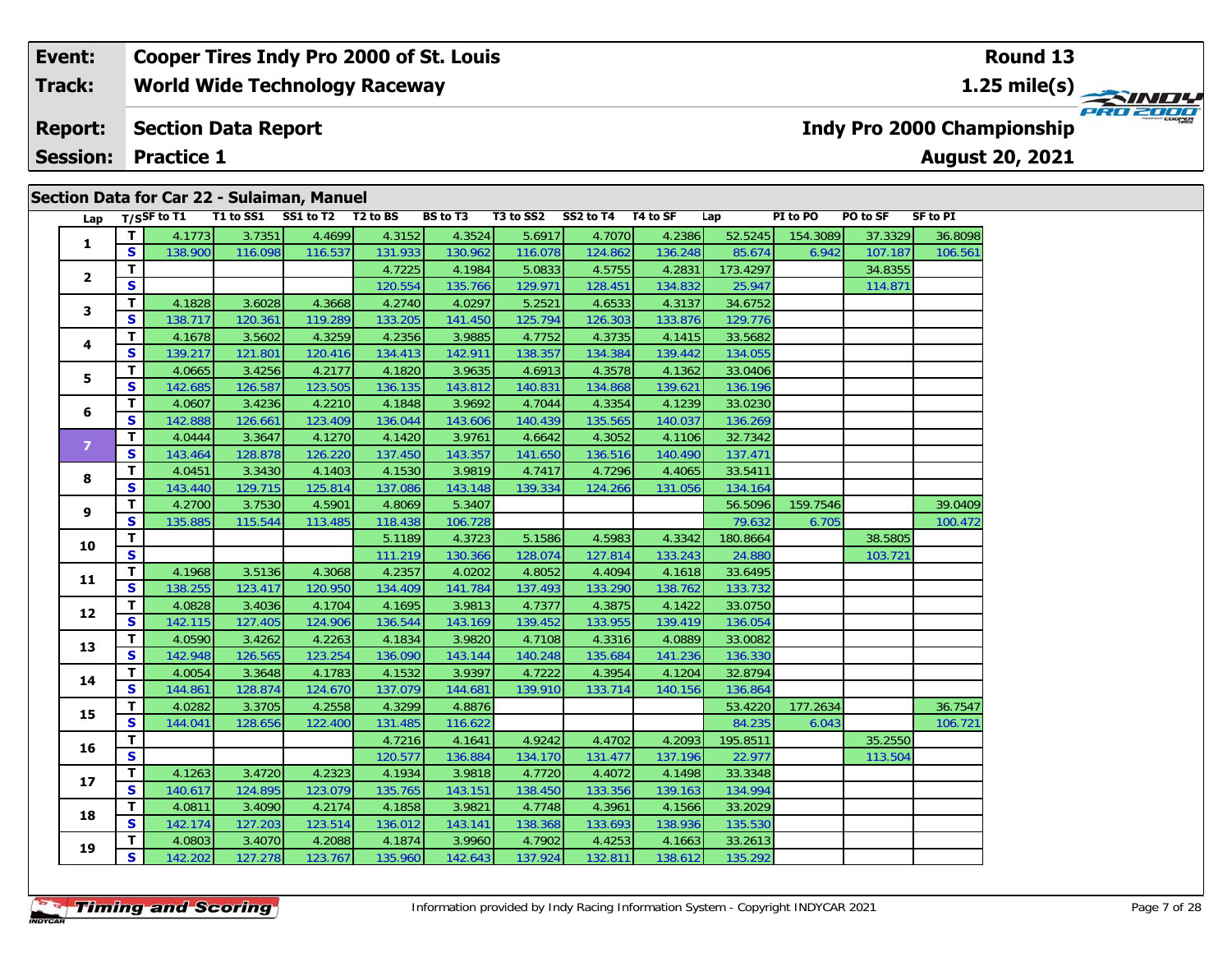| Event: | Cooper Tires Indy Pro 2000 of St. Louis | Round 13 |
|---|---|---|
| Track: | World Wide Technology Raceway | 1.25 mile(s) |
| Report: | Section Data Report | Indy Pro 2000 Championship |
| Session: | Practice 1 | August 20, 2021 |

## Section Data for Car 22 - Sulaiman, Manuel

| Lap | T/S | SF to T1 | T1 to SS1 | SS1 to T2 | T2 to BS | BS to T3 | T3 to SS2 | SS2 to T4 | T4 to SF | Lap | PI to PO | PO to SF | SF to PI |
|---|---|---|---|---|---|---|---|---|---|---|---|---|---|
| 1 | T | 4.1773 | 3.7351 | 4.4699 | 4.3152 | 4.3524 | 5.6917 | 4.7070 | 4.2386 | 52.5245 | 154.3089 | 37.3329 | 36.8098 |
| | S | 138.900 | 116.098 | 116.537 | 131.933 | 130.962 | 116.078 | 124.862 | 136.248 | 85.674 | 6.942 | 107.187 | 106.561 |
| 2 | T | | | | 4.7225 | 4.1984 | 5.0833 | 4.5755 | 4.2831 | 173.4297 | | 34.8355 | |
| | S | | | | 120.554 | 135.766 | 129.971 | 128.451 | 134.832 | 25.947 | | 114.871 | |
| 3 | T | 4.1828 | 3.6028 | 4.3668 | 4.2740 | 4.0297 | 5.2521 | 4.6533 | 4.3137 | 34.6752 | | | |
| | S | 138.717 | 120.361 | 119.289 | 133.205 | 141.450 | 125.794 | 126.303 | 133.876 | 129.776 | | | |
| 4 | T | 4.1678 | 3.5602 | 4.3259 | 4.2356 | 3.9885 | 4.7752 | 4.3735 | 4.1415 | 33.5682 | | | |
| | S | 139.217 | 121.801 | 120.416 | 134.413 | 142.911 | 138.357 | 134.384 | 139.442 | 134.055 | | | |
| 5 | T | 4.0665 | 3.4256 | 4.2177 | 4.1820 | 3.9635 | 4.6913 | 4.3578 | 4.1362 | 33.0406 | | | |
| | S | 142.685 | 126.587 | 123.505 | 136.135 | 143.812 | 140.831 | 134.868 | 139.621 | 136.196 | | | |
| 6 | T | 4.0607 | 3.4236 | 4.2210 | 4.1848 | 3.9692 | 4.7044 | 4.3354 | 4.1239 | 33.0230 | | | |
| | S | 142.888 | 126.661 | 123.409 | 136.044 | 143.606 | 140.439 | 135.565 | 140.037 | 136.269 | | | |
| 7 | T | 4.0444 | 3.3647 | 4.1270 | 4.1420 | 3.9761 | 4.6642 | 4.3052 | 4.1106 | 32.7342 | | | |
| | S | 143.464 | 128.878 | 126.220 | 137.450 | 143.357 | 141.650 | 136.516 | 140.490 | 137.471 | | | |
| 8 | T | 4.0451 | 3.3430 | 4.1403 | 4.1530 | 3.9819 | 4.7417 | 4.7296 | 4.4065 | 33.5411 | | | |
| | S | 143.440 | 129.715 | 125.814 | 137.086 | 143.148 | 139.334 | 124.266 | 131.056 | 134.164 | | | |
| 9 | T | 4.2700 | 3.7530 | 4.5901 | 4.8069 | 5.3407 | | | | 56.5096 | 159.7546 | | 39.0409 |
| | S | 135.885 | 115.544 | 113.485 | 118.438 | 106.728 | | | | 79.632 | 6.705 | | 100.472 |
| 10 | T | | | | 5.1189 | 4.3723 | 5.1586 | 4.5983 | 4.3342 | 180.8664 | | 38.5805 | |
| | S | | | | 111.219 | 130.366 | 128.074 | 127.814 | 133.243 | 24.880 | | 103.721 | |
| 11 | T | 4.1968 | 3.5136 | 4.3068 | 4.2357 | 4.0202 | 4.8052 | 4.4094 | 4.1618 | 33.6495 | | | |
| | S | 138.255 | 123.417 | 120.950 | 134.409 | 141.784 | 137.493 | 133.290 | 138.762 | 133.732 | | | |
| 12 | T | 4.0828 | 3.4036 | 4.1704 | 4.1695 | 3.9813 | 4.7377 | 4.3875 | 4.1422 | 33.0750 | | | |
| | S | 142.115 | 127.405 | 124.906 | 136.544 | 143.169 | 139.452 | 133.955 | 139.419 | 136.054 | | | |
| 13 | T | 4.0590 | 3.4262 | 4.2263 | 4.1834 | 3.9820 | 4.7108 | 4.3316 | 4.0889 | 33.0082 | | | |
| | S | 142.948 | 126.565 | 123.254 | 136.090 | 143.144 | 140.248 | 135.684 | 141.236 | 136.330 | | | |
| 14 | T | 4.0054 | 3.3648 | 4.1783 | 4.1532 | 3.9397 | 4.7222 | 4.3954 | 4.1204 | 32.8794 | | | |
| | S | 144.861 | 128.874 | 124.670 | 137.079 | 144.681 | 139.910 | 133.714 | 140.156 | 136.864 | | | |
| 15 | T | 4.0282 | 3.3705 | 4.2558 | 4.3299 | 4.8876 | | | | 53.4220 | 177.2634 | | 36.7547 |
| | S | 144.041 | 128.656 | 122.400 | 131.485 | 116.622 | | | | 84.235 | 6.043 | | 106.721 |
| 16 | T | | | | 4.7216 | 4.1641 | 4.9242 | 4.4702 | 4.2093 | 195.8511 | | 35.2550 | |
| | S | | | | 120.577 | 136.884 | 134.170 | 131.477 | 137.196 | 22.977 | | 113.504 | |
| 17 | T | 4.1263 | 3.4720 | 4.2323 | 4.1934 | 3.9818 | 4.7720 | 4.4072 | 4.1498 | 33.3348 | | | |
| | S | 140.617 | 124.895 | 123.079 | 135.765 | 143.151 | 138.450 | 133.356 | 139.163 | 134.994 | | | |
| 18 | T | 4.0811 | 3.4090 | 4.2174 | 4.1858 | 3.9821 | 4.7748 | 4.3961 | 4.1566 | 33.2029 | | | |
| | S | 142.174 | 127.203 | 123.514 | 136.012 | 143.141 | 138.368 | 133.693 | 138.936 | 135.530 | | | |
| 19 | T | 4.0803 | 3.4070 | 4.2088 | 4.1874 | 3.9960 | 4.7902 | 4.4253 | 4.1663 | 33.2613 | | | |
| | S | 142.202 | 127.278 | 123.767 | 135.960 | 142.643 | 137.924 | 132.811 | 138.612 | 135.292 | | | |

Information provided by Indy Racing Information System - Copyright INDYCAR 2021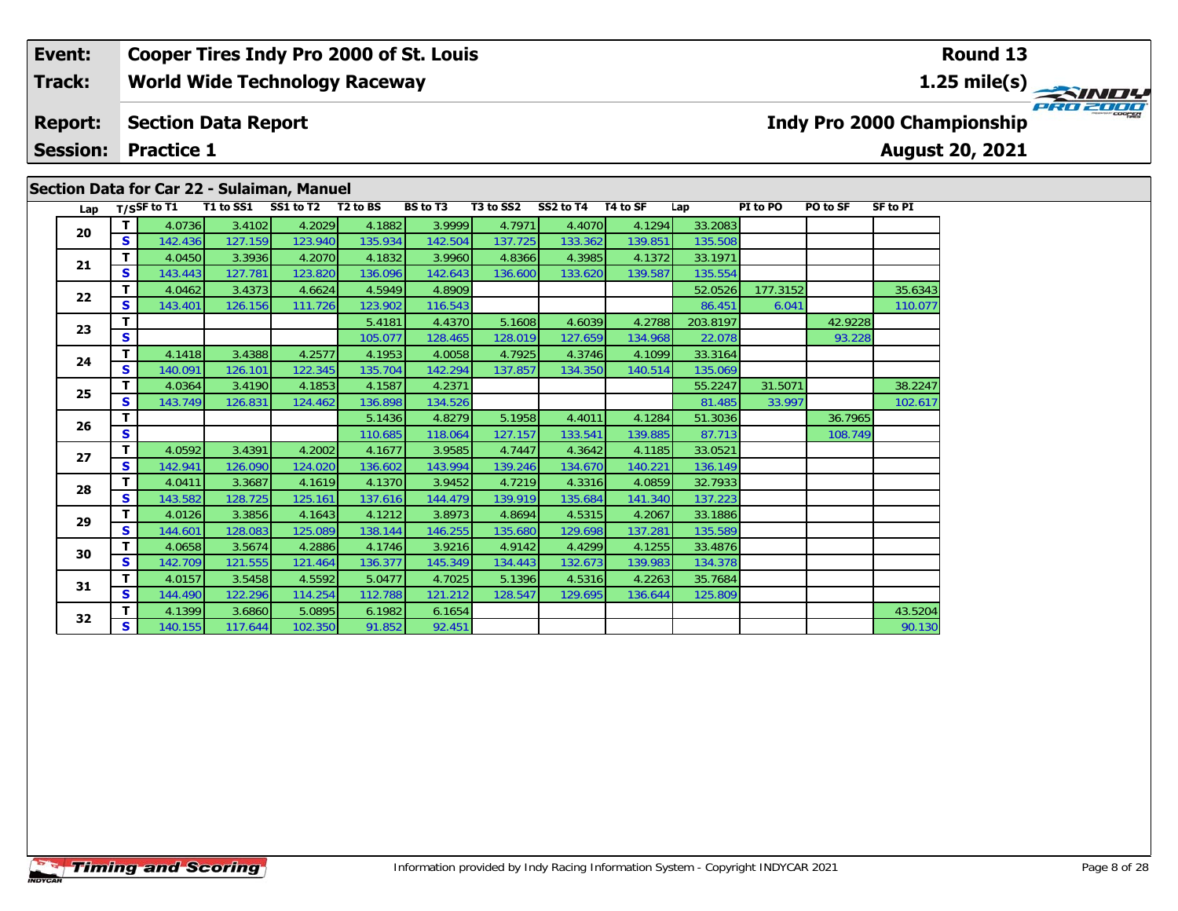| Event: | Cooper Tires Indy Pro 2000 of St. Louis | Round 13 |
|---|---|---|
| Track: | World Wide Technology Raceway | 1.25 mile(s) |
| Report: | Section Data Report | Indy Pro 2000 Championship |
| Session: | Practice 1 | August 20, 2021 |

## Section Data for Car 22 - Sulaiman, Manuel

| Lap | T/S | SF to T1 | T1 to SS1 | SS1 to T2 | T2 to BS | BS to T3 | T3 to SS2 | SS2 to T4 | T4 to SF | Lap | PI to PO | PO to SF | SF to PI |
|---|---|---|---|---|---|---|---|---|---|---|---|---|---|
| 20 | T | 4.0736 | 3.4102 | 4.2029 | 4.1882 | 3.9999 | 4.7971 | 4.4070 | 4.1294 | 33.2083 | | | |
| | S | 142.436 | 127.159 | 123.940 | 135.934 | 142.504 | 137.725 | 133.362 | 139.851 | 135.508 | | | |
| 21 | T | 4.0450 | 3.3936 | 4.2070 | 4.1832 | 3.9960 | 4.8366 | 4.3985 | 4.1372 | 33.1971 | | | |
| | S | 143.443 | 127.781 | 123.820 | 136.096 | 142.643 | 136.600 | 133.620 | 139.587 | 135.554 | | | |
| 22 | T | 4.0462 | 3.4373 | 4.6624 | 4.5949 | 4.8909 | | | | 52.0526 | 177.3152 | | 35.6343 |
| | S | 143.401 | 126.156 | 111.726 | 123.902 | 116.543 | | | | 86.451 | 6.041 | | 110.077 |
| 23 | T | | | | 5.4181 | 4.4370 | 5.1608 | 4.6039 | 4.2788 | 203.8197 | | 42.9228 | |
| | S | | | | 105.077 | 128.465 | 128.019 | 127.659 | 134.968 | 22.078 | | 93.228 | |
| 24 | T | 4.1418 | 3.4388 | 4.2577 | 4.1953 | 4.0058 | 4.7925 | 4.3746 | 4.1099 | 33.3164 | | | |
| | S | 140.091 | 126.101 | 122.345 | 135.704 | 142.294 | 137.857 | 134.350 | 140.514 | 135.069 | | | |
| 25 | T | 4.0364 | 3.4190 | 4.1853 | 4.1587 | 4.2371 | | | | 55.2247 | 31.5071 | | 38.2247 |
| | S | 143.749 | 126.831 | 124.462 | 136.898 | 134.526 | | | | 81.485 | 33.997 | | 102.617 |
| 26 | T | | | | 5.1436 | 4.8279 | 5.1958 | 4.4011 | 4.1284 | 51.3036 | | 36.7965 | |
| | S | | | | 110.685 | 118.064 | 127.157 | 133.541 | 139.885 | 87.713 | | 108.749 | |
| 27 | T | 4.0592 | 3.4391 | 4.2002 | 4.1677 | 3.9585 | 4.7447 | 4.3642 | 4.1185 | 33.0521 | | | |
| | S | 142.941 | 126.090 | 124.020 | 136.602 | 143.994 | 139.246 | 134.670 | 140.221 | 136.149 | | | |
| 28 | T | 4.0411 | 3.3687 | 4.1619 | 4.1370 | 3.9452 | 4.7219 | 4.3316 | 4.0859 | 32.7933 | | | |
| | S | 143.582 | 128.725 | 125.161 | 137.616 | 144.479 | 139.919 | 135.684 | 141.340 | 137.223 | | | |
| 29 | T | 4.0126 | 3.3856 | 4.1643 | 4.1212 | 3.8973 | 4.8694 | 4.5315 | 4.2067 | 33.1886 | | | |
| | S | 144.601 | 128.083 | 125.089 | 138.144 | 146.255 | 135.680 | 129.698 | 137.281 | 135.589 | | | |
| 30 | T | 4.0658 | 3.5674 | 4.2886 | 4.1746 | 3.9216 | 4.9142 | 4.4299 | 4.1255 | 33.4876 | | | |
| | S | 142.709 | 121.555 | 121.464 | 136.377 | 145.349 | 134.443 | 132.673 | 139.983 | 134.378 | | | |
| 31 | T | 4.0157 | 3.5458 | 4.5592 | 5.0477 | 4.7025 | 5.1396 | 4.5316 | 4.2263 | 35.7684 | | | |
| | S | 144.490 | 122.296 | 114.254 | 112.788 | 121.212 | 128.547 | 129.695 | 136.644 | 125.809 | | | |
| 32 | T | 4.1399 | 3.6860 | 5.0895 | 6.1982 | 6.1654 | | | | | | | 43.5204 |
| | S | 140.155 | 117.644 | 102.350 | 91.852 | 92.451 | | | | | | | 90.130 |

Information provided by Indy Racing Information System - Copyright INDYCAR 2021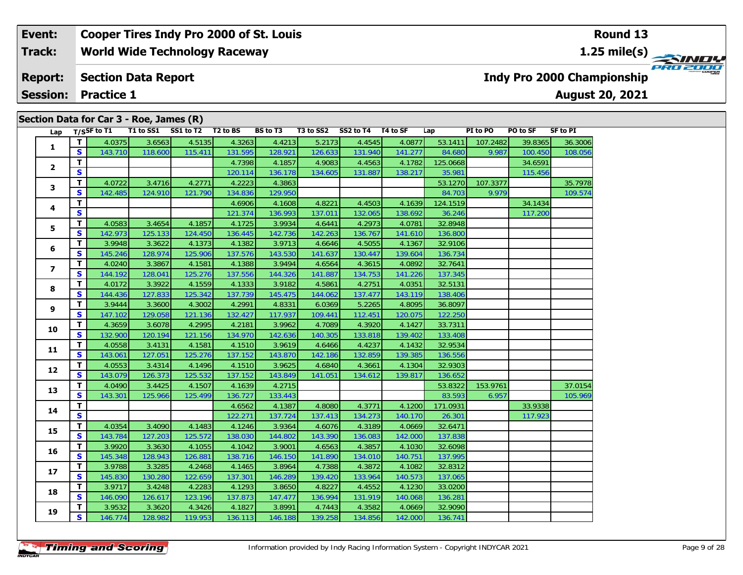| Event: | Cooper Tires Indy Pro 2000 of St. Louis | Round 13 |
|---|---|---|
| Track: | World Wide Technology Raceway | 1.25 mile(s) |
| Report: | Section Data Report | Indy Pro 2000 Championship |
| Session: | Practice 1 | August 20, 2021 |

## Section Data for Car 3 - Roe, James (R)

| Lap | T/S | SF to T1 | T1 to SS1 | SS1 to T2 | T2 to BS | BS to T3 | T3 to SS2 | SS2 to T4 | T4 to SF | Lap | PI to PO | PO to SF | SF to PI |
|---|---|---|---|---|---|---|---|---|---|---|---|---|---|
| 1 | T | 4.0375 | 3.6563 | 4.5135 | 4.3263 | 4.4213 | 5.2173 | 4.4545 | 4.0877 | 53.1411 | 107.2482 | 39.8365 | 36.3006 |
| | S | 143.710 | 118.600 | 115.411 | 131.595 | 128.921 | 126.633 | 131.940 | 141.277 | 84.680 | 9.987 | 100.450 | 108.056 |
| 2 | T | | | | 4.7398 | 4.1857 | 4.9083 | 4.4563 | 4.1782 | 125.0668 | | 34.6591 | |
| | S | | | | 120.114 | 136.178 | 134.605 | 131.887 | 138.217 | 35.981 | | 115.456 | |
| 3 | T | 4.0722 | 3.4716 | 4.2771 | 4.2223 | 4.3863 | | | | 53.1270 | 107.3377 | | 35.7978 |
| | S | 142.485 | 124.910 | 121.790 | 134.836 | 129.950 | | | | 84.703 | 9.979 | | 109.574 |
| 4 | T | | | | 4.6906 | 4.1608 | 4.8221 | 4.4503 | 4.1639 | 124.1519 | | 34.1434 | |
| | S | | | | 121.374 | 136.993 | 137.011 | 132.065 | 138.692 | 36.246 | | 117.200 | |
| 5 | T | 4.0583 | 3.4654 | 4.1857 | 4.1725 | 3.9934 | 4.6441 | 4.2973 | 4.0781 | 32.8948 | | | |
| | S | 142.973 | 125.133 | 124.450 | 136.445 | 142.736 | 142.263 | 136.767 | 141.610 | 136.800 | | | |
| 6 | T | 3.9948 | 3.3622 | 4.1373 | 4.1382 | 3.9713 | 4.6646 | 4.5055 | 4.1367 | 32.9106 | | | |
| | S | 145.246 | 128.974 | 125.906 | 137.576 | 143.530 | 141.637 | 130.447 | 139.604 | 136.734 | | | |
| 7 | T | 4.0240 | 3.3867 | 4.1581 | 4.1388 | 3.9494 | 4.6564 | 4.3615 | 4.0892 | 32.7641 | | | |
| | S | 144.192 | 128.041 | 125.276 | 137.556 | 144.326 | 141.887 | 134.753 | 141.226 | 137.345 | | | |
| 8 | T | 4.0172 | 3.3922 | 4.1559 | 4.1333 | 3.9182 | 4.5861 | 4.2751 | 4.0351 | 32.5131 | | | |
| | S | 144.436 | 127.833 | 125.342 | 137.739 | 145.475 | 144.062 | 137.477 | 143.119 | 138.406 | | | |
| 9 | T | 3.9444 | 3.3600 | 4.3002 | 4.2991 | 4.8331 | 6.0369 | 5.2265 | 4.8095 | 36.8097 | | | |
| | S | 147.102 | 129.058 | 121.136 | 132.427 | 117.937 | 109.441 | 112.451 | 120.075 | 122.250 | | | |
| 10 | T | 4.3659 | 3.6078 | 4.2995 | 4.2181 | 3.9962 | 4.7089 | 4.3920 | 4.1427 | 33.7311 | | | |
| | S | 132.900 | 120.194 | 121.156 | 134.970 | 142.636 | 140.305 | 133.818 | 139.402 | 133.408 | | | |
| 11 | T | 4.0558 | 3.4131 | 4.1581 | 4.1510 | 3.9619 | 4.6466 | 4.4237 | 4.1432 | 32.9534 | | | |
| | S | 143.061 | 127.051 | 125.276 | 137.152 | 143.870 | 142.186 | 132.859 | 139.385 | 136.556 | | | |
| 12 | T | 4.0553 | 3.4314 | 4.1496 | 4.1510 | 3.9625 | 4.6840 | 4.3661 | 4.1304 | 32.9303 | | | |
| | S | 143.079 | 126.373 | 125.532 | 137.152 | 143.849 | 141.051 | 134.612 | 139.817 | 136.652 | | | |
| 13 | T | 4.0490 | 3.4425 | 4.1507 | 4.1639 | 4.2715 | | | | 53.8322 | 153.9761 | | 37.0154 |
| | S | 143.301 | 125.966 | 125.499 | 136.727 | 133.443 | | | | 83.593 | 6.957 | | 105.969 |
| 14 | T | | | | 4.6562 | 4.1387 | 4.8080 | 4.3771 | 4.1200 | 171.0931 | | 33.9338 | |
| | S | | | | 122.271 | 137.724 | 137.413 | 134.273 | 140.170 | 26.301 | | 117.923 | |
| 15 | T | 4.0354 | 3.4090 | 4.1483 | 4.1246 | 3.9364 | 4.6076 | 4.3189 | 4.0669 | 32.6471 | | | |
| | S | 143.784 | 127.203 | 125.572 | 138.030 | 144.802 | 143.390 | 136.083 | 142.000 | 137.838 | | | |
| 16 | T | 3.9920 | 3.3630 | 4.1055 | 4.1042 | 3.9001 | 4.6563 | 4.3857 | 4.1030 | 32.6098 | | | |
| | S | 145.348 | 128.943 | 126.881 | 138.716 | 146.150 | 141.890 | 134.010 | 140.751 | 137.995 | | | |
| 17 | T | 3.9788 | 3.3285 | 4.2468 | 4.1465 | 3.8964 | 4.7388 | 4.3872 | 4.1082 | 32.8312 | | | |
| | S | 145.830 | 130.280 | 122.659 | 137.301 | 146.289 | 139.420 | 133.964 | 140.573 | 137.065 | | | |
| 18 | T | 3.9717 | 3.4248 | 4.2283 | 4.1293 | 3.8650 | 4.8227 | 4.4552 | 4.1230 | 33.0200 | | | |
| | S | 146.090 | 126.617 | 123.196 | 137.873 | 147.477 | 136.994 | 131.919 | 140.068 | 136.281 | | | |
| 19 | T | 3.9532 | 3.3620 | 4.3426 | 4.1827 | 3.8991 | 4.7443 | 4.3582 | 4.0669 | 32.9090 | | | |
| | S | 146.774 | 128.982 | 119.953 | 136.113 | 146.188 | 139.258 | 134.856 | 142.000 | 136.741 | | | |

Information provided by Indy Racing Information System - Copyright INDYCAR 2021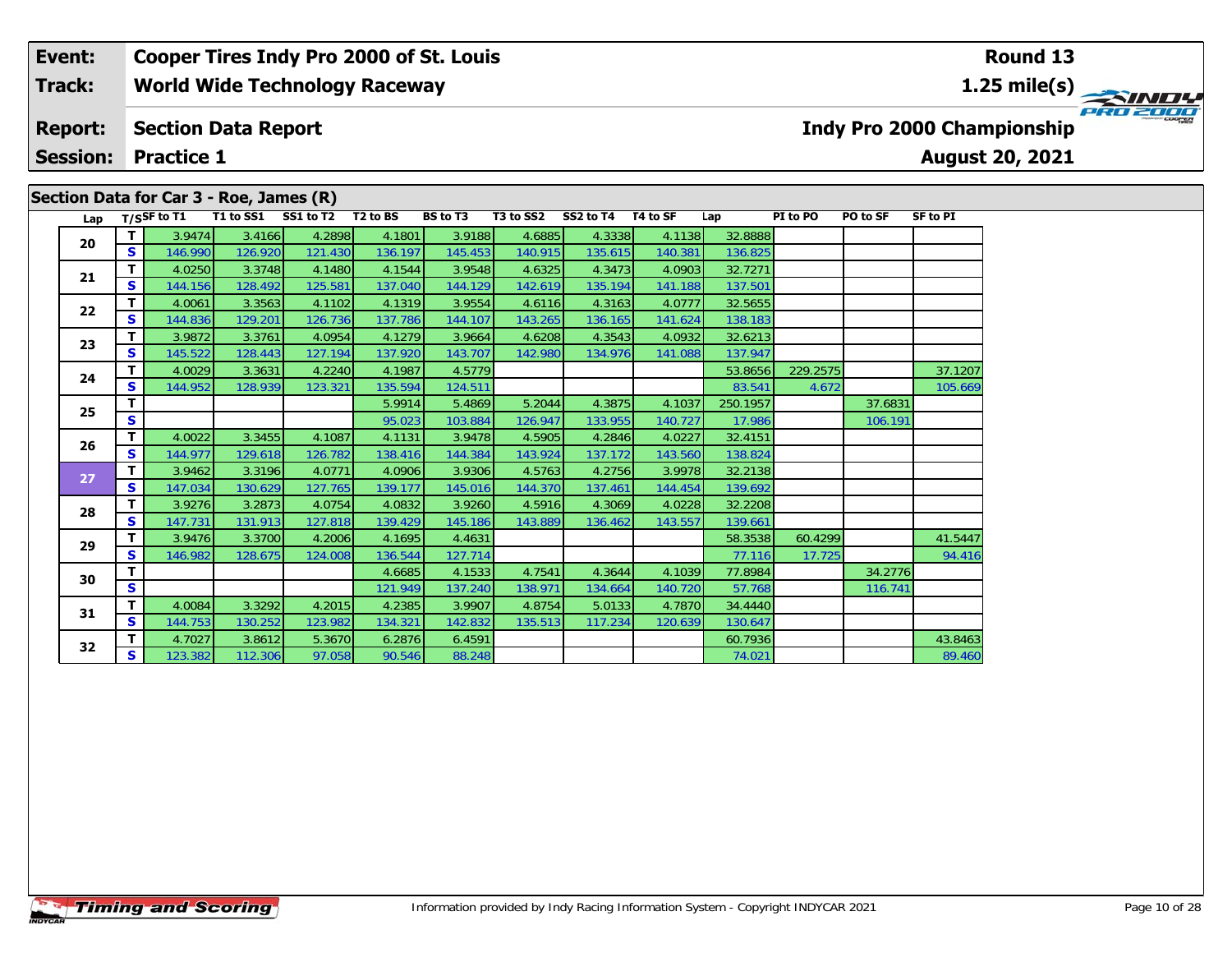| Event: | Cooper Tires Indy Pro 2000 of St. Louis | Round 13 |
|---|---|---|
| Track: | World Wide Technology Raceway | 1.25 mile(s) |
| Report: | Section Data Report | Indy Pro 2000 Championship |
| Session: | Practice 1 | August 20, 2021 |

## Section Data for Car 3 - Roe, James (R)

| Lap | T/S | SF to T1 | T1 to SS1 | SS1 to T2 | T2 to BS | BS to T3 | T3 to SS2 | SS2 to T4 | T4 to SF | Lap | PI to PO | PO to SF | SF to PI |
|---|---|---|---|---|---|---|---|---|---|---|---|---|---|
| 20 | T | 3.9474 | 3.4166 | 4.2898 | 4.1801 | 3.9188 | 4.6885 | 4.3338 | 4.1138 | 32.8888 | | | |
| | S | 146.990 | 126.920 | 121.430 | 136.197 | 145.453 | 140.915 | 135.615 | 140.381 | 136.825 | | | |
| 21 | T | 4.0250 | 3.3748 | 4.1480 | 4.1544 | 3.9548 | 4.6325 | 4.3473 | 4.0903 | 32.7271 | | | |
| | S | 144.156 | 128.492 | 125.581 | 137.040 | 144.129 | 142.619 | 135.194 | 141.188 | 137.501 | | | |
| 22 | T | 4.0061 | 3.3563 | 4.1102 | 4.1319 | 3.9554 | 4.6116 | 4.3163 | 4.0777 | 32.5655 | | | |
| | S | 144.836 | 129.201 | 126.736 | 137.786 | 144.107 | 143.265 | 136.165 | 141.624 | 138.183 | | | |
| 23 | T | 3.9872 | 3.3761 | 4.0954 | 4.1279 | 3.9664 | 4.6208 | 4.3543 | 4.0932 | 32.6213 | | | |
| | S | 145.522 | 128.443 | 127.194 | 137.920 | 143.707 | 142.980 | 134.976 | 141.088 | 137.947 | | | |
| 24 | T | 4.0029 | 3.3631 | 4.2240 | 4.1987 | 4.5779 | | | | 53.8656 | 229.2575 | | 37.1207 |
| | S | 144.952 | 128.939 | 123.321 | 135.594 | 124.511 | | | | 83.541 | 4.672 | | 105.669 |
| 25 | T | | | | 5.9914 | 5.4869 | 5.2044 | 4.3875 | 4.1037 | 250.1957 | | 37.6831 | |
| | S | | | | 95.023 | 103.884 | 126.947 | 133.955 | 140.727 | 17.986 | | 106.191 | |
| 26 | T | 4.0022 | 3.3455 | 4.1087 | 4.1131 | 3.9478 | 4.5905 | 4.2846 | 4.0227 | 32.4151 | | | |
| | S | 144.977 | 129.618 | 126.782 | 138.416 | 144.384 | 143.924 | 137.172 | 143.560 | 138.824 | | | |
| 27 | T | 3.9462 | 3.3196 | 4.0771 | 4.0906 | 3.9306 | 4.5763 | 4.2756 | 3.9978 | 32.2138 | | | |
| | S | 147.034 | 130.629 | 127.765 | 139.177 | 145.016 | 144.370 | 137.461 | 144.454 | 139.692 | | | |
| 28 | T | 3.9276 | 3.2873 | 4.0754 | 4.0832 | 3.9260 | 4.5916 | 4.3069 | 4.0228 | 32.2208 | | | |
| | S | 147.731 | 131.913 | 127.818 | 139.429 | 145.186 | 143.889 | 136.462 | 143.557 | 139.661 | | | |
| 29 | T | 3.9476 | 3.3700 | 4.2006 | 4.1695 | 4.4631 | | | | 58.3538 | 60.4299 | | 41.5447 |
| | S | 146.982 | 128.675 | 124.008 | 136.544 | 127.714 | | | | 77.116 | 17.725 | | 94.416 |
| 30 | T | | | | 4.6685 | 4.1533 | 4.7541 | 4.3644 | 4.1039 | 77.8984 | | 34.2776 | |
| | S | | | | 121.949 | 137.240 | 138.971 | 134.664 | 140.720 | 57.768 | | 116.741 | |
| 31 | T | 4.0084 | 3.3292 | 4.2015 | 4.2385 | 3.9907 | 4.8754 | 5.0133 | 4.7870 | 34.4440 | | | |
| | S | 144.753 | 130.252 | 123.982 | 134.321 | 142.832 | 135.513 | 117.234 | 120.639 | 130.647 | | | |
| 32 | T | 4.7027 | 3.8612 | 5.3670 | 6.2876 | 6.4591 | | | | 60.7936 | | | 43.8463 |
| | S | 123.382 | 112.306 | 97.058 | 90.546 | 88.248 | | | | 74.021 | | | 89.460 |

Information provided by Indy Racing Information System - Copyright INDYCAR 2021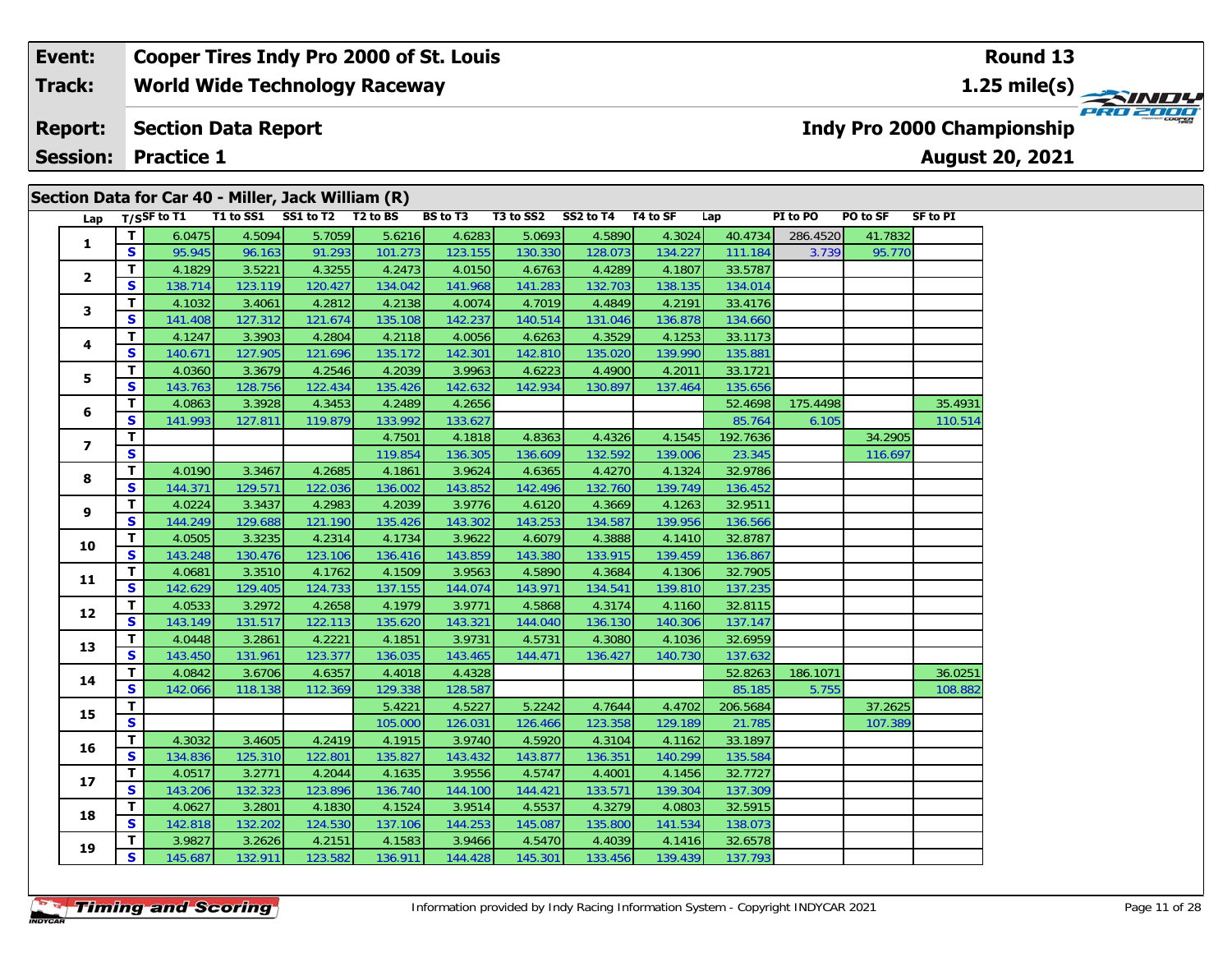**Event:** Cooper Tires Indy Pro 2000 of St. Louis

**Track:** World Wide Technology Raceway

**Report:** Section Data Report

**Session:** Practice 1

**Round 13**

**1.25 mile(s)**

**Indy Pro 2000 Championship**

**August 20, 2021**

## Section Data for Car 40 - Miller, Jack William (R)

| Lap | T/S | SF to T1 | T1 to SS1 | SS1 to T2 | T2 to BS | BS to T3 | T3 to SS2 | SS2 to T4 | T4 to SF | Lap | PI to PO | PO to SF | SF to PI |
|---|---|---|---|---|---|---|---|---|---|---|---|---|---|
| 1 | T | 6.0475 | 4.5094 | 5.7059 | 5.6216 | 4.6283 | 5.0693 | 4.5890 | 4.3024 | 40.4734 | 286.4520 | 41.7832 | |
| | S | 95.945 | 96.163 | 91.293 | 101.273 | 123.155 | 130.330 | 128.073 | 134.227 | 111.184 | 3.739 | 95.770 | |
| 2 | T | 4.1829 | 3.5221 | 4.3255 | 4.2473 | 4.0150 | 4.6763 | 4.4289 | 4.1807 | 33.5787 | | | |
| | S | 138.714 | 123.119 | 120.427 | 134.042 | 141.968 | 141.283 | 132.703 | 138.135 | 134.014 | | | |
| 3 | T | 4.1032 | 3.4061 | 4.2812 | 4.2138 | 4.0074 | 4.7019 | 4.4849 | 4.2191 | 33.4176 | | | |
| | S | 141.408 | 127.312 | 121.674 | 135.108 | 142.237 | 140.514 | 131.046 | 136.878 | 134.660 | | | |
| 4 | T | 4.1247 | 3.3903 | 4.2804 | 4.2118 | 4.0056 | 4.6263 | 4.3529 | 4.1253 | 33.1173 | | | |
| | S | 140.671 | 127.905 | 121.696 | 135.172 | 142.301 | 142.810 | 135.020 | 139.990 | 135.881 | | | |
| 5 | T | 4.0360 | 3.3679 | 4.2546 | 4.2039 | 3.9963 | 4.6223 | 4.4900 | 4.2011 | 33.1721 | | | |
| | S | 143.763 | 128.756 | 122.434 | 135.426 | 142.632 | 142.934 | 130.897 | 137.464 | 135.656 | | | |
| 6 | T | 4.0863 | 3.3928 | 4.3453 | 4.2489 | 4.2656 | | | | 52.4698 | 175.4498 | | 35.4931 |
| | S | 141.993 | 127.811 | 119.879 | 133.992 | 133.627 | | | | 85.764 | 6.105 | | 110.514 |
| 7 | T | | | | 4.7501 | 4.1818 | 4.8363 | 4.4326 | 4.1545 | 192.7636 | | 34.2905 | |
| | S | | | | 119.854 | 136.305 | 136.609 | 132.592 | 139.006 | 23.345 | | 116.697 | |
| 8 | T | 4.0190 | 3.3467 | 4.2685 | 4.1861 | 3.9624 | 4.6365 | 4.4270 | 4.1324 | 32.9786 | | | |
| | S | 144.371 | 129.571 | 122.036 | 136.002 | 143.852 | 142.496 | 132.760 | 139.749 | 136.452 | | | |
| 9 | T | 4.0224 | 3.3437 | 4.2983 | 4.2039 | 3.9776 | 4.6120 | 4.3669 | 4.1263 | 32.9511 | | | |
| | S | 144.249 | 129.688 | 121.190 | 135.426 | 143.302 | 143.253 | 134.587 | 139.956 | 136.566 | | | |
| 10 | T | 4.0505 | 3.3235 | 4.2314 | 4.1734 | 3.9622 | 4.6079 | 4.3888 | 4.1410 | 32.8787 | | | |
| | S | 143.248 | 130.476 | 123.106 | 136.416 | 143.859 | 143.380 | 133.915 | 139.459 | 136.867 | | | |
| 11 | T | 4.0681 | 3.3510 | 4.1762 | 4.1509 | 3.9563 | 4.5890 | 4.3684 | 4.1306 | 32.7905 | | | |
| | S | 142.629 | 129.405 | 124.733 | 137.155 | 144.074 | 143.971 | 134.541 | 139.810 | 137.235 | | | |
| 12 | T | 4.0533 | 3.2972 | 4.2658 | 4.1979 | 3.9771 | 4.5868 | 4.3174 | 4.1160 | 32.8115 | | | |
| | S | 143.149 | 131.517 | 122.113 | 135.620 | 143.321 | 144.040 | 136.130 | 140.306 | 137.147 | | | |
| 13 | T | 4.0448 | 3.2861 | 4.2221 | 4.1851 | 3.9731 | 4.5731 | 4.3080 | 4.1036 | 32.6959 | | | |
| | S | 143.450 | 131.961 | 123.377 | 136.035 | 143.465 | 144.471 | 136.427 | 140.730 | 137.632 | | | |
| 14 | T | 4.0842 | 3.6706 | 4.6357 | 4.4018 | 4.4328 | | | | 52.8263 | 186.1071 | | 36.0251 |
| | S | 142.066 | 118.138 | 112.369 | 129.338 | 128.587 | | | | 85.185 | 5.755 | | 108.882 |
| 15 | T | | | | 5.4221 | 4.5227 | 5.2242 | 4.7644 | 4.4702 | 206.5684 | | 37.2625 | |
| | S | | | | 105.000 | 126.031 | 126.466 | 123.358 | 129.189 | 21.785 | | 107.389 | |
| 16 | T | 4.3032 | 3.4605 | 4.2419 | 4.1915 | 3.9740 | 4.5920 | 4.3104 | 4.1162 | 33.1897 | | | |
| | S | 134.836 | 125.310 | 122.801 | 135.827 | 143.432 | 143.877 | 136.351 | 140.299 | 135.584 | | | |
| 17 | T | 4.0517 | 3.2771 | 4.2044 | 4.1635 | 3.9556 | 4.5747 | 4.4001 | 4.1456 | 32.7727 | | | |
| | S | 143.206 | 132.323 | 123.896 | 136.740 | 144.100 | 144.421 | 133.571 | 139.304 | 137.309 | | | |
| 18 | T | 4.0627 | 3.2801 | 4.1830 | 4.1524 | 3.9514 | 4.5537 | 4.3279 | 4.0803 | 32.5915 | | | |
| | S | 142.818 | 132.202 | 124.530 | 137.106 | 144.253 | 145.087 | 135.800 | 141.534 | 138.073 | | | |
| 19 | T | 3.9827 | 3.2626 | 4.2151 | 4.1583 | 3.9466 | 4.5470 | 4.4039 | 4.1416 | 32.6578 | | | |
| | S | 145.687 | 132.911 | 123.582 | 136.911 | 144.428 | 145.301 | 133.456 | 139.439 | 137.793 | | | |

Information provided by Indy Racing Information System - Copyright INDYCAR 2021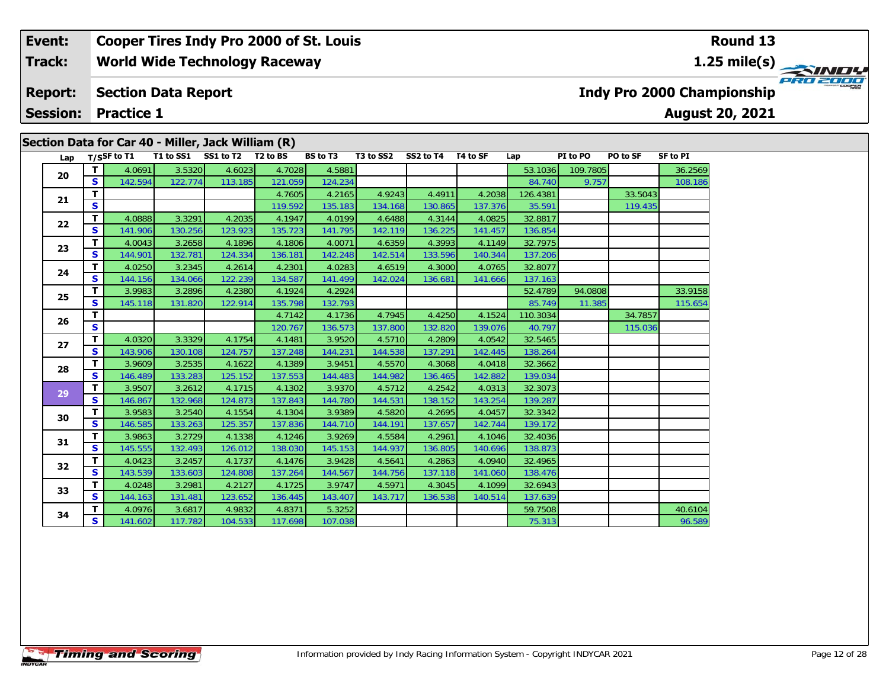| | |
|---|---|
| **Event:** | **Cooper Tires Indy Pro 2000 of St. Louis** |
| **Track:** | **World Wide Technology Raceway** |
| **Report:** | **Section Data Report** |
| **Session:** | **Practice 1** |

**Round 13**
**1.25 mile(s)**
**Indy Pro 2000 Championship**
**August 20, 2021**

## Section Data for Car 40 - Miller, Jack William (R)

| Lap | T/S | SF to T1 | T1 to SS1 | SS1 to T2 | T2 to BS | BS to T3 | T3 to SS2 | SS2 to T4 | T4 to SF | Lap | PI to PO | PO to SF | SF to PI |
|---|---|---|---|---|---|---|---|---|---|---|---|---|---|
| 20 | T | 4.0691 | 3.5320 | 4.6023 | 4.7028 | 4.5881 | | | | 53.1036 | 109.7805 | | 36.2569 |
| | S | 142.594 | 122.774 | 113.185 | 121.059 | 124.234 | | | | 84.740 | 9.757 | | 108.186 |
| 21 | T | | | | 4.7605 | 4.2165 | 4.9243 | 4.4911 | 4.2038 | 126.4381 | | 33.5043 | |
| | S | | | | 119.592 | 135.183 | 134.168 | 130.865 | 137.376 | 35.591 | | 119.435 | |
| 22 | T | 4.0888 | 3.3291 | 4.2035 | 4.1947 | 4.0199 | 4.6488 | 4.3144 | 4.0825 | 32.8817 | | | |
| | S | 141.906 | 130.256 | 123.923 | 135.723 | 141.795 | 142.119 | 136.225 | 141.457 | 136.854 | | | |
| 23 | T | 4.0043 | 3.2658 | 4.1896 | 4.1806 | 4.0071 | 4.6359 | 4.3993 | 4.1149 | 32.7975 | | | |
| | S | 144.901 | 132.781 | 124.334 | 136.181 | 142.248 | 142.514 | 133.596 | 140.344 | 137.206 | | | |
| 24 | T | 4.0250 | 3.2345 | 4.2614 | 4.2301 | 4.0283 | 4.6519 | 4.3000 | 4.0765 | 32.8077 | | | |
| | S | 144.156 | 134.066 | 122.239 | 134.587 | 141.499 | 142.024 | 136.681 | 141.666 | 137.163 | | | |
| 25 | T | 3.9983 | 3.2896 | 4.2380 | 4.1924 | 4.2924 | | | | 52.4789 | 94.0808 | | 33.9158 |
| | S | 145.118 | 131.820 | 122.914 | 135.798 | 132.793 | | | | 85.749 | 11.385 | | 115.654 |
| 26 | T | | | | 4.7142 | 4.1736 | 4.7945 | 4.4250 | 4.1524 | 110.3034 | | 34.7857 | |
| | S | | | | 120.767 | 136.573 | 137.800 | 132.820 | 139.076 | 40.797 | | 115.036 | |
| 27 | T | 4.0320 | 3.3329 | 4.1754 | 4.1481 | 3.9520 | 4.5710 | 4.2809 | 4.0542 | 32.5465 | | | |
| | S | 143.906 | 130.108 | 124.757 | 137.248 | 144.231 | 144.538 | 137.291 | 142.445 | 138.264 | | | |
| 28 | T | 3.9609 | 3.2535 | 4.1622 | 4.1389 | 3.9451 | 4.5570 | 4.3068 | 4.0418 | 32.3662 | | | |
| | S | 146.489 | 133.283 | 125.152 | 137.553 | 144.483 | 144.982 | 136.465 | 142.882 | 139.034 | | | |
| 29 | T | 3.9507 | 3.2612 | 4.1715 | 4.1302 | 3.9370 | 4.5712 | 4.2542 | 4.0313 | 32.3073 | | | |
| | S | 146.867 | 132.968 | 124.873 | 137.843 | 144.780 | 144.531 | 138.152 | 143.254 | 139.287 | | | |
| 30 | T | 3.9583 | 3.2540 | 4.1554 | 4.1304 | 3.9389 | 4.5820 | 4.2695 | 4.0457 | 32.3342 | | | |
| | S | 146.585 | 133.263 | 125.357 | 137.836 | 144.710 | 144.191 | 137.657 | 142.744 | 139.172 | | | |
| 31 | T | 3.9863 | 3.2729 | 4.1338 | 4.1246 | 3.9269 | 4.5584 | 4.2961 | 4.1046 | 32.4036 | | | |
| | S | 145.555 | 132.493 | 126.012 | 138.030 | 145.153 | 144.937 | 136.805 | 140.696 | 138.873 | | | |
| 32 | T | 4.0423 | 3.2457 | 4.1737 | 4.1476 | 3.9428 | 4.5641 | 4.2863 | 4.0940 | 32.4965 | | | |
| | S | 143.539 | 133.603 | 124.808 | 137.264 | 144.567 | 144.756 | 137.118 | 141.060 | 138.476 | | | |
| 33 | T | 4.0248 | 3.2981 | 4.2127 | 4.1725 | 3.9747 | 4.5971 | 4.3045 | 4.1099 | 32.6943 | | | |
| | S | 144.163 | 131.481 | 123.652 | 136.445 | 143.407 | 143.717 | 136.538 | 140.514 | 137.639 | | | |
| 34 | T | 4.0976 | 3.6817 | 4.9832 | 4.8371 | 5.3252 | | | | 59.7508 | | | 40.6104 |
| | S | 141.602 | 117.782 | 104.533 | 117.698 | 107.038 | | | | 75.313 | | | 96.589 |

Information provided by Indy Racing Information System - Copyright INDYCAR 2021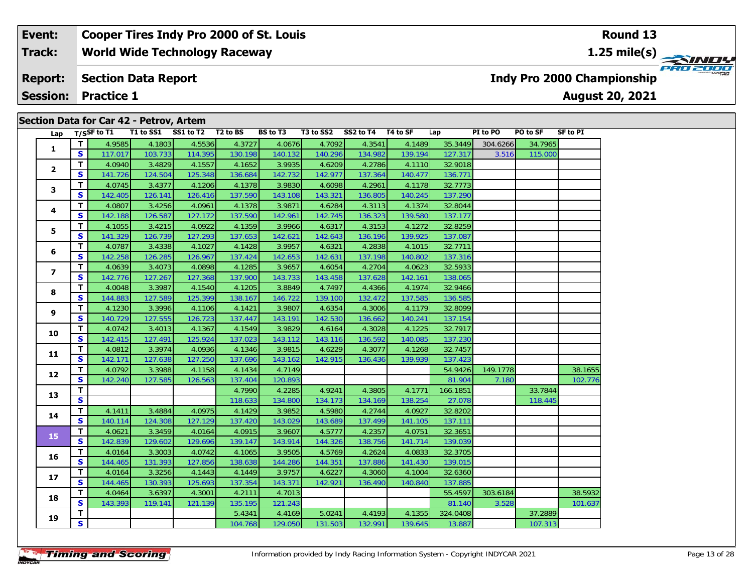| Event: | Cooper Tires Indy Pro 2000 of St. Louis | Round 13 |
|---|---|---|
| Track: | World Wide Technology Raceway | 1.25 mile(s) |
| Report: | Section Data Report | Indy Pro 2000 Championship |
| Session: | Practice 1 | August 20, 2021 |

## Section Data for Car 42 - Petrov, Artem

| Lap | T/S | SF to T1 | T1 to SS1 | SS1 to T2 | T2 to BS | BS to T3 | T3 to SS2 | SS2 to T4 | T4 to SF | Lap | PI to PO | PO to SF | SF to PI |
|---|---|---|---|---|---|---|---|---|---|---|---|---|---|
| 1 | T | 4.9585 | 4.1803 | 4.5536 | 4.3727 | 4.0676 | 4.7092 | 4.3541 | 4.1489 | 35.3449 | 304.6266 | 34.7965 | |
| | S | 117.017 | 103.733 | 114.395 | 130.198 | 140.132 | 140.296 | 134.982 | 139.194 | 127.317 | 3.516 | 115.000 | |
| 2 | T | 4.0940 | 3.4829 | 4.1557 | 4.1652 | 3.9935 | 4.6209 | 4.2786 | 4.1110 | 32.9018 | | | |
| | S | 141.726 | 124.504 | 125.348 | 136.684 | 142.732 | 142.977 | 137.364 | 140.477 | 136.771 | | | |
| 3 | T | 4.0745 | 3.4377 | 4.1206 | 4.1378 | 3.9830 | 4.6098 | 4.2961 | 4.1178 | 32.7773 | | | |
| | S | 142.405 | 126.141 | 126.416 | 137.590 | 143.108 | 143.321 | 136.805 | 140.245 | 137.290 | | | |
| 4 | T | 4.0807 | 3.4256 | 4.0961 | 4.1378 | 3.9871 | 4.6284 | 4.3113 | 4.1374 | 32.8044 | | | |
| | S | 142.188 | 126.587 | 127.172 | 137.590 | 142.961 | 142.745 | 136.323 | 139.580 | 137.177 | | | |
| 5 | T | 4.1055 | 3.4215 | 4.0922 | 4.1359 | 3.9966 | 4.6317 | 4.3153 | 4.1272 | 32.8259 | | | |
| | S | 141.329 | 126.739 | 127.293 | 137.653 | 142.621 | 142.643 | 136.196 | 139.925 | 137.087 | | | |
| 6 | T | 4.0787 | 3.4338 | 4.1027 | 4.1428 | 3.9957 | 4.6321 | 4.2838 | 4.1015 | 32.7711 | | | |
| | S | 142.258 | 126.285 | 126.967 | 137.424 | 142.653 | 142.631 | 137.198 | 140.802 | 137.316 | | | |
| 7 | T | 4.0639 | 3.4073 | 4.0898 | 4.1285 | 3.9657 | 4.6054 | 4.2704 | 4.0623 | 32.5933 | | | |
| | S | 142.776 | 127.267 | 127.368 | 137.900 | 143.733 | 143.458 | 137.628 | 142.161 | 138.065 | | | |
| 8 | T | 4.0048 | 3.3987 | 4.1540 | 4.1205 | 3.8849 | 4.7497 | 4.4366 | 4.1974 | 32.9466 | | | |
| | S | 144.883 | 127.589 | 125.399 | 138.167 | 146.722 | 139.100 | 132.472 | 137.585 | 136.585 | | | |
| 9 | T | 4.1230 | 3.3996 | 4.1106 | 4.1421 | 3.9807 | 4.6354 | 4.3006 | 4.1179 | 32.8099 | | | |
| | S | 140.729 | 127.555 | 126.723 | 137.447 | 143.191 | 142.530 | 136.662 | 140.241 | 137.154 | | | |
| 10 | T | 4.0742 | 3.4013 | 4.1367 | 4.1549 | 3.9829 | 4.6164 | 4.3028 | 4.1225 | 32.7917 | | | |
| | S | 142.415 | 127.491 | 125.924 | 137.023 | 143.112 | 143.116 | 136.592 | 140.085 | 137.230 | | | |
| 11 | T | 4.0812 | 3.3974 | 4.0936 | 4.1346 | 3.9815 | 4.6229 | 4.3077 | 4.1268 | 32.7457 | | | |
| | S | 142.171 | 127.638 | 127.250 | 137.696 | 143.162 | 142.915 | 136.436 | 139.939 | 137.423 | | | |
| 12 | T | 4.0792 | 3.3988 | 4.1158 | 4.1434 | 4.7149 | | | | 54.9426 | 149.1778 | | 38.1655 |
| | S | 142.240 | 127.585 | 126.563 | 137.404 | 120.893 | | | | 81.904 | 7.180 | | 102.776 |
| 13 | T | | | | 4.7990 | 4.2285 | 4.9241 | 4.3805 | 4.1771 | 166.1851 | | 33.7844 | |
| | S | | | | 118.633 | 134.800 | 134.173 | 134.169 | 138.254 | 27.078 | | 118.445 | |
| 14 | T | 4.1411 | 3.4884 | 4.0975 | 4.1429 | 3.9852 | 4.5980 | 4.2744 | 4.0927 | 32.8202 | | | |
| | S | 140.114 | 124.308 | 127.129 | 137.420 | 143.029 | 143.689 | 137.499 | 141.105 | 137.111 | | | |
| 15 | T | 4.0621 | 3.3459 | 4.0164 | 4.0915 | 3.9607 | 4.5777 | 4.2357 | 4.0751 | 32.3651 | | | |
| | S | 142.839 | 129.602 | 129.696 | 139.147 | 143.914 | 144.326 | 138.756 | 141.714 | 139.039 | | | |
| 16 | T | 4.0164 | 3.3003 | 4.0742 | 4.1065 | 3.9505 | 4.5769 | 4.2624 | 4.0833 | 32.3705 | | | |
| | S | 144.465 | 131.393 | 127.856 | 138.638 | 144.286 | 144.351 | 137.886 | 141.430 | 139.015 | | | |
| 17 | T | 4.0164 | 3.3256 | 4.1443 | 4.1449 | 3.9757 | 4.6227 | 4.3060 | 4.1004 | 32.6360 | | | |
| | S | 144.465 | 130.393 | 125.693 | 137.354 | 143.371 | 142.921 | 136.490 | 140.840 | 137.885 | | | |
| 18 | T | 4.0464 | 3.6397 | 4.3001 | 4.2111 | 4.7013 | | | | 55.4597 | 303.6184 | | 38.5932 |
| | S | 143.393 | 119.141 | 121.139 | 135.195 | 121.243 | | | | 81.140 | 3.528 | | 101.637 |
| 19 | T | | | | 5.4341 | 4.4169 | 5.0241 | 4.4193 | 4.1355 | 324.0408 | | 37.2889 | |
| | S | | | | 104.768 | 129.050 | 131.503 | 132.991 | 139.645 | 13.887 | | 107.313 | |

Information provided by Indy Racing Information System - Copyright INDYCAR 2021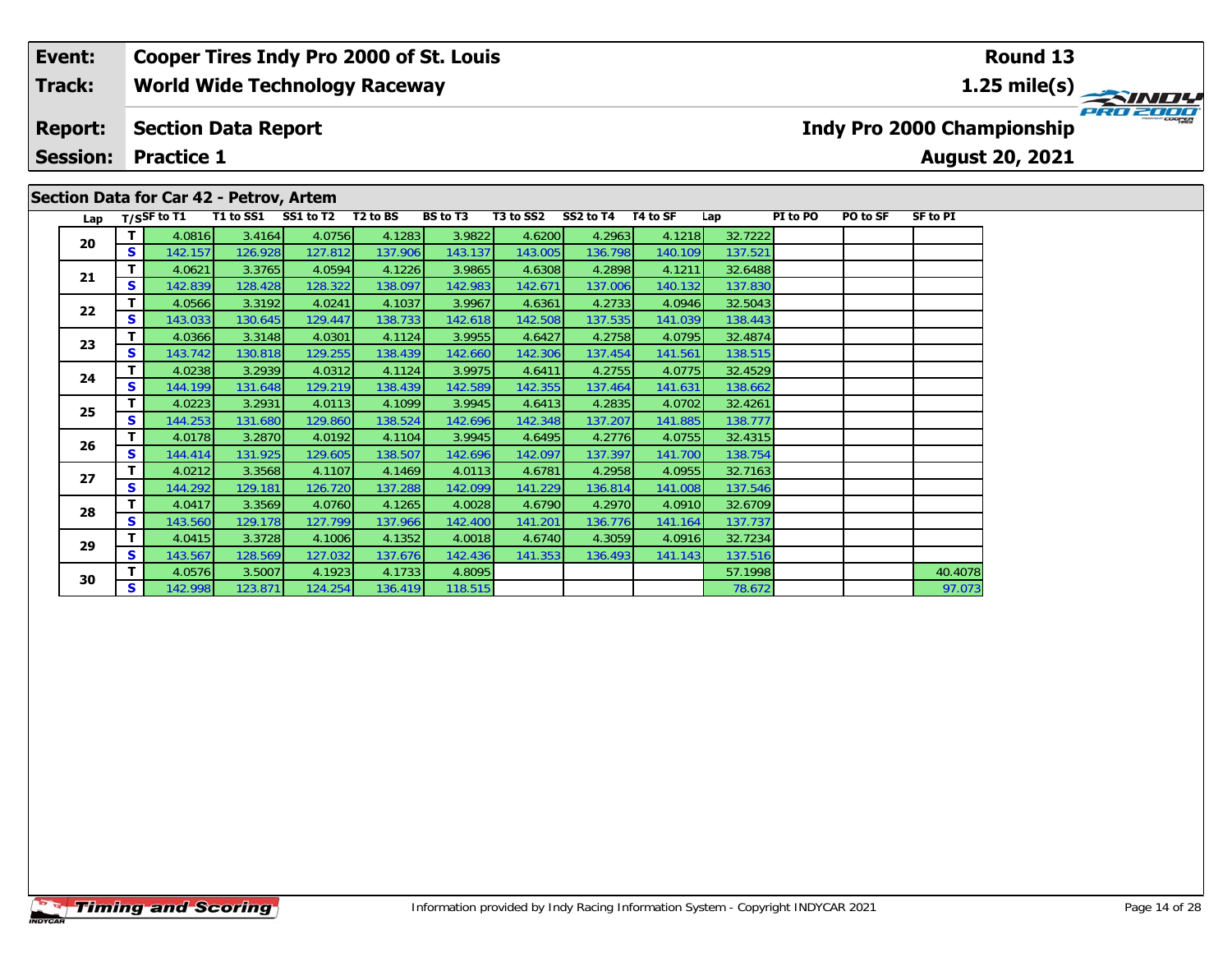| Event: | Cooper Tires Indy Pro 2000 of St. Louis | Round 13 |
|---|---|---|
| Track: | World Wide Technology Raceway | 1.25 mile(s) |
| Report: | Section Data Report | Indy Pro 2000 Championship |
| Session: | Practice 1 | August 20, 2021 |

## Section Data for Car 42 - Petrov, Artem

| Lap | T/S | SF to T1 | T1 to SS1 | SS1 to T2 | T2 to BS | BS to T3 | T3 to SS2 | SS2 to T4 | T4 to SF | Lap | PI to PO | PO to SF | SF to PI |
|---|---|---|---|---|---|---|---|---|---|---|---|---|---|
| 20 | T | 4.0816 | 3.4164 | 4.0756 | 4.1283 | 3.9822 | 4.6200 | 4.2963 | 4.1218 | 32.7222 | | | |
| | S | 142.157 | 126.928 | 127.812 | 137.906 | 143.137 | 143.005 | 136.798 | 140.109 | 137.521 | | | |
| 21 | T | 4.0621 | 3.3765 | 4.0594 | 4.1226 | 3.9865 | 4.6308 | 4.2898 | 4.1211 | 32.6488 | | | |
| | S | 142.839 | 128.428 | 128.322 | 138.097 | 142.983 | 142.671 | 137.006 | 140.132 | 137.830 | | | |
| 22 | T | 4.0566 | 3.3192 | 4.0241 | 4.1037 | 3.9967 | 4.6361 | 4.2733 | 4.0946 | 32.5043 | | | |
| | S | 143.033 | 130.645 | 129.447 | 138.733 | 142.618 | 142.508 | 137.535 | 141.039 | 138.443 | | | |
| 23 | T | 4.0366 | 3.3148 | 4.0301 | 4.1124 | 3.9955 | 4.6427 | 4.2758 | 4.0795 | 32.4874 | | | |
| | S | 143.742 | 130.818 | 129.255 | 138.439 | 142.660 | 142.306 | 137.454 | 141.561 | 138.515 | | | |
| 24 | T | 4.0238 | 3.2939 | 4.0312 | 4.1124 | 3.9975 | 4.6411 | 4.2755 | 4.0775 | 32.4529 | | | |
| | S | 144.199 | 131.648 | 129.219 | 138.439 | 142.589 | 142.355 | 137.464 | 141.631 | 138.662 | | | |
| 25 | T | 4.0223 | 3.2931 | 4.0113 | 4.1099 | 3.9945 | 4.6413 | 4.2835 | 4.0702 | 32.4261 | | | |
| | S | 144.253 | 131.680 | 129.860 | 138.524 | 142.696 | 142.348 | 137.207 | 141.885 | 138.777 | | | |
| 26 | T | 4.0178 | 3.2870 | 4.0192 | 4.1104 | 3.9945 | 4.6495 | 4.2776 | 4.0755 | 32.4315 | | | |
| | S | 144.414 | 131.925 | 129.605 | 138.507 | 142.696 | 142.097 | 137.397 | 141.700 | 138.754 | | | |
| 27 | T | 4.0212 | 3.3568 | 4.1107 | 4.1469 | 4.0113 | 4.6781 | 4.2958 | 4.0955 | 32.7163 | | | |
| | S | 144.292 | 129.181 | 126.720 | 137.288 | 142.099 | 141.229 | 136.814 | 141.008 | 137.546 | | | |
| 28 | T | 4.0417 | 3.3569 | 4.0760 | 4.1265 | 4.0028 | 4.6790 | 4.2970 | 4.0910 | 32.6709 | | | |
| | S | 143.560 | 129.178 | 127.799 | 137.966 | 142.400 | 141.201 | 136.776 | 141.164 | 137.737 | | | |
| 29 | T | 4.0415 | 3.3728 | 4.1006 | 4.1352 | 4.0018 | 4.6740 | 4.3059 | 4.0916 | 32.7234 | | | |
| | S | 143.567 | 128.569 | 127.032 | 137.676 | 142.436 | 141.353 | 136.493 | 141.143 | 137.516 | | | |
| 30 | T | 4.0576 | 3.5007 | 4.1923 | 4.1733 | 4.8095 | | | | 57.1998 | | | 40.4078 |
| | S | 142.998 | 123.871 | 124.254 | 136.419 | 118.515 | | | | 78.672 | | | 97.073 |

Information provided by Indy Racing Information System - Copyright INDYCAR 2021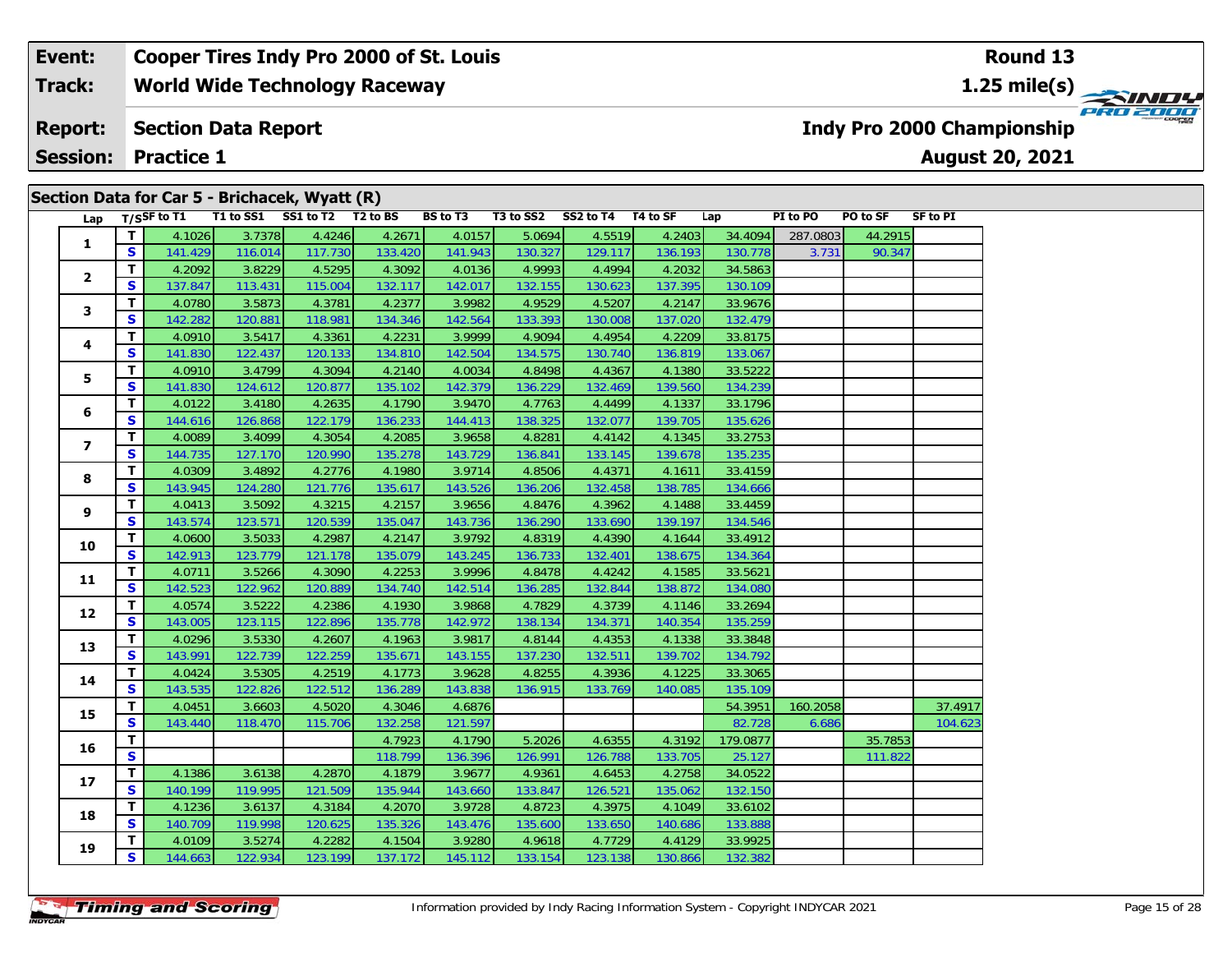| Event: | Cooper Tires Indy Pro 2000 of St. Louis | Round 13 |
|---|---|---|
| Track: | World Wide Technology Raceway | 1.25 mile(s) |
| Report: | Section Data Report | Indy Pro 2000 Championship |
| Session: | Practice 1 | August 20, 2021 |

## Section Data for Car 5 - Brichacek, Wyatt (R)

| Lap | T/S | SF to T1 | T1 to SS1 | SS1 to T2 | T2 to BS | BS to T3 | T3 to SS2 | SS2 to T4 | T4 to SF | Lap | PI to PO | PO to SF | SF to PI |
|---|---|---|---|---|---|---|---|---|---|---|---|---|---|
| 1 | T | 4.1026 | 3.7378 | 4.4246 | 4.2671 | 4.0157 | 5.0694 | 4.5519 | 4.2403 | 34.4094 | 287.0803 | 44.2915 | |
| | S | 141.429 | 116.014 | 117.730 | 133.420 | 141.943 | 130.327 | 129.117 | 136.193 | 130.778 | 3.731 | 90.347 | |
| 2 | T | 4.2092 | 3.8229 | 4.5295 | 4.3092 | 4.0136 | 4.9993 | 4.4994 | 4.2032 | 34.5863 | | | |
| | S | 137.847 | 113.431 | 115.004 | 132.117 | 142.017 | 132.155 | 130.623 | 137.395 | 130.109 | | | |
| 3 | T | 4.0780 | 3.5873 | 4.3781 | 4.2377 | 3.9982 | 4.9529 | 4.5207 | 4.2147 | 33.9676 | | | |
| | S | 142.282 | 120.881 | 118.981 | 134.346 | 142.564 | 133.393 | 130.008 | 137.020 | 132.479 | | | |
| 4 | T | 4.0910 | 3.5417 | 4.3361 | 4.2231 | 3.9999 | 4.9094 | 4.4954 | 4.2209 | 33.8175 | | | |
| | S | 141.830 | 122.437 | 120.133 | 134.810 | 142.504 | 134.575 | 130.740 | 136.819 | 133.067 | | | |
| 5 | T | 4.0910 | 3.4799 | 4.3094 | 4.2140 | 4.0034 | 4.8498 | 4.4367 | 4.1380 | 33.5222 | | | |
| | S | 141.830 | 124.612 | 120.877 | 135.102 | 142.379 | 136.229 | 132.469 | 139.560 | 134.239 | | | |
| 6 | T | 4.0122 | 3.4180 | 4.2635 | 4.1790 | 3.9470 | 4.7763 | 4.4499 | 4.1337 | 33.1796 | | | |
| | S | 144.616 | 126.868 | 122.179 | 136.233 | 144.413 | 138.325 | 132.077 | 139.705 | 135.626 | | | |
| 7 | T | 4.0089 | 3.4099 | 4.3054 | 4.2085 | 3.9658 | 4.8281 | 4.4142 | 4.1345 | 33.2753 | | | |
| | S | 144.735 | 127.170 | 120.990 | 135.278 | 143.729 | 136.841 | 133.145 | 139.678 | 135.235 | | | |
| 8 | T | 4.0309 | 3.4892 | 4.2776 | 4.1980 | 3.9714 | 4.8506 | 4.4371 | 4.1611 | 33.4159 | | | |
| | S | 143.945 | 124.280 | 121.776 | 135.617 | 143.526 | 136.206 | 132.458 | 138.785 | 134.666 | | | |
| 9 | T | 4.0413 | 3.5092 | 4.3215 | 4.2157 | 3.9656 | 4.8476 | 4.3962 | 4.1488 | 33.4459 | | | |
| | S | 143.574 | 123.571 | 120.539 | 135.047 | 143.736 | 136.290 | 133.690 | 139.197 | 134.546 | | | |
| 10 | T | 4.0600 | 3.5033 | 4.2987 | 4.2147 | 3.9792 | 4.8319 | 4.4390 | 4.1644 | 33.4912 | | | |
| | S | 142.913 | 123.779 | 121.178 | 135.079 | 143.245 | 136.733 | 132.401 | 138.675 | 134.364 | | | |
| 11 | T | 4.0711 | 3.5266 | 4.3090 | 4.2253 | 3.9996 | 4.8478 | 4.4242 | 4.1585 | 33.5621 | | | |
| | S | 142.523 | 122.962 | 120.889 | 134.740 | 142.514 | 136.285 | 132.844 | 138.872 | 134.080 | | | |
| 12 | T | 4.0574 | 3.5222 | 4.2386 | 4.1930 | 3.9868 | 4.7829 | 4.3739 | 4.1146 | 33.2694 | | | |
| | S | 143.005 | 123.115 | 122.896 | 135.778 | 142.972 | 138.134 | 134.371 | 140.354 | 135.259 | | | |
| 13 | T | 4.0296 | 3.5330 | 4.2607 | 4.1963 | 3.9817 | 4.8144 | 4.4353 | 4.1338 | 33.3848 | | | |
| | S | 143.991 | 122.739 | 122.259 | 135.671 | 143.155 | 137.230 | 132.511 | 139.702 | 134.792 | | | |
| 14 | T | 4.0424 | 3.5305 | 4.2519 | 4.1773 | 3.9628 | 4.8255 | 4.3936 | 4.1225 | 33.3065 | | | |
| | S | 143.535 | 122.826 | 122.512 | 136.289 | 143.838 | 136.915 | 133.769 | 140.085 | 135.109 | | | |
| 15 | T | 4.0451 | 3.6603 | 4.5020 | 4.3046 | 4.6876 | | | | 54.3951 | 160.2058 | | 37.4917 |
| | S | 143.440 | 118.470 | 115.706 | 132.258 | 121.597 | | | | 82.728 | 6.686 | | 104.623 |
| 16 | T | | | | 4.7923 | 4.1790 | 5.2026 | 4.6355 | 4.3192 | 179.0877 | | 35.7853 | |
| | S | | | | 118.799 | 136.396 | 126.991 | 126.788 | 133.705 | 25.127 | | 111.822 | |
| 17 | T | 4.1386 | 3.6138 | 4.2870 | 4.1879 | 3.9677 | 4.9361 | 4.6453 | 4.2758 | 34.0522 | | | |
| | S | 140.199 | 119.995 | 121.509 | 135.944 | 143.660 | 133.847 | 126.521 | 135.062 | 132.150 | | | |
| 18 | T | 4.1236 | 3.6137 | 4.3184 | 4.2070 | 3.9728 | 4.8723 | 4.3975 | 4.1049 | 33.6102 | | | |
| | S | 140.709 | 119.998 | 120.625 | 135.326 | 143.476 | 135.600 | 133.650 | 140.686 | 133.888 | | | |
| 19 | T | 4.0109 | 3.5274 | 4.2282 | 4.1504 | 3.9280 | 4.9618 | 4.7729 | 4.4129 | 33.9925 | | | |
| | S | 144.663 | 122.934 | 123.199 | 137.172 | 145.112 | 133.154 | 123.138 | 130.866 | 132.382 | | | |

Information provided by Indy Racing Information System - Copyright INDYCAR 2021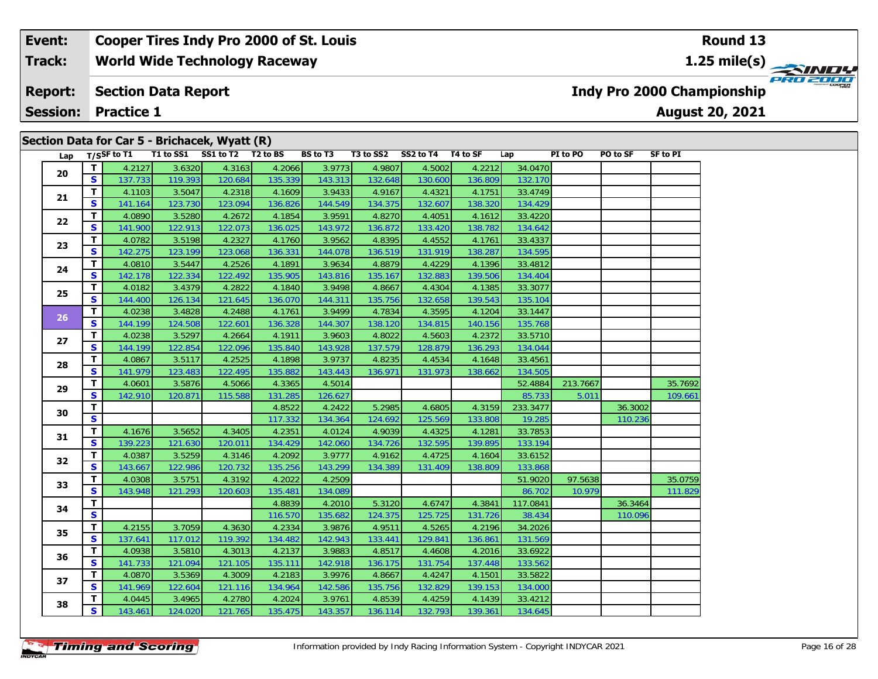| **Event:** | **Cooper Tires Indy Pro 2000 of St. Louis** | **Round 13** |
|---|---|---|
| **Track:** | **World Wide Technology Raceway** | **1.25 mile(s)** |
| **Report:** | **Section Data Report** | **Indy Pro 2000 Championship** |
| **Session:** | **Practice 1** | **August 20, 2021** |

## Section Data for Car 5 - Brichacek, Wyatt (R)

| Lap | T/S | SF to T1 | T1 to SS1 | SS1 to T2 | T2 to BS | BS to T3 | T3 to SS2 | SS2 to T4 | T4 to SF | Lap | PI to PO | PO to SF | SF to PI |
|---|---|---|---|---|---|---|---|---|---|---|---|---|---|
| 20 | T | 4.2127 | 3.6320 | 4.3163 | 4.2066 | 3.9773 | 4.9807 | 4.5002 | 4.2212 | 34.0470 | | | |
| | S | 137.733 | 119.393 | 120.684 | 135.339 | 143.313 | 132.648 | 130.600 | 136.809 | 132.170 | | | |
| 21 | T | 4.1103 | 3.5047 | 4.2318 | 4.1609 | 3.9433 | 4.9167 | 4.4321 | 4.1751 | 33.4749 | | | |
| | S | 141.164 | 123.730 | 123.094 | 136.826 | 144.549 | 134.375 | 132.607 | 138.320 | 134.429 | | | |
| 22 | T | 4.0890 | 3.5280 | 4.2672 | 4.1854 | 3.9591 | 4.8270 | 4.4051 | 4.1612 | 33.4220 | | | |
| | S | 141.900 | 122.913 | 122.073 | 136.025 | 143.972 | 136.872 | 133.420 | 138.782 | 134.642 | | | |
| 23 | T | 4.0782 | 3.5198 | 4.2327 | 4.1760 | 3.9562 | 4.8395 | 4.4552 | 4.1761 | 33.4337 | | | |
| | S | 142.275 | 123.199 | 123.068 | 136.331 | 144.078 | 136.519 | 131.919 | 138.287 | 134.595 | | | |
| 24 | T | 4.0810 | 3.5447 | 4.2526 | 4.1891 | 3.9634 | 4.8879 | 4.4229 | 4.1396 | 33.4812 | | | |
| | S | 142.178 | 122.334 | 122.492 | 135.905 | 143.816 | 135.167 | 132.883 | 139.506 | 134.404 | | | |
| 25 | T | 4.0182 | 3.4379 | 4.2822 | 4.1840 | 3.9498 | 4.8667 | 4.4304 | 4.1385 | 33.3077 | | | |
| | S | 144.400 | 126.134 | 121.645 | 136.070 | 144.311 | 135.756 | 132.658 | 139.543 | 135.104 | | | |
| 26 | T | 4.0238 | 3.4828 | 4.2488 | 4.1761 | 3.9499 | 4.7834 | 4.3595 | 4.1204 | 33.1447 | | | |
| | S | 144.199 | 124.508 | 122.601 | 136.328 | 144.307 | 138.120 | 134.815 | 140.156 | 135.768 | | | |
| 27 | T | 4.0238 | 3.5297 | 4.2664 | 4.1911 | 3.9603 | 4.8022 | 4.5603 | 4.2372 | 33.5710 | | | |
| | S | 144.199 | 122.854 | 122.096 | 135.840 | 143.928 | 137.579 | 128.879 | 136.293 | 134.044 | | | |
| 28 | T | 4.0867 | 3.5117 | 4.2525 | 4.1898 | 3.9737 | 4.8235 | 4.4534 | 4.1648 | 33.4561 | | | |
| | S | 141.979 | 123.483 | 122.495 | 135.882 | 143.443 | 136.971 | 131.973 | 138.662 | 134.505 | | | |
| 29 | T | 4.0601 | 3.5876 | 4.5066 | 4.3365 | 4.5014 | | | | 52.4884 | 213.7667 | | 35.7692 |
| | S | 142.910 | 120.871 | 115.588 | 131.285 | 126.627 | | | | 85.733 | 5.011 | | 109.661 |
| 30 | T | | | | 4.8522 | 4.2422 | 5.2985 | 4.6805 | 4.3159 | 233.3477 | | 36.3002 | |
| | S | | | | 117.332 | 134.364 | 124.692 | 125.569 | 133.808 | 19.285 | | 110.236 | |
| 31 | T | 4.1676 | 3.5652 | 4.3405 | 4.2351 | 4.0124 | 4.9039 | 4.4325 | 4.1281 | 33.7853 | | | |
| | S | 139.223 | 121.630 | 120.011 | 134.429 | 142.060 | 134.726 | 132.595 | 139.895 | 133.194 | | | |
| 32 | T | 4.0387 | 3.5259 | 4.3146 | 4.2092 | 3.9777 | 4.9162 | 4.4725 | 4.1604 | 33.6152 | | | |
| | S | 143.667 | 122.986 | 120.732 | 135.256 | 143.299 | 134.389 | 131.409 | 138.809 | 133.868 | | | |
| 33 | T | 4.0308 | 3.5751 | 4.3192 | 4.2022 | 4.2509 | | | | 51.9020 | 97.5638 | | 35.0759 |
| | S | 143.948 | 121.293 | 120.603 | 135.481 | 134.089 | | | | 86.702 | 10.979 | | 111.829 |
| 34 | T | | | | 4.8839 | 4.2010 | 5.3120 | 4.6747 | 4.3841 | 117.0841 | | 36.3464 | |
| | S | | | | 116.570 | 135.682 | 124.375 | 125.725 | 131.726 | 38.434 | | 110.096 | |
| 35 | T | 4.2155 | 3.7059 | 4.3630 | 4.2334 | 3.9876 | 4.9511 | 4.5265 | 4.2196 | 34.2026 | | | |
| | S | 137.641 | 117.012 | 119.392 | 134.482 | 142.943 | 133.441 | 129.841 | 136.861 | 131.569 | | | |
| 36 | T | 4.0938 | 3.5810 | 4.3013 | 4.2137 | 3.9883 | 4.8517 | 4.4608 | 4.2016 | 33.6922 | | | |
| | S | 141.733 | 121.094 | 121.105 | 135.111 | 142.918 | 136.175 | 131.754 | 137.448 | 133.562 | | | |
| 37 | T | 4.0870 | 3.5369 | 4.3009 | 4.2183 | 3.9976 | 4.8667 | 4.4247 | 4.1501 | 33.5822 | | | |
| | S | 141.969 | 122.604 | 121.116 | 134.964 | 142.586 | 135.756 | 132.829 | 139.153 | 134.000 | | | |
| 38 | T | 4.0445 | 3.4965 | 4.2780 | 4.2024 | 3.9761 | 4.8539 | 4.4259 | 4.1439 | 33.4212 | | | |
| | S | 143.461 | 124.020 | 121.765 | 135.475 | 143.357 | 136.114 | 132.793 | 139.361 | 134.645 | | | |

Information provided by Indy Racing Information System - Copyright INDYCAR 2021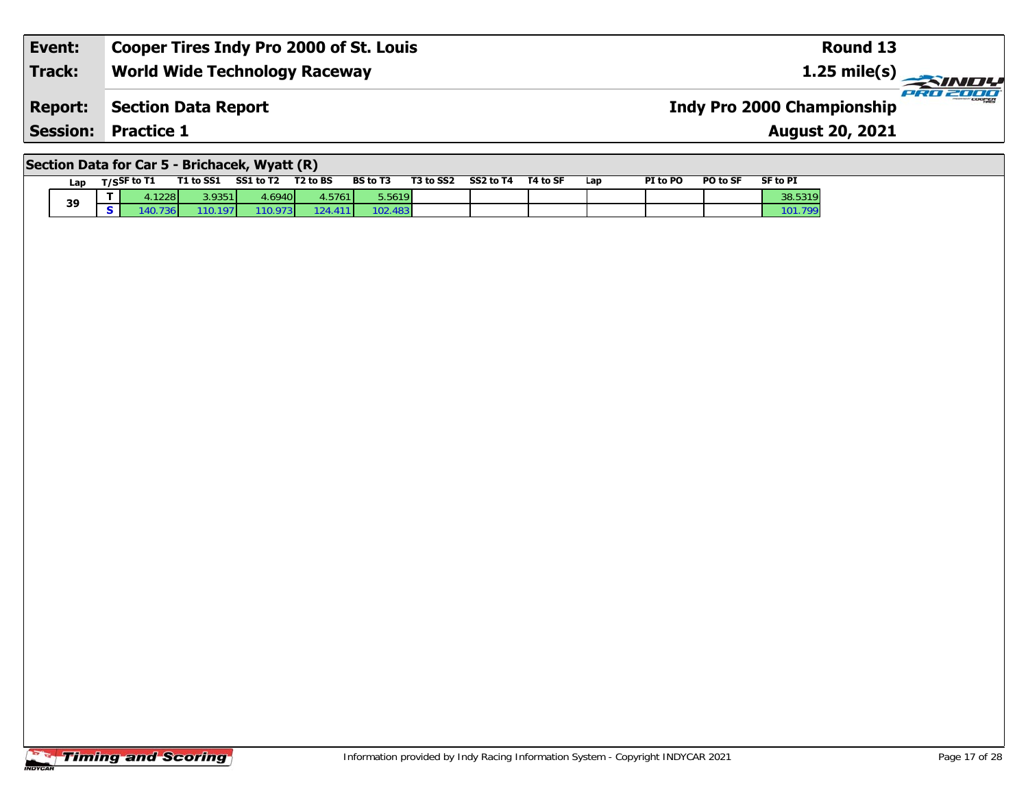| Event: | Cooper Tires Indy Pro 2000 of St. Louis | Round 13 |
| --- | --- | --- |
| Track: | World Wide Technology Raceway | 1.25 mile(s) |
| Report: | Section Data Report | Indy Pro 2000 Championship |
| Session: | Practice 1 | August 20, 2021 |

## Section Data for Car 5 - Brichacek, Wyatt (R)

| Lap | T/S | SF to T1 | T1 to SS1 | SS1 to T2 | T2 to BS | BS to T3 | T3 to SS2 | SS2 to T4 | T4 to SF | Lap | PI to PO | PO to SF | SF to PI |
| --- | --- | --- | --- | --- | --- | --- | --- | --- | --- | --- | --- | --- | --- |
| 39 | T | 4.1228 | 3.9351 | 4.6940 | 4.5761 | 5.5619 | | | | | | | 38.5319 |
| | S | 140.736 | 110.197 | 110.973 | 124.411 | 102.483 | | | | | | | 101.799 |

Information provided by Indy Racing Information System - Copyright INDYCAR 2021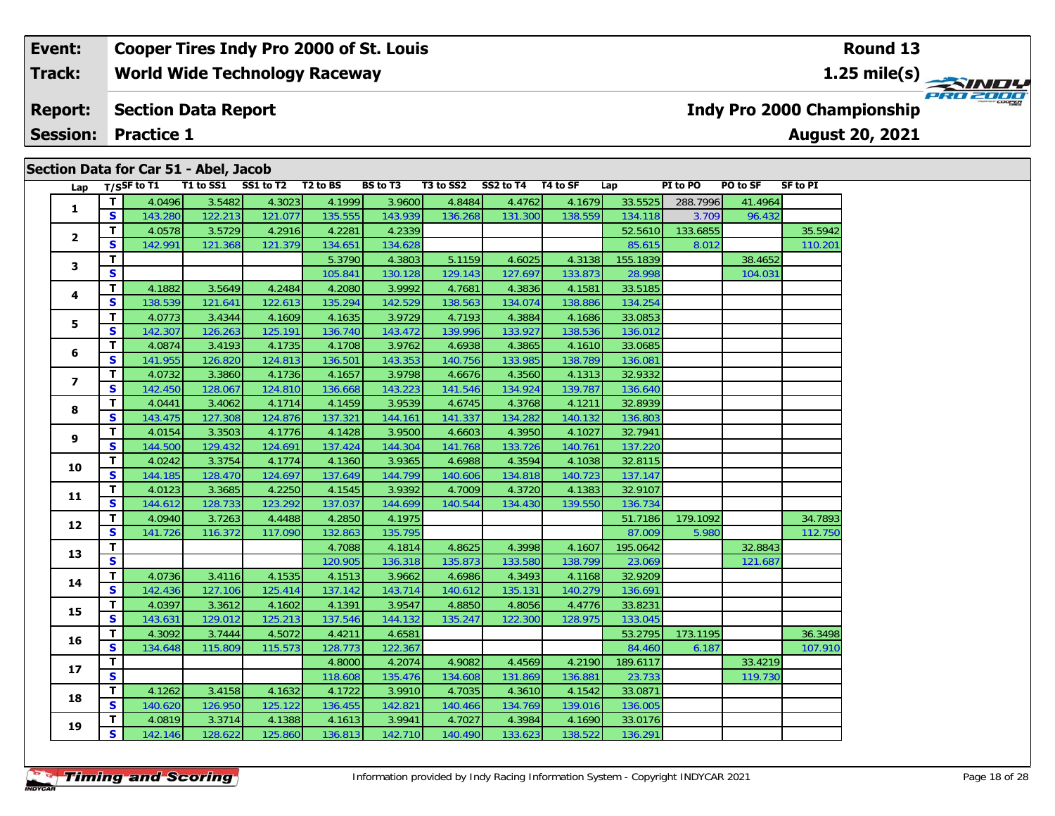| Event: | Cooper Tires Indy Pro 2000 of St. Louis | Round 13 |
|---|---|---|
| Track: | World Wide Technology Raceway | 1.25 mile(s) |
| Report: | Section Data Report | Indy Pro 2000 Championship |
| Session: | Practice 1 | August 20, 2021 |

## Section Data for Car 51 - Abel, Jacob

| Lap | T/S | SF to T1 | T1 to SS1 | SS1 to T2 | T2 to BS | BS to T3 | T3 to SS2 | SS2 to T4 | T4 to SF | Lap | PI to PO | PO to SF | SF to PI |
|---|---|---|---|---|---|---|---|---|---|---|---|---|---|
| 1 | T | 4.0496 | 3.5482 | 4.3023 | 4.1999 | 3.9600 | 4.8484 | 4.4762 | 4.1679 | 33.5525 | 288.7996 | 41.4964 | |
| | S | 143.280 | 122.213 | 121.077 | 135.555 | 143.939 | 136.268 | 131.300 | 138.559 | 134.118 | 3.709 | 96.432 | |
| 2 | T | 4.0578 | 3.5729 | 4.2916 | 4.2281 | 4.2339 | | | | 52.5610 | 133.6855 | | 35.5942 |
| | S | 142.991 | 121.368 | 121.379 | 134.651 | 134.628 | | | | 85.615 | 8.012 | | 110.201 |
| 3 | T | | | | 5.3790 | 4.3803 | 5.1159 | 4.6025 | 4.3138 | 155.1839 | | 38.4652 | |
| | S | | | | 105.841 | 130.128 | 129.143 | 127.697 | 133.873 | 28.998 | | 104.031 | |
| 4 | T | 4.1882 | 3.5649 | 4.2484 | 4.2080 | 3.9992 | 4.7681 | 4.3836 | 4.1581 | 33.5185 | | | |
| | S | 138.539 | 121.641 | 122.613 | 135.294 | 142.529 | 138.563 | 134.074 | 138.886 | 134.254 | | | |
| 5 | T | 4.0773 | 3.4344 | 4.1609 | 4.1635 | 3.9729 | 4.7193 | 4.3884 | 4.1686 | 33.0853 | | | |
| | S | 142.307 | 126.263 | 125.191 | 136.740 | 143.472 | 139.996 | 133.927 | 138.536 | 136.012 | | | |
| 6 | T | 4.0874 | 3.4193 | 4.1735 | 4.1708 | 3.9762 | 4.6938 | 4.3865 | 4.1610 | 33.0685 | | | |
| | S | 141.955 | 126.820 | 124.813 | 136.501 | 143.353 | 140.756 | 133.985 | 138.789 | 136.081 | | | |
| 7 | T | 4.0732 | 3.3860 | 4.1736 | 4.1657 | 3.9798 | 4.6676 | 4.3560 | 4.1313 | 32.9332 | | | |
| | S | 142.450 | 128.067 | 124.810 | 136.668 | 143.223 | 141.546 | 134.924 | 139.787 | 136.640 | | | |
| 8 | T | 4.0441 | 3.4062 | 4.1714 | 4.1459 | 3.9539 | 4.6745 | 4.3768 | 4.1211 | 32.8939 | | | |
| | S | 143.475 | 127.308 | 124.876 | 137.321 | 144.161 | 141.337 | 134.282 | 140.132 | 136.803 | | | |
| 9 | T | 4.0154 | 3.3503 | 4.1776 | 4.1428 | 3.9500 | 4.6603 | 4.3950 | 4.1027 | 32.7941 | | | |
| | S | 144.500 | 129.432 | 124.691 | 137.424 | 144.304 | 141.768 | 133.726 | 140.761 | 137.220 | | | |
| 10 | T | 4.0242 | 3.3754 | 4.1774 | 4.1360 | 3.9365 | 4.6988 | 4.3594 | 4.1038 | 32.8115 | | | |
| | S | 144.185 | 128.470 | 124.697 | 137.649 | 144.799 | 140.606 | 134.818 | 140.723 | 137.147 | | | |
| 11 | T | 4.0123 | 3.3685 | 4.2250 | 4.1545 | 3.9392 | 4.7009 | 4.3720 | 4.1383 | 32.9107 | | | |
| | S | 144.612 | 128.733 | 123.292 | 137.037 | 144.699 | 140.544 | 134.430 | 139.550 | 136.734 | | | |
| 12 | T | 4.0940 | 3.7263 | 4.4488 | 4.2850 | 4.1975 | | | | 51.7186 | 179.1092 | | 34.7893 |
| | S | 141.726 | 116.372 | 117.090 | 132.863 | 135.795 | | | | 87.009 | 5.980 | | 112.750 |
| 13 | T | | | | 4.7088 | 4.1814 | 4.8625 | 4.3998 | 4.1607 | 195.0642 | | 32.8843 | |
| | S | | | | 120.905 | 136.318 | 135.873 | 133.580 | 138.799 | 23.069 | | 121.687 | |
| 14 | T | 4.0736 | 3.4116 | 4.1535 | 4.1513 | 3.9662 | 4.6986 | 4.3493 | 4.1168 | 32.9209 | | | |
| | S | 142.436 | 127.106 | 125.414 | 137.142 | 143.714 | 140.612 | 135.131 | 140.279 | 136.691 | | | |
| 15 | T | 4.0397 | 3.3612 | 4.1602 | 4.1391 | 3.9547 | 4.8850 | 4.8056 | 4.4776 | 33.8231 | | | |
| | S | 143.631 | 129.012 | 125.213 | 137.546 | 144.132 | 135.247 | 122.300 | 128.975 | 133.045 | | | |
| 16 | T | 4.3092 | 3.7444 | 4.5072 | 4.4211 | 4.6581 | | | | 53.2795 | 173.1195 | | 36.3498 |
| | S | 134.648 | 115.809 | 115.573 | 128.773 | 122.367 | | | | 84.460 | 6.187 | | 107.910 |
| 17 | T | | | | 4.8000 | 4.2074 | 4.9082 | 4.4569 | 4.2190 | 189.6117 | | 33.4219 | |
| | S | | | | 118.608 | 135.476 | 134.608 | 131.869 | 136.881 | 23.733 | | 119.730 | |
| 18 | T | 4.1262 | 3.4158 | 4.1632 | 4.1722 | 3.9910 | 4.7035 | 4.3610 | 4.1542 | 33.0871 | | | |
| | S | 140.620 | 126.950 | 125.122 | 136.455 | 142.821 | 140.466 | 134.769 | 139.016 | 136.005 | | | |
| 19 | T | 4.0819 | 3.3714 | 4.1388 | 4.1613 | 3.9941 | 4.7027 | 4.3984 | 4.1690 | 33.0176 | | | |
| | S | 142.146 | 128.622 | 125.860 | 136.813 | 142.710 | 140.490 | 133.623 | 138.522 | 136.291 | | | |

Information provided by Indy Racing Information System - Copyright INDYCAR 2021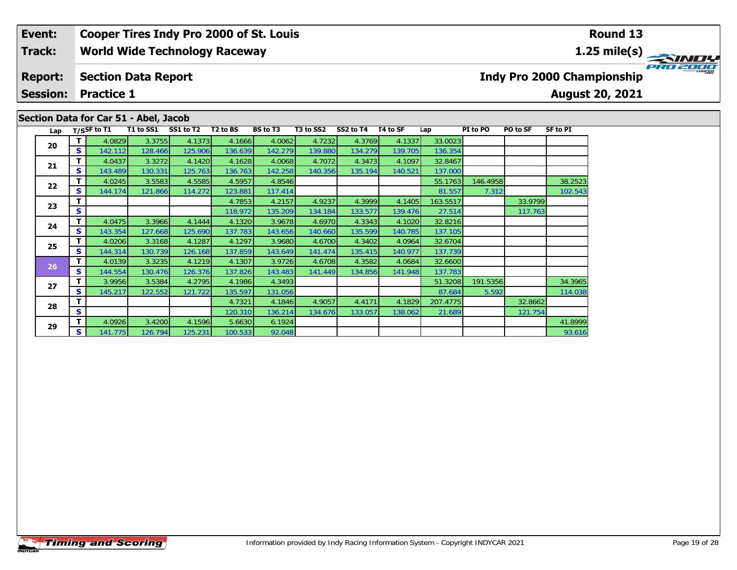| Event: | Cooper Tires Indy Pro 2000 of St. Louis | Round 13 |
|---|---|---|
| Track: | World Wide Technology Raceway | 1.25 mile(s) |
| Report: | Section Data Report | Indy Pro 2000 Championship |
| Session: | Practice 1 | August 20, 2021 |

## Section Data for Car 51 - Abel, Jacob

| Lap | T/S | SF to T1 | T1 to SS1 | SS1 to T2 | T2 to BS | BS to T3 | T3 to SS2 | SS2 to T4 | T4 to SF | Lap | PI to PO | PO to SF | SF to PI |
|---|---|---|---|---|---|---|---|---|---|---|---|---|---|
| 20 | T | 4.0829 | 3.3755 | 4.1373 | 4.1666 | 4.0062 | 4.7232 | 4.3769 | 4.1337 | 33.0023 | | | |
| | S | 142.112 | 128.466 | 125.906 | 136.639 | 142.279 | 139.880 | 134.279 | 139.705 | 136.354 | | | |
| 21 | T | 4.0437 | 3.3272 | 4.1420 | 4.1628 | 4.0068 | 4.7072 | 4.3473 | 4.1097 | 32.8467 | | | |
| | S | 143.489 | 130.331 | 125.763 | 136.763 | 142.258 | 140.356 | 135.194 | 140.521 | 137.000 | | | |
| 22 | T | 4.0245 | 3.5583 | 4.5585 | 4.5957 | 4.8546 | | | | 55.1763 | 146.4958 | | 38.2523 |
| | S | 144.174 | 121.866 | 114.272 | 123.881 | 117.414 | | | | 81.557 | 7.312 | | 102.543 |
| 23 | T | | | | 4.7853 | 4.2157 | 4.9237 | 4.3999 | 4.1405 | 163.5517 | | 33.9799 | |
| | S | | | | 118.972 | 135.209 | 134.184 | 133.577 | 139.476 | 27.514 | | 117.763 | |
| 24 | T | 4.0475 | 3.3966 | 4.1444 | 4.1320 | 3.9678 | 4.6970 | 4.3343 | 4.1020 | 32.8216 | | | |
| | S | 143.354 | 127.668 | 125.690 | 137.783 | 143.656 | 140.660 | 135.599 | 140.785 | 137.105 | | | |
| 25 | T | 4.0206 | 3.3168 | 4.1287 | 4.1297 | 3.9680 | 4.6700 | 4.3402 | 4.0964 | 32.6704 | | | |
| | S | 144.314 | 130.739 | 126.168 | 137.859 | 143.649 | 141.474 | 135.415 | 140.977 | 137.739 | | | |
| 26 | T | 4.0139 | 3.3235 | 4.1219 | 4.1307 | 3.9726 | 4.6708 | 4.3582 | 4.0684 | 32.6600 | | | |
| | S | 144.554 | 130.476 | 126.376 | 137.826 | 143.483 | 141.449 | 134.856 | 141.948 | 137.783 | | | |
| 27 | T | 3.9956 | 3.5384 | 4.2795 | 4.1986 | 4.3493 | | | | 51.3208 | 191.5356 | | 34.3965 |
| | S | 145.217 | 122.552 | 121.722 | 135.597 | 131.056 | | | | 87.684 | 5.592 | | 114.038 |
| 28 | T | | | | 4.7321 | 4.1846 | 4.9057 | 4.4171 | 4.1829 | 207.4775 | | 32.8662 | |
| | S | | | | 120.310 | 136.214 | 134.676 | 133.057 | 138.062 | 21.689 | | 121.754 | |
| 29 | T | 4.0926 | 3.4200 | 4.1596 | 5.6630 | 6.1924 | | | | | | | 41.8999 |
| | S | 141.775 | 126.794 | 125.231 | 100.533 | 92.048 | | | | | | | 93.616 |

Information provided by Indy Racing Information System - Copyright INDYCAR 2021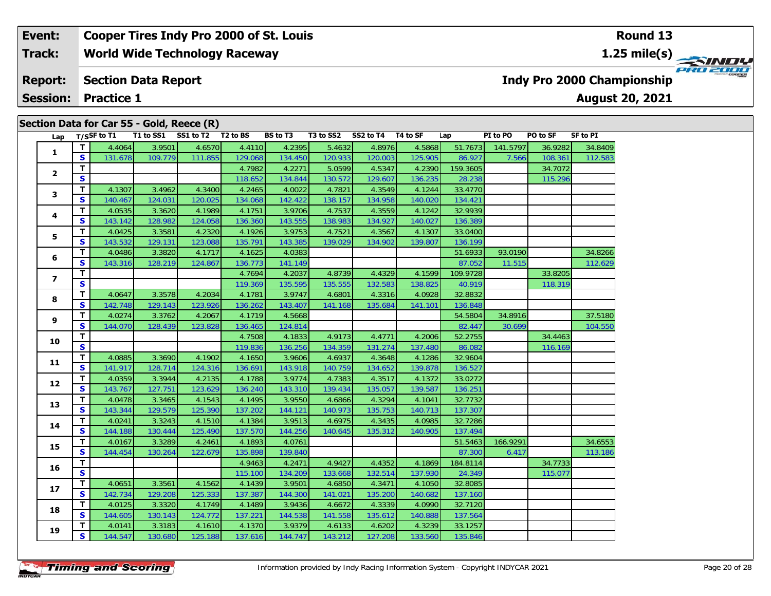| Event: | Cooper Tires Indy Pro 2000 of St. Louis | Round 13 |
|---|---|---|
| Track: | World Wide Technology Raceway | 1.25 mile(s) |
| Report: | Section Data Report | Indy Pro 2000 Championship |
| Session: | Practice 1 | August 20, 2021 |

## Section Data for Car 55 - Gold, Reece (R)

| Lap | T/S | SF to T1 | T1 to SS1 | SS1 to T2 | T2 to BS | BS to T3 | T3 to SS2 | SS2 to T4 | T4 to SF | Lap | PI to PO | PO to SF | SF to PI |
|---|---|---|---|---|---|---|---|---|---|---|---|---|---|
| 1 | T | 4.4064 | 3.9501 | 4.6570 | 4.4110 | 4.2395 | 5.4632 | 4.8976 | 4.5868 | 51.7673 | 141.5797 | 36.9282 | 34.8409 |
| | S | 131.678 | 109.779 | 111.855 | 129.068 | 134.450 | 120.933 | 120.003 | 125.905 | 86.927 | 7.566 | 108.361 | 112.583 |
| 2 | T | | | | 4.7982 | 4.2271 | 5.0599 | 4.5347 | 4.2390 | 159.3605 | | 34.7072 | |
| | S | | | | 118.652 | 134.844 | 130.572 | 129.607 | 136.235 | 28.238 | | 115.296 | |
| 3 | T | 4.1307 | 3.4962 | 4.3400 | 4.2465 | 4.0022 | 4.7821 | 4.3549 | 4.1244 | 33.4770 | | | |
| | S | 140.467 | 124.031 | 120.025 | 134.068 | 142.422 | 138.157 | 134.958 | 140.020 | 134.421 | | | |
| 4 | T | 4.0535 | 3.3620 | 4.1989 | 4.1751 | 3.9706 | 4.7537 | 4.3559 | 4.1242 | 32.9939 | | | |
| | S | 143.142 | 128.982 | 124.058 | 136.360 | 143.555 | 138.983 | 134.927 | 140.027 | 136.389 | | | |
| 5 | T | 4.0425 | 3.3581 | 4.2320 | 4.1926 | 3.9753 | 4.7521 | 4.3567 | 4.1307 | 33.0400 | | | |
| | S | 143.532 | 129.131 | 123.088 | 135.791 | 143.385 | 139.029 | 134.902 | 139.807 | 136.199 | | | |
| 6 | T | 4.0486 | 3.3820 | 4.1717 | 4.1625 | 4.0383 | | | | 51.6933 | 93.0190 | | 34.8266 |
| | S | 143.316 | 128.219 | 124.867 | 136.773 | 141.149 | | | | 87.052 | 11.515 | | 112.629 |
| 7 | T | | | | 4.7694 | 4.2037 | 4.8739 | 4.4329 | 4.1599 | 109.9728 | | 33.8205 | |
| | S | | | | 119.369 | 135.595 | 135.555 | 132.583 | 138.825 | 40.919 | | 118.319 | |
| 8 | T | 4.0647 | 3.3578 | 4.2034 | 4.1781 | 3.9747 | 4.6801 | 4.3316 | 4.0928 | 32.8832 | | | |
| | S | 142.748 | 129.143 | 123.926 | 136.262 | 143.407 | 141.168 | 135.684 | 141.101 | 136.848 | | | |
| 9 | T | 4.0274 | 3.3762 | 4.2067 | 4.1719 | 4.5668 | | | | 54.5804 | 34.8916 | | 37.5180 |
| | S | 144.070 | 128.439 | 123.828 | 136.465 | 124.814 | | | | 82.447 | 30.699 | | 104.550 |
| 10 | T | | | | 4.7508 | 4.1833 | 4.9173 | 4.4771 | 4.2006 | 52.2755 | | 34.4463 | |
| | S | | | | 119.836 | 136.256 | 134.359 | 131.274 | 137.480 | 86.082 | | 116.169 | |
| 11 | T | 4.0885 | 3.3690 | 4.1902 | 4.1650 | 3.9606 | 4.6937 | 4.3648 | 4.1286 | 32.9604 | | | |
| | S | 141.917 | 128.714 | 124.316 | 136.691 | 143.918 | 140.759 | 134.652 | 139.878 | 136.527 | | | |
| 12 | T | 4.0359 | 3.3944 | 4.2135 | 4.1788 | 3.9774 | 4.7383 | 4.3517 | 4.1372 | 33.0272 | | | |
| | S | 143.767 | 127.751 | 123.629 | 136.240 | 143.310 | 139.434 | 135.057 | 139.587 | 136.251 | | | |
| 13 | T | 4.0478 | 3.3465 | 4.1543 | 4.1495 | 3.9550 | 4.6866 | 4.3294 | 4.1041 | 32.7732 | | | |
| | S | 143.344 | 129.579 | 125.390 | 137.202 | 144.121 | 140.973 | 135.753 | 140.713 | 137.307 | | | |
| 14 | T | 4.0241 | 3.3243 | 4.1510 | 4.1384 | 3.9513 | 4.6975 | 4.3435 | 4.0985 | 32.7286 | | | |
| | S | 144.188 | 130.444 | 125.490 | 137.570 | 144.256 | 140.645 | 135.312 | 140.905 | 137.494 | | | |
| 15 | T | 4.0167 | 3.3289 | 4.2461 | 4.1893 | 4.0761 | | | | 51.5463 | 166.9291 | | 34.6553 |
| | S | 144.454 | 130.264 | 122.679 | 135.898 | 139.840 | | | | 87.300 | 6.417 | | 113.186 |
| 16 | T | | | | 4.9463 | 4.2471 | 4.9427 | 4.4352 | 4.1869 | 184.8114 | | 34.7733 | |
| | S | | | | 115.100 | 134.209 | 133.668 | 132.514 | 137.930 | 24.349 | | 115.077 | |
| 17 | T | 4.0651 | 3.3561 | 4.1562 | 4.1439 | 3.9501 | 4.6850 | 4.3471 | 4.1050 | 32.8085 | | | |
| | S | 142.734 | 129.208 | 125.333 | 137.387 | 144.300 | 141.021 | 135.200 | 140.682 | 137.160 | | | |
| 18 | T | 4.0125 | 3.3320 | 4.1749 | 4.1489 | 3.9436 | 4.6672 | 4.3339 | 4.0990 | 32.7120 | | | |
| | S | 144.605 | 130.143 | 124.772 | 137.221 | 144.538 | 141.558 | 135.612 | 140.888 | 137.564 | | | |
| 19 | T | 4.0141 | 3.3183 | 4.1610 | 4.1370 | 3.9379 | 4.6133 | 4.6202 | 4.3239 | 33.1257 | | | |
| | S | 144.547 | 130.680 | 125.188 | 137.616 | 144.747 | 143.212 | 127.208 | 133.560 | 135.846 | | | |

Information provided by Indy Racing Information System - Copyright INDYCAR 2021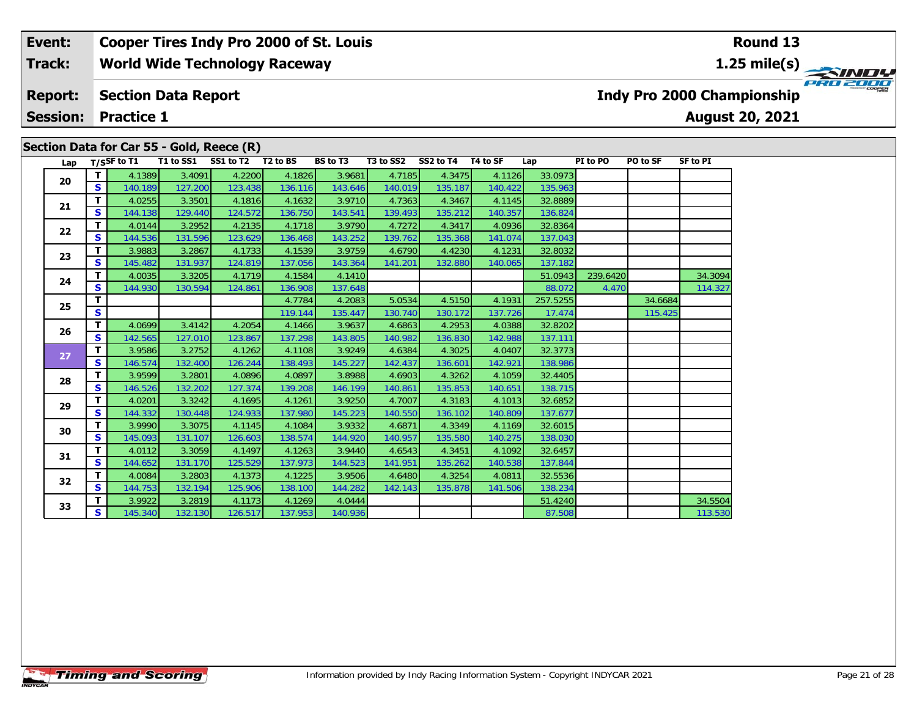| Event: | Cooper Tires Indy Pro 2000 of St. Louis | Round 13 |
|---|---|---|
| Track: | World Wide Technology Raceway | 1.25 mile(s) |
| Report: | Section Data Report | Indy Pro 2000 Championship |
| Session: | Practice 1 | August 20, 2021 |

## Section Data for Car 55 - Gold, Reece (R)

| Lap | T/S | SF to T1 | T1 to SS1 | SS1 to T2 | T2 to BS | BS to T3 | T3 to SS2 | SS2 to T4 | T4 to SF | Lap | PI to PO | PO to SF | SF to PI |
|---|---|---|---|---|---|---|---|---|---|---|---|---|---|
| 20 | T | 4.1389 | 3.4091 | 4.2200 | 4.1826 | 3.9681 | 4.7185 | 4.3475 | 4.1126 | 33.0973 | | | |
| | S | 140.189 | 127.200 | 123.438 | 136.116 | 143.646 | 140.019 | 135.187 | 140.422 | 135.963 | | | |
| 21 | T | 4.0255 | 3.3501 | 4.1816 | 4.1632 | 3.9710 | 4.7363 | 4.3467 | 4.1145 | 32.8889 | | | |
| | S | 144.138 | 129.440 | 124.572 | 136.750 | 143.541 | 139.493 | 135.212 | 140.357 | 136.824 | | | |
| 22 | T | 4.0144 | 3.2952 | 4.2135 | 4.1718 | 3.9790 | 4.7272 | 4.3417 | 4.0936 | 32.8364 | | | |
| | S | 144.536 | 131.596 | 123.629 | 136.468 | 143.252 | 139.762 | 135.368 | 141.074 | 137.043 | | | |
| 23 | T | 3.9883 | 3.2867 | 4.1733 | 4.1539 | 3.9759 | 4.6790 | 4.4230 | 4.1231 | 32.8032 | | | |
| | S | 145.482 | 131.937 | 124.819 | 137.056 | 143.364 | 141.201 | 132.880 | 140.065 | 137.182 | | | |
| 24 | T | 4.0035 | 3.3205 | 4.1719 | 4.1584 | 4.1410 | | | | 51.0943 | 239.6420 | | 34.3094 |
| | S | 144.930 | 130.594 | 124.861 | 136.908 | 137.648 | | | | 88.072 | 4.470 | | 114.327 |
| 25 | T | | | | 4.7784 | 4.2083 | 5.0534 | 4.5150 | 4.1931 | 257.5255 | | 34.6684 | |
| | S | | | | 119.144 | 135.447 | 130.740 | 130.172 | 137.726 | 17.474 | | 115.425 | |
| 26 | T | 4.0699 | 3.4142 | 4.2054 | 4.1466 | 3.9637 | 4.6863 | 4.2953 | 4.0388 | 32.8202 | | | |
| | S | 142.565 | 127.010 | 123.867 | 137.298 | 143.805 | 140.982 | 136.830 | 142.988 | 137.111 | | | |
| 27 | T | 3.9586 | 3.2752 | 4.1262 | 4.1108 | 3.9249 | 4.6384 | 4.3025 | 4.0407 | 32.3773 | | | |
| | S | 146.574 | 132.400 | 126.244 | 138.493 | 145.227 | 142.437 | 136.601 | 142.921 | 138.986 | | | |
| 28 | T | 3.9599 | 3.2801 | 4.0896 | 4.0897 | 3.8988 | 4.6903 | 4.3262 | 4.1059 | 32.4405 | | | |
| | S | 146.526 | 132.202 | 127.374 | 139.208 | 146.199 | 140.861 | 135.853 | 140.651 | 138.715 | | | |
| 29 | T | 4.0201 | 3.3242 | 4.1695 | 4.1261 | 3.9250 | 4.7007 | 4.3183 | 4.1013 | 32.6852 | | | |
| | S | 144.332 | 130.448 | 124.933 | 137.980 | 145.223 | 140.550 | 136.102 | 140.809 | 137.677 | | | |
| 30 | T | 3.9990 | 3.3075 | 4.1145 | 4.1084 | 3.9332 | 4.6871 | 4.3349 | 4.1169 | 32.6015 | | | |
| | S | 145.093 | 131.107 | 126.603 | 138.574 | 144.920 | 140.957 | 135.580 | 140.275 | 138.030 | | | |
| 31 | T | 4.0112 | 3.3059 | 4.1497 | 4.1263 | 3.9440 | 4.6543 | 4.3451 | 4.1092 | 32.6457 | | | |
| | S | 144.652 | 131.170 | 125.529 | 137.973 | 144.523 | 141.951 | 135.262 | 140.538 | 137.844 | | | |
| 32 | T | 4.0084 | 3.2803 | 4.1373 | 4.1225 | 3.9506 | 4.6480 | 4.3254 | 4.0811 | 32.5536 | | | |
| | S | 144.753 | 132.194 | 125.906 | 138.100 | 144.282 | 142.143 | 135.878 | 141.506 | 138.234 | | | |
| 33 | T | 3.9922 | 3.2819 | 4.1173 | 4.1269 | 4.0444 | | | | 51.4240 | | | 34.5504 |
| | S | 145.340 | 132.130 | 126.517 | 137.953 | 140.936 | | | | 87.508 | | | 113.530 |

Information provided by Indy Racing Information System - Copyright INDYCAR 2021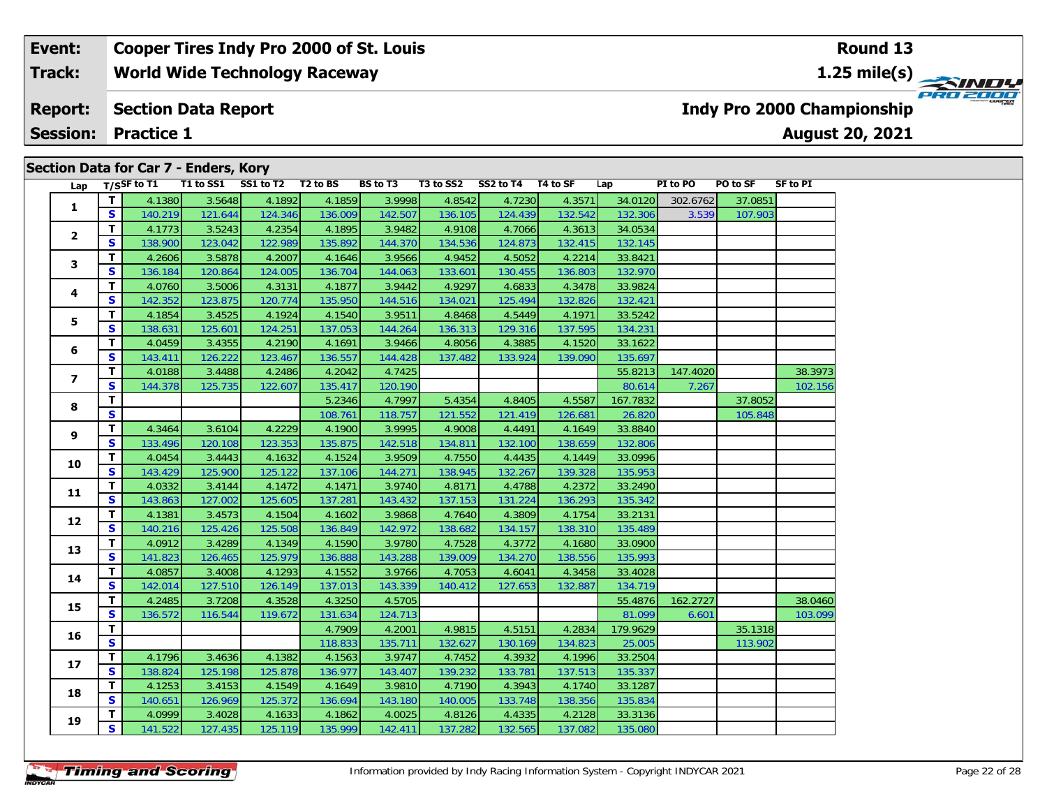| Event: | Cooper Tires Indy Pro 2000 of St. Louis | Round 13 |
|---|---|---|
| Track: | World Wide Technology Raceway | 1.25 mile(s) |
| Report: | Section Data Report | Indy Pro 2000 Championship |
| Session: | Practice 1 | August 20, 2021 |

## Section Data for Car 7 - Enders, Kory

| Lap | T/S | SF to T1 | T1 to SS1 | SS1 to T2 | T2 to BS | BS to T3 | T3 to SS2 | SS2 to T4 | T4 to SF | Lap | PI to PO | PO to SF | SF to PI |
|---|---|---|---|---|---|---|---|---|---|---|---|---|---|
| 1 | T | 4.1380 | 3.5648 | 4.1892 | 4.1859 | 3.9998 | 4.8542 | 4.7230 | 4.3571 | 34.0120 | 302.6762 | 37.0851 | |
| | S | 140.219 | 121.644 | 124.346 | 136.009 | 142.507 | 136.105 | 124.439 | 132.542 | 132.306 | 3.539 | 107.903 | |
| 2 | T | 4.1773 | 3.5243 | 4.2354 | 4.1895 | 3.9482 | 4.9108 | 4.7066 | 4.3613 | 34.0534 | | | |
| | S | 138.900 | 123.042 | 122.989 | 135.892 | 144.370 | 134.536 | 124.873 | 132.415 | 132.145 | | | |
| 3 | T | 4.2606 | 3.5878 | 4.2007 | 4.1646 | 3.9566 | 4.9452 | 4.5052 | 4.2214 | 33.8421 | | | |
| | S | 136.184 | 120.864 | 124.005 | 136.704 | 144.063 | 133.601 | 130.455 | 136.803 | 132.970 | | | |
| 4 | T | 4.0760 | 3.5006 | 4.3131 | 4.1877 | 3.9442 | 4.9297 | 4.6833 | 4.3478 | 33.9824 | | | |
| | S | 142.352 | 123.875 | 120.774 | 135.950 | 144.516 | 134.021 | 125.494 | 132.826 | 132.421 | | | |
| 5 | T | 4.1854 | 3.4525 | 4.1924 | 4.1540 | 3.9511 | 4.8468 | 4.5449 | 4.1971 | 33.5242 | | | |
| | S | 138.631 | 125.601 | 124.251 | 137.053 | 144.264 | 136.313 | 129.316 | 137.595 | 134.231 | | | |
| 6 | T | 4.0459 | 3.4355 | 4.2190 | 4.1691 | 3.9466 | 4.8056 | 4.3885 | 4.1520 | 33.1622 | | | |
| | S | 143.411 | 126.222 | 123.467 | 136.557 | 144.428 | 137.482 | 133.924 | 139.090 | 135.697 | | | |
| 7 | T | 4.0188 | 3.4488 | 4.2486 | 4.2042 | 4.7425 | | | | 55.8213 | 147.4020 | | 38.3973 |
| | S | 144.378 | 125.735 | 122.607 | 135.417 | 120.190 | | | | 80.614 | 7.267 | | 102.156 |
| 8 | T | | | | 5.2346 | 4.7997 | 5.4354 | 4.8405 | 4.5587 | 167.7832 | | 37.8052 | |
| | S | | | | 108.761 | 118.757 | 121.552 | 121.419 | 126.681 | 26.820 | | 105.848 | |
| 9 | T | 4.3464 | 3.6104 | 4.2229 | 4.1900 | 3.9995 | 4.9008 | 4.4491 | 4.1649 | 33.8840 | | | |
| | S | 133.496 | 120.108 | 123.353 | 135.875 | 142.518 | 134.811 | 132.100 | 138.659 | 132.806 | | | |
| 10 | T | 4.0454 | 3.4443 | 4.1632 | 4.1524 | 3.9509 | 4.7550 | 4.4435 | 4.1449 | 33.0996 | | | |
| | S | 143.429 | 125.900 | 125.122 | 137.106 | 144.271 | 138.945 | 132.267 | 139.328 | 135.953 | | | |
| 11 | T | 4.0332 | 3.4144 | 4.1472 | 4.1471 | 3.9740 | 4.8171 | 4.4788 | 4.2372 | 33.2490 | | | |
| | S | 143.863 | 127.002 | 125.605 | 137.281 | 143.432 | 137.153 | 131.224 | 136.293 | 135.342 | | | |
| 12 | T | 4.1381 | 3.4573 | 4.1504 | 4.1602 | 3.9868 | 4.7640 | 4.3809 | 4.1754 | 33.2131 | | | |
| | S | 140.216 | 125.426 | 125.508 | 136.849 | 142.972 | 138.682 | 134.157 | 138.310 | 135.489 | | | |
| 13 | T | 4.0912 | 3.4289 | 4.1349 | 4.1590 | 3.9780 | 4.7528 | 4.3772 | 4.1680 | 33.0900 | | | |
| | S | 141.823 | 126.465 | 125.979 | 136.888 | 143.288 | 139.009 | 134.270 | 138.556 | 135.993 | | | |
| 14 | T | 4.0857 | 3.4008 | 4.1293 | 4.1552 | 3.9766 | 4.7053 | 4.6041 | 4.3458 | 33.4028 | | | |
| | S | 142.014 | 127.510 | 126.149 | 137.013 | 143.339 | 140.412 | 127.653 | 132.887 | 134.719 | | | |
| 15 | T | 4.2485 | 3.7208 | 4.3528 | 4.3250 | 4.5705 | | | | 55.4876 | 162.2727 | | 38.0460 |
| | S | 136.572 | 116.544 | 119.672 | 131.634 | 124.713 | | | | 81.099 | 6.601 | | 103.099 |
| 16 | T | | | | 4.7909 | 4.2001 | 4.9815 | 4.5151 | 4.2834 | 179.9629 | | 35.1318 | |
| | S | | | | 118.833 | 135.711 | 132.627 | 130.169 | 134.823 | 25.005 | | 113.902 | |
| 17 | T | 4.1796 | 3.4636 | 4.1382 | 4.1563 | 3.9747 | 4.7452 | 4.3932 | 4.1996 | 33.2504 | | | |
| | S | 138.824 | 125.198 | 125.878 | 136.977 | 143.407 | 139.232 | 133.781 | 137.513 | 135.337 | | | |
| 18 | T | 4.1253 | 3.4153 | 4.1549 | 4.1649 | 3.9810 | 4.7190 | 4.3943 | 4.1740 | 33.1287 | | | |
| | S | 140.651 | 126.969 | 125.372 | 136.694 | 143.180 | 140.005 | 133.748 | 138.356 | 135.834 | | | |
| 19 | T | 4.0999 | 3.4028 | 4.1633 | 4.1862 | 4.0025 | 4.8126 | 4.4335 | 4.2128 | 33.3136 | | | |
| | S | 141.522 | 127.435 | 125.119 | 135.999 | 142.411 | 137.282 | 132.565 | 137.082 | 135.080 | | | |

Information provided by Indy Racing Information System - Copyright INDYCAR 2021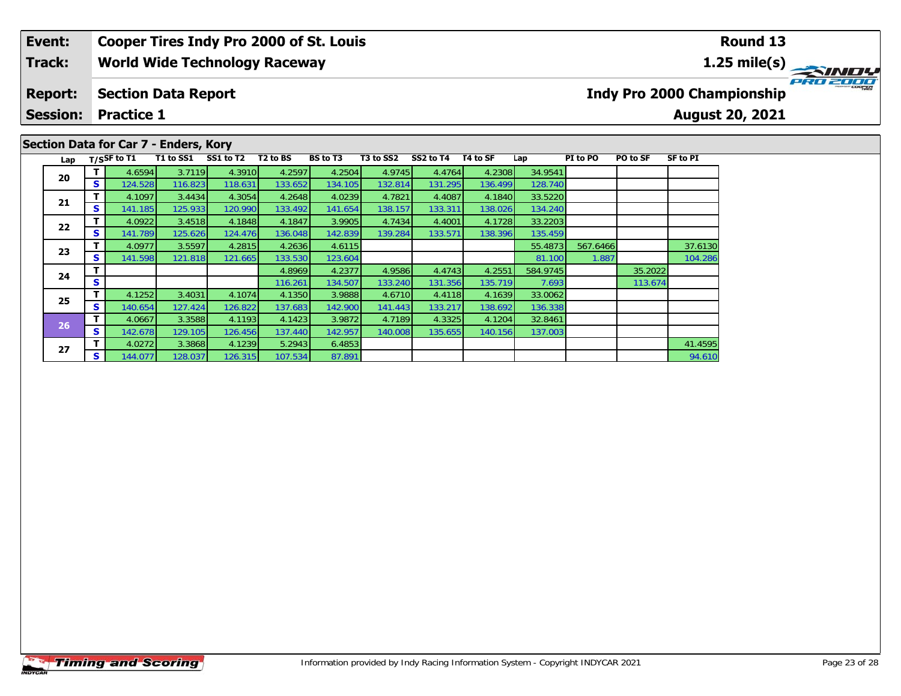| Event: | Cooper Tires Indy Pro 2000 of St. Louis | Round 13 |
|---|---|---|
| Track: | World Wide Technology Raceway | 1.25 mile(s) |
| Report: | Section Data Report | Indy Pro 2000 Championship |
| Session: | Practice 1 | August 20, 2021 |

## Section Data for Car 7 - Enders, Kory

| Lap | T/S | SF to T1 | T1 to SS1 | SS1 to T2 | T2 to BS | BS to T3 | T3 to SS2 | SS2 to T4 | T4 to SF | Lap | PI to PO | PO to SF | SF to PI |
|---|---|---|---|---|---|---|---|---|---|---|---|---|---|
| 20 | T | 4.6594 | 3.7119 | 4.3910 | 4.2597 | 4.2504 | 4.9745 | 4.4764 | 4.2308 | 34.9541 | | | |
| | S | 124.528 | 116.823 | 118.631 | 133.652 | 134.105 | 132.814 | 131.295 | 136.499 | 128.740 | | | |
| 21 | T | 4.1097 | 3.4434 | 4.3054 | 4.2648 | 4.0239 | 4.7821 | 4.4087 | 4.1840 | 33.5220 | | | |
| | S | 141.185 | 125.933 | 120.990 | 133.492 | 141.654 | 138.157 | 133.311 | 138.026 | 134.240 | | | |
| 22 | T | 4.0922 | 3.4518 | 4.1848 | 4.1847 | 3.9905 | 4.7434 | 4.4001 | 4.1728 | 33.2203 | | | |
| | S | 141.789 | 125.626 | 124.476 | 136.048 | 142.839 | 139.284 | 133.571 | 138.396 | 135.459 | | | |
| 23 | T | 4.0977 | 3.5597 | 4.2815 | 4.2636 | 4.6115 | | | | 55.4873 | 567.6466 | | 37.6130 |
| | S | 141.598 | 121.818 | 121.665 | 133.530 | 123.604 | | | | 81.100 | 1.887 | | 104.286 |
| 24 | T | | | | 4.8969 | 4.2377 | 4.9586 | 4.4743 | 4.2551 | 584.9745 | | 35.2022 | |
| | S | | | | 116.261 | 134.507 | 133.240 | 131.356 | 135.719 | 7.693 | | 113.674 | |
| 25 | T | 4.1252 | 3.4031 | 4.1074 | 4.1350 | 3.9888 | 4.6710 | 4.4118 | 4.1639 | 33.0062 | | | |
| | S | 140.654 | 127.424 | 126.822 | 137.683 | 142.900 | 141.443 | 133.217 | 138.692 | 136.338 | | | |
| 26 | T | 4.0667 | 3.3588 | 4.1193 | 4.1423 | 3.9872 | 4.7189 | 4.3325 | 4.1204 | 32.8461 | | | |
| | S | 142.678 | 129.105 | 126.456 | 137.440 | 142.957 | 140.008 | 135.655 | 140.156 | 137.003 | | | |
| 27 | T | 4.0272 | 3.3868 | 4.1239 | 5.2943 | 6.4853 | | | | | | | 41.4595 |
| | S | 144.077 | 128.037 | 126.315 | 107.534 | 87.891 | | | | | | | 94.610 |

Information provided by Indy Racing Information System - Copyright INDYCAR 2021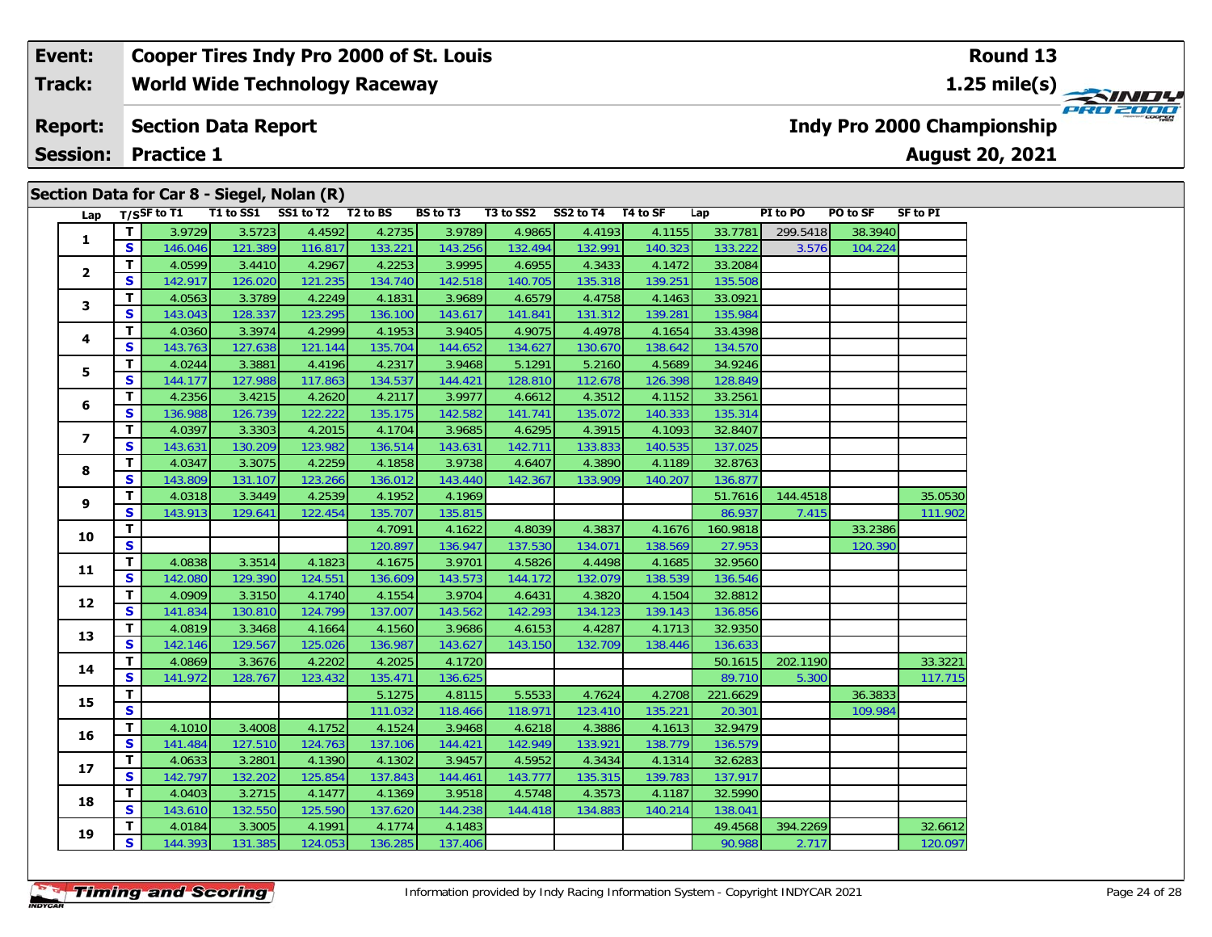| Event: | Cooper Tires Indy Pro 2000 of St. Louis | Round 13 |
|---|---|---|
| Track: | World Wide Technology Raceway | 1.25 mile(s) |
| Report: | Section Data Report | Indy Pro 2000 Championship |
| Session: | Practice 1 | August 20, 2021 |

## Section Data for Car 8 - Siegel, Nolan (R)

| Lap | T/S | SF to T1 | T1 to SS1 | SS1 to T2 | T2 to BS | BS to T3 | T3 to SS2 | SS2 to T4 | T4 to SF | Lap | PI to PO | PO to SF | SF to PI |
|---|---|---|---|---|---|---|---|---|---|---|---|---|---|
| 1 | T | 3.9729 | 3.5723 | 4.4592 | 4.2735 | 3.9789 | 4.9865 | 4.4193 | 4.1155 | 33.7781 | 299.5418 | 38.3940 | |
| | S | 146.046 | 121.389 | 116.817 | 133.221 | 143.256 | 132.494 | 132.991 | 140.323 | 133.222 | 3.576 | 104.224 | |
| 2 | T | 4.0599 | 3.4410 | 4.2967 | 4.2253 | 3.9995 | 4.6955 | 4.3433 | 4.1472 | 33.2084 | | | |
| | S | 142.917 | 126.020 | 121.235 | 134.740 | 142.518 | 140.705 | 135.318 | 139.251 | 135.508 | | | |
| 3 | T | 4.0563 | 3.3789 | 4.2249 | 4.1831 | 3.9689 | 4.6579 | 4.4758 | 4.1463 | 33.0921 | | | |
| | S | 143.043 | 128.337 | 123.295 | 136.100 | 143.617 | 141.841 | 131.312 | 139.281 | 135.984 | | | |
| 4 | T | 4.0360 | 3.3974 | 4.2999 | 4.1953 | 3.9405 | 4.9075 | 4.4978 | 4.1654 | 33.4398 | | | |
| | S | 143.763 | 127.638 | 121.144 | 135.704 | 144.652 | 134.627 | 130.670 | 138.642 | 134.570 | | | |
| 5 | T | 4.0244 | 3.3881 | 4.4196 | 4.2317 | 3.9468 | 5.1291 | 5.2160 | 4.5689 | 34.9246 | | | |
| | S | 144.177 | 127.988 | 117.863 | 134.537 | 144.421 | 128.810 | 112.678 | 126.398 | 128.849 | | | |
| 6 | T | 4.2356 | 3.4215 | 4.2620 | 4.2117 | 3.9977 | 4.6612 | 4.3512 | 4.1152 | 33.2561 | | | |
| | S | 136.988 | 126.739 | 122.222 | 135.175 | 142.582 | 141.741 | 135.072 | 140.333 | 135.314 | | | |
| 7 | T | 4.0397 | 3.3303 | 4.2015 | 4.1704 | 3.9685 | 4.6295 | 4.3915 | 4.1093 | 32.8407 | | | |
| | S | 143.631 | 130.209 | 123.982 | 136.514 | 143.631 | 142.711 | 133.833 | 140.535 | 137.025 | | | |
| 8 | T | 4.0347 | 3.3075 | 4.2259 | 4.1858 | 3.9738 | 4.6407 | 4.3890 | 4.1189 | 32.8763 | | | |
| | S | 143.809 | 131.107 | 123.266 | 136.012 | 143.440 | 142.367 | 133.909 | 140.207 | 136.877 | | | |
| 9 | T | 4.0318 | 3.3449 | 4.2539 | 4.1952 | 4.1969 | | | | 51.7616 | 144.4518 | | 35.0530 |
| | S | 143.913 | 129.641 | 122.454 | 135.707 | 135.815 | | | | 86.937 | 7.415 | | 111.902 |
| 10 | T | | | | 4.7091 | 4.1622 | 4.8039 | 4.3837 | 4.1676 | 160.9818 | | 33.2386 | |
| | S | | | | 120.897 | 136.947 | 137.530 | 134.071 | 138.569 | 27.953 | | 120.390 | |
| 11 | T | 4.0838 | 3.3514 | 4.1823 | 4.1675 | 3.9701 | 4.5826 | 4.4498 | 4.1685 | 32.9560 | | | |
| | S | 142.080 | 129.390 | 124.551 | 136.609 | 143.573 | 144.172 | 132.079 | 138.539 | 136.546 | | | |
| 12 | T | 4.0909 | 3.3150 | 4.1740 | 4.1554 | 3.9704 | 4.6431 | 4.3820 | 4.1504 | 32.8812 | | | |
| | S | 141.834 | 130.810 | 124.799 | 137.007 | 143.562 | 142.293 | 134.123 | 139.143 | 136.856 | | | |
| 13 | T | 4.0819 | 3.3468 | 4.1664 | 4.1560 | 3.9686 | 4.6153 | 4.4287 | 4.1713 | 32.9350 | | | |
| | S | 142.146 | 129.567 | 125.026 | 136.987 | 143.627 | 143.150 | 132.709 | 138.446 | 136.633 | | | |
| 14 | T | 4.0869 | 3.3676 | 4.2202 | 4.2025 | 4.1720 | | | | 50.1615 | 202.1190 | | 33.3221 |
| | S | 141.972 | 128.767 | 123.432 | 135.471 | 136.625 | | | | 89.710 | 5.300 | | 117.715 |
| 15 | T | | | | 5.1275 | 4.8115 | 5.5533 | 4.7624 | 4.2708 | 221.6629 | | 36.3833 | |
| | S | | | | 111.032 | 118.466 | 118.971 | 123.410 | 135.221 | 20.301 | | 109.984 | |
| 16 | T | 4.1010 | 3.4008 | 4.1752 | 4.1524 | 3.9468 | 4.6218 | 4.3886 | 4.1613 | 32.9479 | | | |
| | S | 141.484 | 127.510 | 124.763 | 137.106 | 144.421 | 142.949 | 133.921 | 138.779 | 136.579 | | | |
| 17 | T | 4.0633 | 3.2801 | 4.1390 | 4.1302 | 3.9457 | 4.5952 | 4.3434 | 4.1314 | 32.6283 | | | |
| | S | 142.797 | 132.202 | 125.854 | 137.843 | 144.461 | 143.777 | 135.315 | 139.783 | 137.917 | | | |
| 18 | T | 4.0403 | 3.2715 | 4.1477 | 4.1369 | 3.9518 | 4.5748 | 4.3573 | 4.1187 | 32.5990 | | | |
| | S | 143.610 | 132.550 | 125.590 | 137.620 | 144.238 | 144.418 | 134.883 | 140.214 | 138.041 | | | |
| 19 | T | 4.0184 | 3.3005 | 4.1991 | 4.1774 | 4.1483 | | | | 49.4568 | 394.2269 | | 32.6612 |
| | S | 144.393 | 131.385 | 124.053 | 136.285 | 137.406 | | | | 90.988 | 2.717 | | 120.097 |

Information provided by Indy Racing Information System - Copyright INDYCAR 2021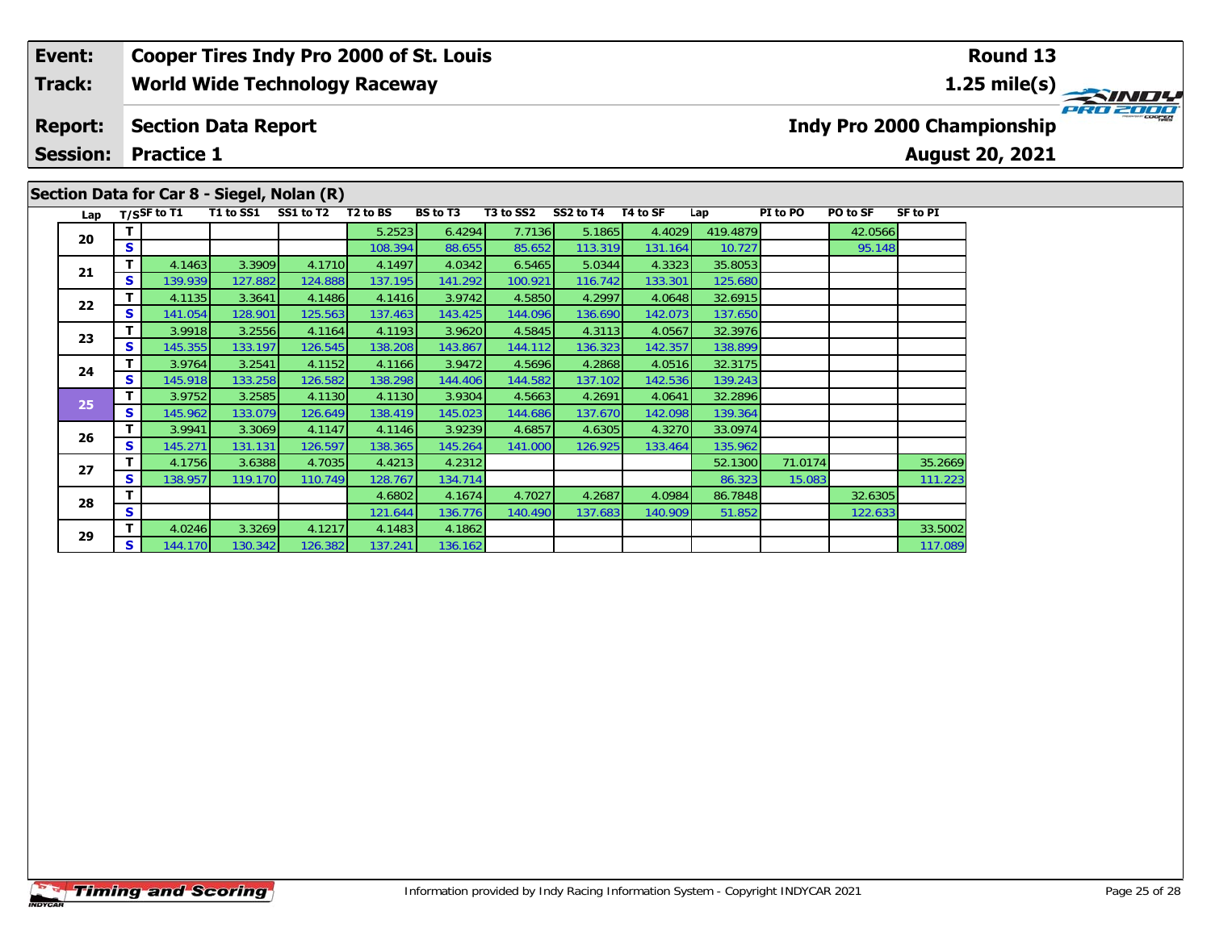| Event: | Cooper Tires Indy Pro 2000 of St. Louis | Round 13 |
|---|---|---|
| Track: | World Wide Technology Raceway | 1.25 mile(s) |
| Report: | Section Data Report | Indy Pro 2000 Championship |
| Session: | Practice 1 | August 20, 2021 |

## Section Data for Car 8 - Siegel, Nolan (R)

| Lap | T/S | SF to T1 | T1 to SS1 | SS1 to T2 | T2 to BS | BS to T3 | T3 to SS2 | SS2 to T4 | T4 to SF | Lap | PI to PO | PO to SF | SF to PI |
|---|---|---|---|---|---|---|---|---|---|---|---|---|---|
| 20 | T | | | | 5.2523 | 6.4294 | 7.7136 | 5.1865 | 4.4029 | 419.4879 | | 42.0566 | |
| | S | | | | 108.394 | 88.655 | 85.652 | 113.319 | 131.164 | 10.727 | | 95.148 | |
| 21 | T | 4.1463 | 3.3909 | 4.1710 | 4.1497 | 4.0342 | 6.5465 | 5.0344 | 4.3323 | 35.8053 | | | |
| | S | 139.939 | 127.882 | 124.888 | 137.195 | 141.292 | 100.921 | 116.742 | 133.301 | 125.680 | | | |
| 22 | T | 4.1135 | 3.3641 | 4.1486 | 4.1416 | 3.9742 | 4.5850 | 4.2997 | 4.0648 | 32.6915 | | | |
| | S | 141.054 | 128.901 | 125.563 | 137.463 | 143.425 | 144.096 | 136.690 | 142.073 | 137.650 | | | |
| 23 | T | 3.9918 | 3.2556 | 4.1164 | 4.1193 | 3.9620 | 4.5845 | 4.3113 | 4.0567 | 32.3976 | | | |
| | S | 145.355 | 133.197 | 126.545 | 138.208 | 143.867 | 144.112 | 136.323 | 142.357 | 138.899 | | | |
| 24 | T | 3.9764 | 3.2541 | 4.1152 | 4.1166 | 3.9472 | 4.5696 | 4.2868 | 4.0516 | 32.3175 | | | |
| | S | 145.918 | 133.258 | 126.582 | 138.298 | 144.406 | 144.582 | 137.102 | 142.536 | 139.243 | | | |
| 25 | T | 3.9752 | 3.2585 | 4.1130 | 4.1130 | 3.9304 | 4.5663 | 4.2691 | 4.0641 | 32.2896 | | | |
| | S | 145.962 | 133.079 | 126.649 | 138.419 | 145.023 | 144.686 | 137.670 | 142.098 | 139.364 | | | |
| 26 | T | 3.9941 | 3.3069 | 4.1147 | 4.1146 | 3.9239 | 4.6857 | 4.6305 | 4.3270 | 33.0974 | | | |
| | S | 145.271 | 131.131 | 126.597 | 138.365 | 145.264 | 141.000 | 126.925 | 133.464 | 135.962 | | | |
| 27 | T | 4.1756 | 3.6388 | 4.7035 | 4.4213 | 4.2312 | | | | 52.1300 | 71.0174 | | 35.2669 |
| | S | 138.957 | 119.170 | 110.749 | 128.767 | 134.714 | | | | 86.323 | 15.083 | | 111.223 |
| 28 | T | | | | 4.6802 | 4.1674 | 4.7027 | 4.2687 | 4.0984 | 86.7848 | | 32.6305 | |
| | S | | | | 121.644 | 136.776 | 140.490 | 137.683 | 140.909 | 51.852 | | 122.633 | |
| 29 | T | 4.0246 | 3.3269 | 4.1217 | 4.1483 | 4.1862 | | | | | | | 33.5002 |
| | S | 144.170 | 130.342 | 126.382 | 137.241 | 136.162 | | | | | | | 117.089 |

Information provided by Indy Racing Information System - Copyright INDYCAR 2021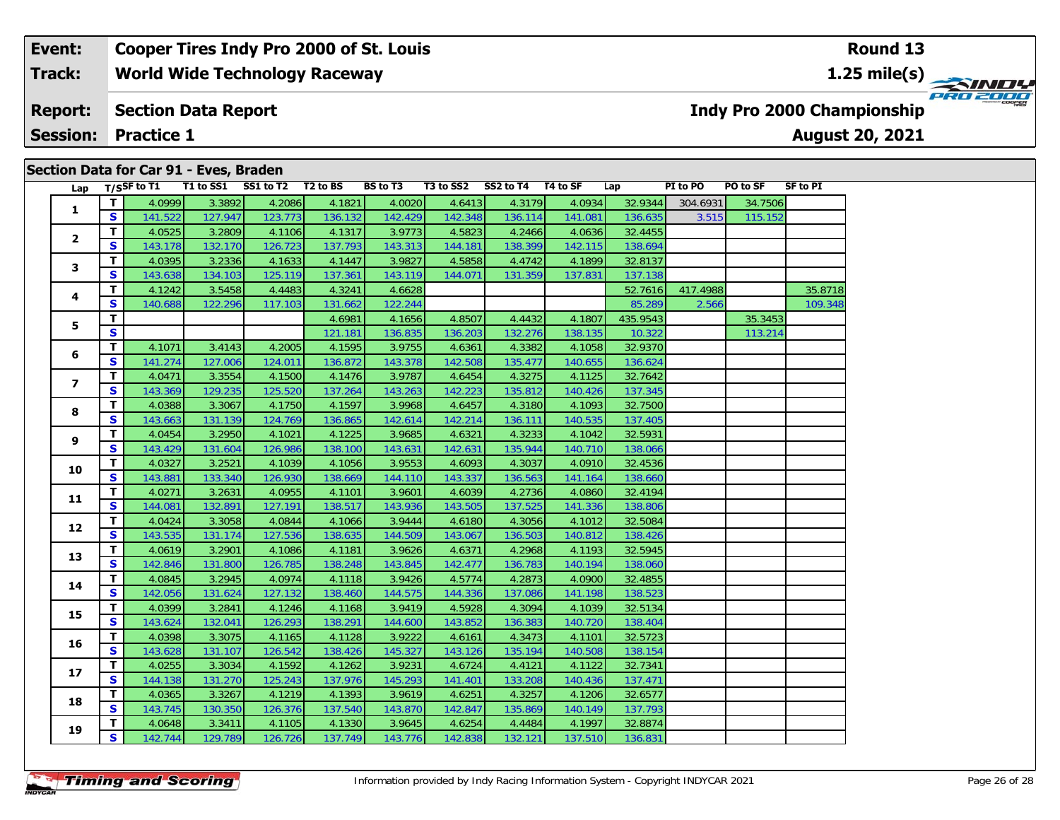| Event: | Cooper Tires Indy Pro 2000 of St. Louis | Round 13 |
|---|---|---|
| Track: | World Wide Technology Raceway | 1.25 mile(s) |
| Report: | Section Data Report | Indy Pro 2000 Championship |
| Session: | Practice 1 | August 20, 2021 |

## Section Data for Car 91 - Eves, Braden

| Lap | T/S | SF to T1 | T1 to SS1 | SS1 to T2 | T2 to BS | BS to T3 | T3 to SS2 | SS2 to T4 | T4 to SF | Lap | PI to PO | PO to SF | SF to PI |
|---|---|---|---|---|---|---|---|---|---|---|---|---|---|
| 1 | T | 4.0999 | 3.3892 | 4.2086 | 4.1821 | 4.0020 | 4.6413 | 4.3179 | 4.0934 | 32.9344 | 304.6931 | 34.7506 | |
| | S | 141.522 | 127.947 | 123.773 | 136.132 | 142.429 | 142.348 | 136.114 | 141.081 | 136.635 | 3.515 | 115.152 | |
| 2 | T | 4.0525 | 3.2809 | 4.1106 | 4.1317 | 3.9773 | 4.5823 | 4.2466 | 4.0636 | 32.4455 | | | |
| | S | 143.178 | 132.170 | 126.723 | 137.793 | 143.313 | 144.181 | 138.399 | 142.115 | 138.694 | | | |
| 3 | T | 4.0395 | 3.2336 | 4.1633 | 4.1447 | 3.9827 | 4.5858 | 4.4742 | 4.1899 | 32.8137 | | | |
| | S | 143.638 | 134.103 | 125.119 | 137.361 | 143.119 | 144.071 | 131.359 | 137.831 | 137.138 | | | |
| 4 | T | 4.1242 | 3.5458 | 4.4483 | 4.3241 | 4.6628 | | | | 52.7616 | 417.4988 | | 35.8718 |
| | S | 140.688 | 122.296 | 117.103 | 131.662 | 122.244 | | | | 85.289 | 2.566 | | 109.348 |
| 5 | T | | | | 4.6981 | 4.1656 | 4.8507 | 4.4432 | 4.1807 | 435.9543 | | 35.3453 | |
| | S | | | | 121.181 | 136.835 | 136.203 | 132.276 | 138.135 | 10.322 | | 113.214 | |
| 6 | T | 4.1071 | 3.4143 | 4.2005 | 4.1595 | 3.9755 | 4.6361 | 4.3382 | 4.1058 | 32.9370 | | | |
| | S | 141.274 | 127.006 | 124.011 | 136.872 | 143.378 | 142.508 | 135.477 | 140.655 | 136.624 | | | |
| 7 | T | 4.0471 | 3.3554 | 4.1500 | 4.1476 | 3.9787 | 4.6454 | 4.3275 | 4.1125 | 32.7642 | | | |
| | S | 143.369 | 129.235 | 125.520 | 137.264 | 143.263 | 142.223 | 135.812 | 140.426 | 137.345 | | | |
| 8 | T | 4.0388 | 3.3067 | 4.1750 | 4.1597 | 3.9968 | 4.6457 | 4.3180 | 4.1093 | 32.7500 | | | |
| | S | 143.663 | 131.139 | 124.769 | 136.865 | 142.614 | 142.214 | 136.111 | 140.535 | 137.405 | | | |
| 9 | T | 4.0454 | 3.2950 | 4.1021 | 4.1225 | 3.9685 | 4.6321 | 4.3233 | 4.1042 | 32.5931 | | | |
| | S | 143.429 | 131.604 | 126.986 | 138.100 | 143.631 | 142.631 | 135.944 | 140.710 | 138.066 | | | |
| 10 | T | 4.0327 | 3.2521 | 4.1039 | 4.1056 | 3.9553 | 4.6093 | 4.3037 | 4.0910 | 32.4536 | | | |
| | S | 143.881 | 133.340 | 126.930 | 138.669 | 144.110 | 143.337 | 136.563 | 141.164 | 138.660 | | | |
| 11 | T | 4.0271 | 3.2631 | 4.0955 | 4.1101 | 3.9601 | 4.6039 | 4.2736 | 4.0860 | 32.4194 | | | |
| | S | 144.081 | 132.891 | 127.191 | 138.517 | 143.936 | 143.505 | 137.525 | 141.336 | 138.806 | | | |
| 12 | T | 4.0424 | 3.3058 | 4.0844 | 4.1066 | 3.9444 | 4.6180 | 4.3056 | 4.1012 | 32.5084 | | | |
| | S | 143.535 | 131.174 | 127.536 | 138.635 | 144.509 | 143.067 | 136.503 | 140.812 | 138.426 | | | |
| 13 | T | 4.0619 | 3.2901 | 4.1086 | 4.1181 | 3.9626 | 4.6371 | 4.2968 | 4.1193 | 32.5945 | | | |
| | S | 142.846 | 131.800 | 126.785 | 138.248 | 143.845 | 142.477 | 136.783 | 140.194 | 138.060 | | | |
| 14 | T | 4.0845 | 3.2945 | 4.0974 | 4.1118 | 3.9426 | 4.5774 | 4.2873 | 4.0900 | 32.4855 | | | |
| | S | 142.056 | 131.624 | 127.132 | 138.460 | 144.575 | 144.336 | 137.086 | 141.198 | 138.523 | | | |
| 15 | T | 4.0399 | 3.2841 | 4.1246 | 4.1168 | 3.9419 | 4.5928 | 4.3094 | 4.1039 | 32.5134 | | | |
| | S | 143.624 | 132.041 | 126.293 | 138.291 | 144.600 | 143.852 | 136.383 | 140.720 | 138.404 | | | |
| 16 | T | 4.0398 | 3.3075 | 4.1165 | 4.1128 | 3.9222 | 4.6161 | 4.3473 | 4.1101 | 32.5723 | | | |
| | S | 143.628 | 131.107 | 126.542 | 138.426 | 145.327 | 143.126 | 135.194 | 140.508 | 138.154 | | | |
| 17 | T | 4.0255 | 3.3034 | 4.1592 | 4.1262 | 3.9231 | 4.6724 | 4.4121 | 4.1122 | 32.7341 | | | |
| | S | 144.138 | 131.270 | 125.243 | 137.976 | 145.293 | 141.401 | 133.208 | 140.436 | 137.471 | | | |
| 18 | T | 4.0365 | 3.3267 | 4.1219 | 4.1393 | 3.9619 | 4.6251 | 4.3257 | 4.1206 | 32.6577 | | | |
| | S | 143.745 | 130.350 | 126.376 | 137.540 | 143.870 | 142.847 | 135.869 | 140.149 | 137.793 | | | |
| 19 | T | 4.0648 | 3.3411 | 4.1105 | 4.1330 | 3.9645 | 4.6254 | 4.4484 | 4.1997 | 32.8874 | | | |
| | S | 142.744 | 129.789 | 126.726 | 137.749 | 143.776 | 142.838 | 132.121 | 137.510 | 136.831 | | | |

Information provided by Indy Racing Information System - Copyright INDYCAR 2021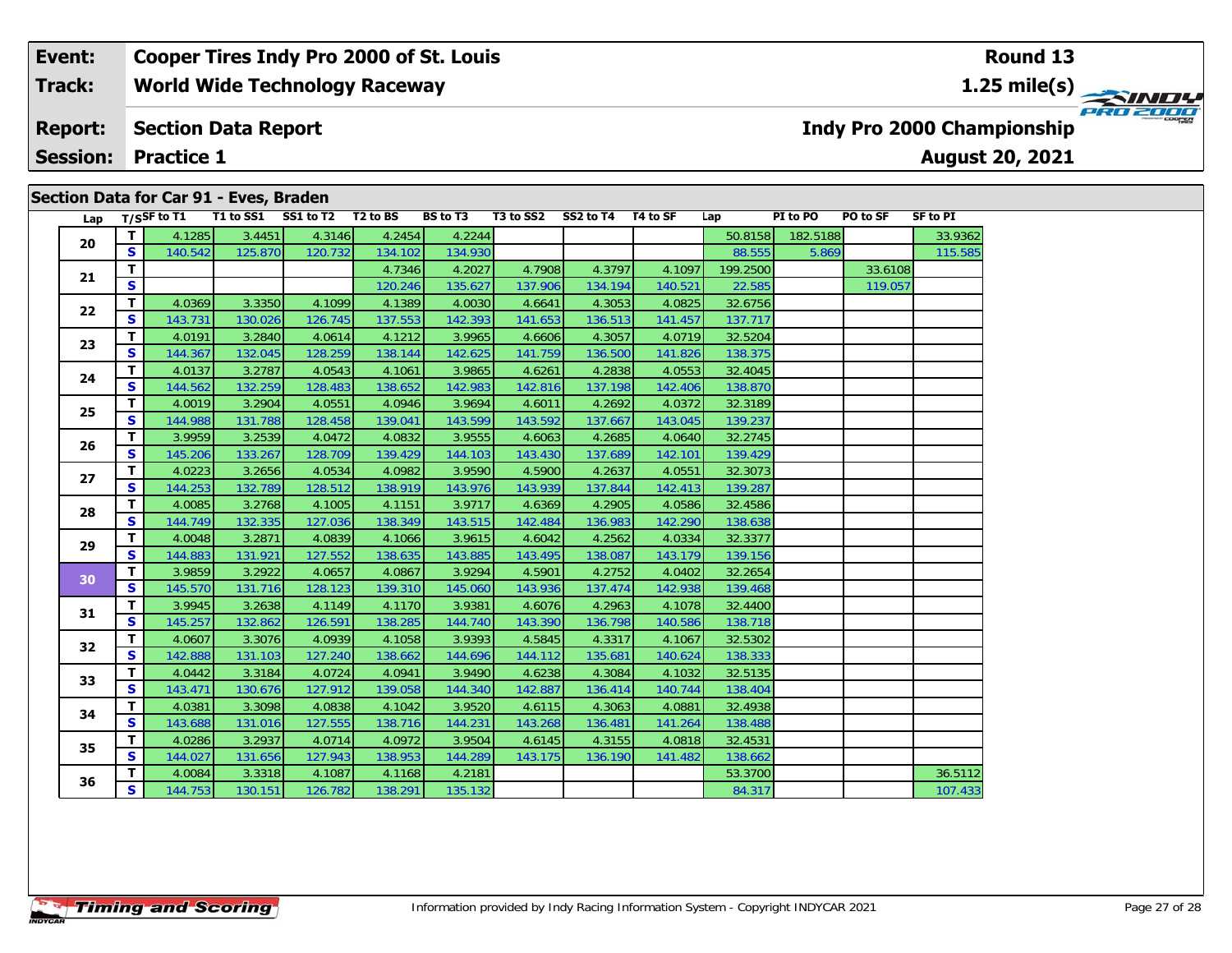| Event: | Cooper Tires Indy Pro 2000 of St. Louis | Round 13 |
|---|---|---|
| Track: | World Wide Technology Raceway | 1.25 mile(s) |
| Report: | Section Data Report | Indy Pro 2000 Championship |
| Session: | Practice 1 | August 20, 2021 |

## Section Data for Car 91 - Eves, Braden

| Lap | T/S | SF to T1 | T1 to SS1 | SS1 to T2 | T2 to BS | BS to T3 | T3 to SS2 | SS2 to T4 | T4 to SF | Lap | PI to PO | PO to SF | SF to PI |
|---|---|---|---|---|---|---|---|---|---|---|---|---|---|
| 20 | T | 4.1285 | 3.4451 | 4.3146 | 4.2454 | 4.2244 | | | | 50.8158 | 182.5188 | | 33.9362 |
| | S | 140.542 | 125.870 | 120.732 | 134.102 | 134.930 | | | | 88.555 | 5.869 | | 115.585 |
| 21 | T | | | | 4.7346 | 4.2027 | 4.7908 | 4.3797 | 4.1097 | 199.2500 | | 33.6108 | |
| | S | | | | 120.246 | 135.627 | 137.906 | 134.194 | 140.521 | 22.585 | | 119.057 | |
| 22 | T | 4.0369 | 3.3350 | 4.1099 | 4.1389 | 4.0030 | 4.6641 | 4.3053 | 4.0825 | 32.6756 | | | |
| | S | 143.731 | 130.026 | 126.745 | 137.553 | 142.393 | 141.653 | 136.513 | 141.457 | 137.717 | | | |
| 23 | T | 4.0191 | 3.2840 | 4.0614 | 4.1212 | 3.9965 | 4.6606 | 4.3057 | 4.0719 | 32.5204 | | | |
| | S | 144.367 | 132.045 | 128.259 | 138.144 | 142.625 | 141.759 | 136.500 | 141.826 | 138.375 | | | |
| 24 | T | 4.0137 | 3.2787 | 4.0543 | 4.1061 | 3.9865 | 4.6261 | 4.2838 | 4.0553 | 32.4045 | | | |
| | S | 144.562 | 132.259 | 128.483 | 138.652 | 142.983 | 142.816 | 137.198 | 142.406 | 138.870 | | | |
| 25 | T | 4.0019 | 3.2904 | 4.0551 | 4.0946 | 3.9694 | 4.6011 | 4.2692 | 4.0372 | 32.3189 | | | |
| | S | 144.988 | 131.788 | 128.458 | 139.041 | 143.599 | 143.592 | 137.667 | 143.045 | 139.237 | | | |
| 26 | T | 3.9959 | 3.2539 | 4.0472 | 4.0832 | 3.9555 | 4.6063 | 4.2685 | 4.0640 | 32.2745 | | | |
| | S | 145.206 | 133.267 | 128.709 | 139.429 | 144.103 | 143.430 | 137.689 | 142.101 | 139.429 | | | |
| 27 | T | 4.0223 | 3.2656 | 4.0534 | 4.0982 | 3.9590 | 4.5900 | 4.2637 | 4.0551 | 32.3073 | | | |
| | S | 144.253 | 132.789 | 128.512 | 138.919 | 143.976 | 143.939 | 137.844 | 142.413 | 139.287 | | | |
| 28 | T | 4.0085 | 3.2768 | 4.1005 | 4.1151 | 3.9717 | 4.6369 | 4.2905 | 4.0586 | 32.4586 | | | |
| | S | 144.749 | 132.335 | 127.036 | 138.349 | 143.515 | 142.484 | 136.983 | 142.290 | 138.638 | | | |
| 29 | T | 4.0048 | 3.2871 | 4.0839 | 4.1066 | 3.9615 | 4.6042 | 4.2562 | 4.0334 | 32.3377 | | | |
| | S | 144.883 | 131.921 | 127.552 | 138.635 | 143.885 | 143.495 | 138.087 | 143.179 | 139.156 | | | |
| 30 | T | 3.9859 | 3.2922 | 4.0657 | 4.0867 | 3.9294 | 4.5901 | 4.2752 | 4.0402 | 32.2654 | | | |
| | S | 145.570 | 131.716 | 128.123 | 139.310 | 145.060 | 143.936 | 137.474 | 142.938 | 139.468 | | | |
| 31 | T | 3.9945 | 3.2638 | 4.1149 | 4.1170 | 3.9381 | 4.6076 | 4.2963 | 4.1078 | 32.4400 | | | |
| | S | 145.257 | 132.862 | 126.591 | 138.285 | 144.740 | 143.390 | 136.798 | 140.586 | 138.718 | | | |
| 32 | T | 4.0607 | 3.3076 | 4.0939 | 4.1058 | 3.9393 | 4.5845 | 4.3317 | 4.1067 | 32.5302 | | | |
| | S | 142.888 | 131.103 | 127.240 | 138.662 | 144.696 | 144.112 | 135.681 | 140.624 | 138.333 | | | |
| 33 | T | 4.0442 | 3.3184 | 4.0724 | 4.0941 | 3.9490 | 4.6238 | 4.3084 | 4.1032 | 32.5135 | | | |
| | S | 143.471 | 130.676 | 127.912 | 139.058 | 144.340 | 142.887 | 136.414 | 140.744 | 138.404 | | | |
| 34 | T | 4.0381 | 3.3098 | 4.0838 | 4.1042 | 3.9520 | 4.6115 | 4.3063 | 4.0881 | 32.4938 | | | |
| | S | 143.688 | 131.016 | 127.555 | 138.716 | 144.231 | 143.268 | 136.481 | 141.264 | 138.488 | | | |
| 35 | T | 4.0286 | 3.2937 | 4.0714 | 4.0972 | 3.9504 | 4.6145 | 4.3155 | 4.0818 | 32.4531 | | | |
| | S | 144.027 | 131.656 | 127.943 | 138.953 | 144.289 | 143.175 | 136.190 | 141.482 | 138.662 | | | |
| 36 | T | 4.0084 | 3.3318 | 4.1087 | 4.1168 | 4.2181 | | | | 53.3700 | | | 36.5112 |
| | S | 144.753 | 130.151 | 126.782 | 138.291 | 135.132 | | | | 84.317 | | | 107.433 |

Information provided by Indy Racing Information System - Copyright INDYCAR 2021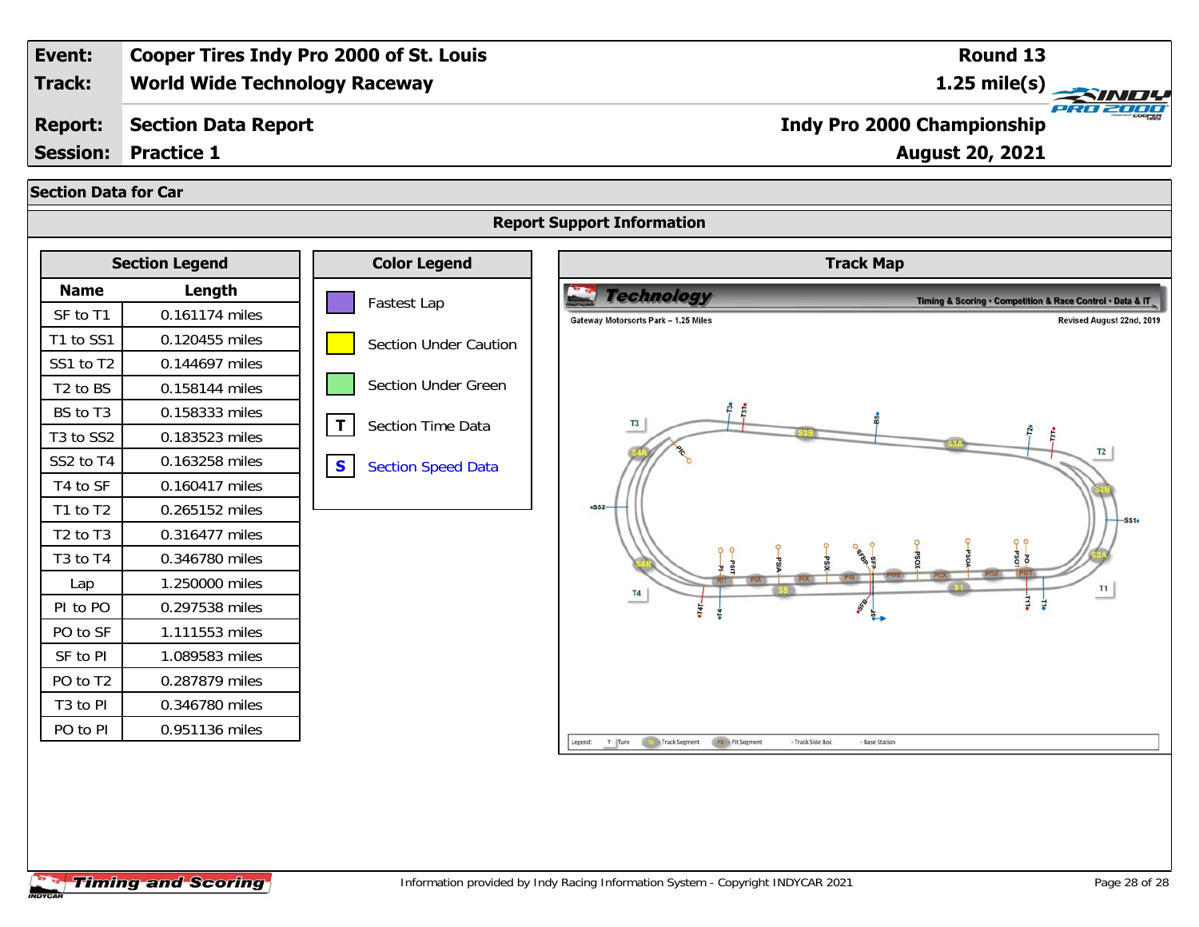| | | | |
|---|---|---|---|
| **Event:** | **Cooper Tires Indy Pro 2000 of St. Louis** | **Round 13** | |
| **Track:** | **World Wide Technology Raceway** | **1.25 mile(s)** | |
| **Report:** | **Section Data Report** | **Indy Pro 2000 Championship** | |
| **Session:** | **Practice 1** | **August 20, 2021** | |

**Section Data for Car**

## Report Support Information

### Section Legend

| Name | Length |
|---|---|
| SF to T1 | 0.161174 miles |
| T1 to SS1 | 0.120455 miles |
| SS1 to T2 | 0.144697 miles |
| T2 to BS | 0.158144 miles |
| BS to T3 | 0.158333 miles |
| T3 to SS2 | 0.183523 miles |
| SS2 to T4 | 0.163258 miles |
| T4 to SF | 0.160417 miles |
| T1 to T2 | 0.265152 miles |
| T2 to T3 | 0.316477 miles |
| T3 to T4 | 0.346780 miles |
| Lap | 1.250000 miles |
| PI to PO | 0.297538 miles |
| PO to SF | 1.111553 miles |
| SF to PI | 1.089583 miles |
| PO to T2 | 0.287879 miles |
| T3 to PI | 0.346780 miles |
| PO to PI | 0.951136 miles |

### Color Legend

- Fastest Lap
- Section Under Caution
- Section Under Green
- T — Section Time Data
- S — Section Speed Data

### Track Map

Technology

Timing & Scoring • Competition & Race Control • Data & IT

Gateway Motorsports Park – 1.25 Miles

Revised August 22nd, 2019

Legend: T Turn, TS Track Segment, PS Pit Segment, - Track Side Box, - Base Station

Information provided by Indy Racing Information System - Copyright INDYCAR 2021